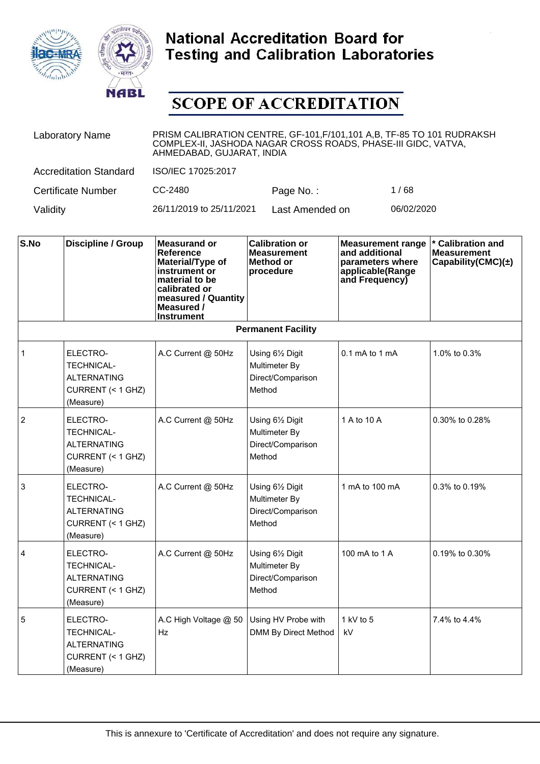# National Accreditation Board for Testing and Calibration Laboratories

## SCOPE OF ACCREDITATION

| | | | |
|---|---|---|---|
| Laboratory Name | PRISM CALIBRATION CENTRE, GF-101,F/101,101 A,B, TF-85 TO 101 RUDRAKSH COMPLEX-II, JASHODA NAGAR CROSS ROADS, PHASE-III GIDC, VATVA, AHMEDABAD, GUJARAT, INDIA | | |
| Accreditation Standard | ISO/IEC 17025:2017 | | |
| Certificate Number | CC-2480 | Page No. : | 1 / 68 |
| Validity | 26/11/2019 to 25/11/2021 | Last Amended on | 06/02/2020 |

| S.No | Discipline / Group | Measurand or Reference Material/Type of instrument or material to be calibrated or measured / Quantity Measured / Instrument | Calibration or Measurement Method or procedure | Measurement range and additional parameters where applicable(Range and Frequency) | * Calibration and Measurement Capability(CMC)(±) |
|---|---|---|---|---|---|
| **Permanent Facility** | | | | | |
| 1 | ELECTRO-TECHNICAL-ALTERNATING CURRENT (< 1 GHZ) (Measure) | A.C Current @ 50Hz | Using 6½ Digit Multimeter By Direct/Comparison Method | 0.1 mA to 1 mA | 1.0% to 0.3% |
| 2 | ELECTRO-TECHNICAL-ALTERNATING CURRENT (< 1 GHZ) (Measure) | A.C Current @ 50Hz | Using 6½ Digit Multimeter By Direct/Comparison Method | 1 A to 10 A | 0.30% to 0.28% |
| 3 | ELECTRO-TECHNICAL-ALTERNATING CURRENT (< 1 GHZ) (Measure) | A.C Current @ 50Hz | Using 6½ Digit Multimeter By Direct/Comparison Method | 1 mA to 100 mA | 0.3% to 0.19% |
| 4 | ELECTRO-TECHNICAL-ALTERNATING CURRENT (< 1 GHZ) (Measure) | A.C Current @ 50Hz | Using 6½ Digit Multimeter By Direct/Comparison Method | 100 mA to 1 A | 0.19% to 0.30% |
| 5 | ELECTRO-TECHNICAL-ALTERNATING CURRENT (< 1 GHZ) (Measure) | A.C High Voltage @ 50 Hz | Using HV Probe with DMM By Direct Method | 1 kV to 5 kV | 7.4% to 4.4% |

This is annexure to 'Certificate of Accreditation' and does not require any signature.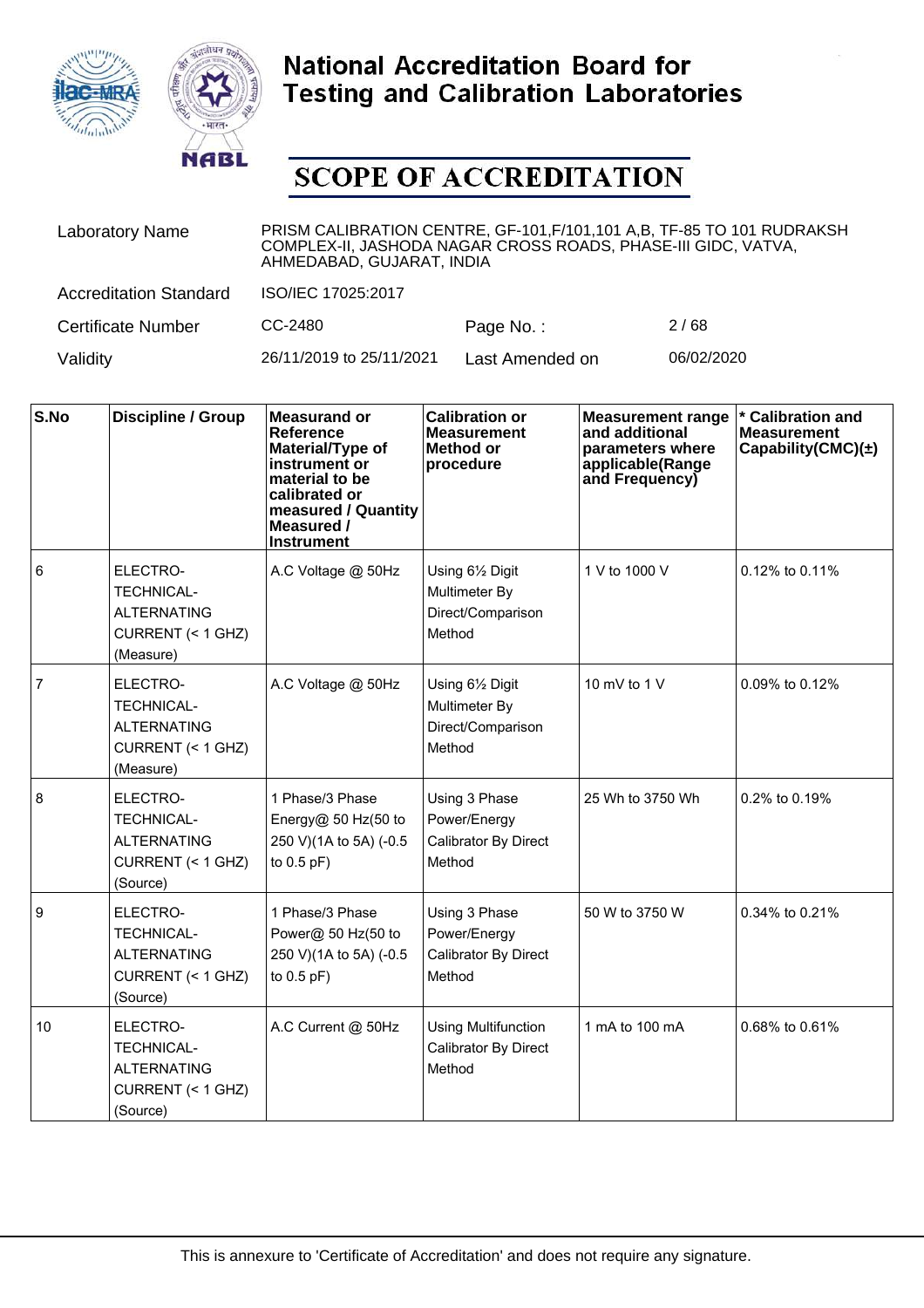# National Accreditation Board for Testing and Calibration Laboratories

## SCOPE OF ACCREDITATION

| | | | |
|---|---|---|---|
| Laboratory Name | PRISM CALIBRATION CENTRE, GF-101,F/101,101 A,B, TF-85 TO 101 RUDRAKSH COMPLEX-II, JASHODA NAGAR CROSS ROADS, PHASE-III GIDC, VATVA, AHMEDABAD, GUJARAT, INDIA | | |
| Accreditation Standard | ISO/IEC 17025:2017 | | |
| Certificate Number | CC-2480 | Page No. : | 2 / 68 |
| Validity | 26/11/2019 to 25/11/2021 | Last Amended on | 06/02/2020 |

| S.No | Discipline / Group | Measurand or Reference Material/Type of instrument or material to be calibrated or measured / Quantity Measured / Instrument | Calibration or Measurement Method or procedure | Measurement range and additional parameters where applicable(Range and Frequency) | * Calibration and Measurement Capability(CMC)(±) |
|---|---|---|---|---|---|
| 6 | ELECTRO-TECHNICAL-ALTERNATING CURRENT (< 1 GHZ) (Measure) | A.C Voltage @ 50Hz | Using 6½ Digit Multimeter By Direct/Comparison Method | 1 V to 1000 V | 0.12% to 0.11% |
| 7 | ELECTRO-TECHNICAL-ALTERNATING CURRENT (< 1 GHZ) (Measure) | A.C Voltage @ 50Hz | Using 6½ Digit Multimeter By Direct/Comparison Method | 10 mV to 1 V | 0.09% to 0.12% |
| 8 | ELECTRO-TECHNICAL-ALTERNATING CURRENT (< 1 GHZ) (Source) | 1 Phase/3 Phase Energy@ 50 Hz(50 to 250 V)(1A to 5A) (-0.5 to 0.5 pF) | Using 3 Phase Power/Energy Calibrator By Direct Method | 25 Wh to 3750 Wh | 0.2% to 0.19% |
| 9 | ELECTRO-TECHNICAL-ALTERNATING CURRENT (< 1 GHZ) (Source) | 1 Phase/3 Phase Power@ 50 Hz(50 to 250 V)(1A to 5A) (-0.5 to 0.5 pF) | Using 3 Phase Power/Energy Calibrator By Direct Method | 50 W to 3750 W | 0.34% to 0.21% |
| 10 | ELECTRO-TECHNICAL-ALTERNATING CURRENT (< 1 GHZ) (Source) | A.C Current @ 50Hz | Using Multifunction Calibrator By Direct Method | 1 mA to 100 mA | 0.68% to 0.61% |

This is annexure to 'Certificate of Accreditation' and does not require any signature.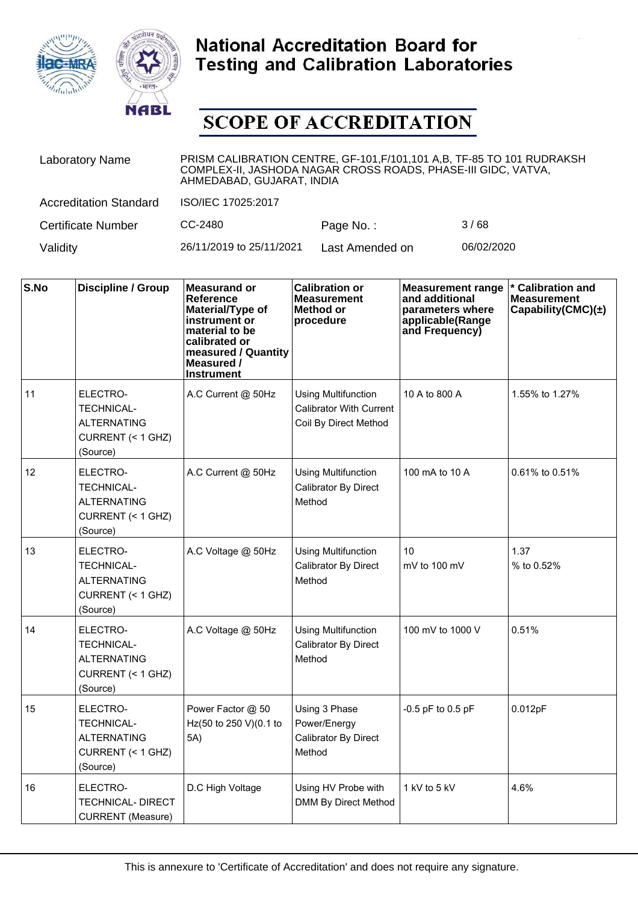# National Accreditation Board for Testing and Calibration Laboratories

## SCOPE OF ACCREDITATION

| | | | |
|---|---|---|---|
| Laboratory Name | PRISM CALIBRATION CENTRE, GF-101,F/101,101 A,B, TF-85 TO 101 RUDRAKSH COMPLEX-II, JASHODA NAGAR CROSS ROADS, PHASE-III GIDC, VATVA, AHMEDABAD, GUJARAT, INDIA | | |
| Accreditation Standard | ISO/IEC 17025:2017 | | |
| Certificate Number | CC-2480 | Page No. : | 3 / 68 |
| Validity | 26/11/2019 to 25/11/2021 | Last Amended on | 06/02/2020 |

| S.No | Discipline / Group | Measurand or Reference Material/Type of instrument or material to be calibrated or measured / Quantity Measured / Instrument | Calibration or Measurement Method or procedure | Measurement range and additional parameters where applicable(Range and Frequency) | * Calibration and Measurement Capability(CMC)(±) |
|---|---|---|---|---|---|
| 11 | ELECTRO-TECHNICAL-ALTERNATING CURRENT (< 1 GHZ) (Source) | A.C Current @ 50Hz | Using Multifunction Calibrator With Current Coil By Direct Method | 10 A to 800 A | 1.55% to 1.27% |
| 12 | ELECTRO-TECHNICAL-ALTERNATING CURRENT (< 1 GHZ) (Source) | A.C Current @ 50Hz | Using Multifunction Calibrator By Direct Method | 100 mA to 10 A | 0.61% to 0.51% |
| 13 | ELECTRO-TECHNICAL-ALTERNATING CURRENT (< 1 GHZ) (Source) | A.C Voltage @ 50Hz | Using Multifunction Calibrator By Direct Method | 10 mV to 100 mV | 1.37 % to 0.52% |
| 14 | ELECTRO-TECHNICAL-ALTERNATING CURRENT (< 1 GHZ) (Source) | A.C Voltage @ 50Hz | Using Multifunction Calibrator By Direct Method | 100 mV to 1000 V | 0.51% |
| 15 | ELECTRO-TECHNICAL-ALTERNATING CURRENT (< 1 GHZ) (Source) | Power Factor @ 50 Hz(50 to 250 V)(0.1 to 5A) | Using 3 Phase Power/Energy Calibrator By Direct Method | -0.5 pF to 0.5 pF | 0.012pF |
| 16 | ELECTRO-TECHNICAL- DIRECT CURRENT (Measure) | D.C High Voltage | Using HV Probe with DMM By Direct Method | 1 kV to 5 kV | 4.6% |

This is annexure to 'Certificate of Accreditation' and does not require any signature.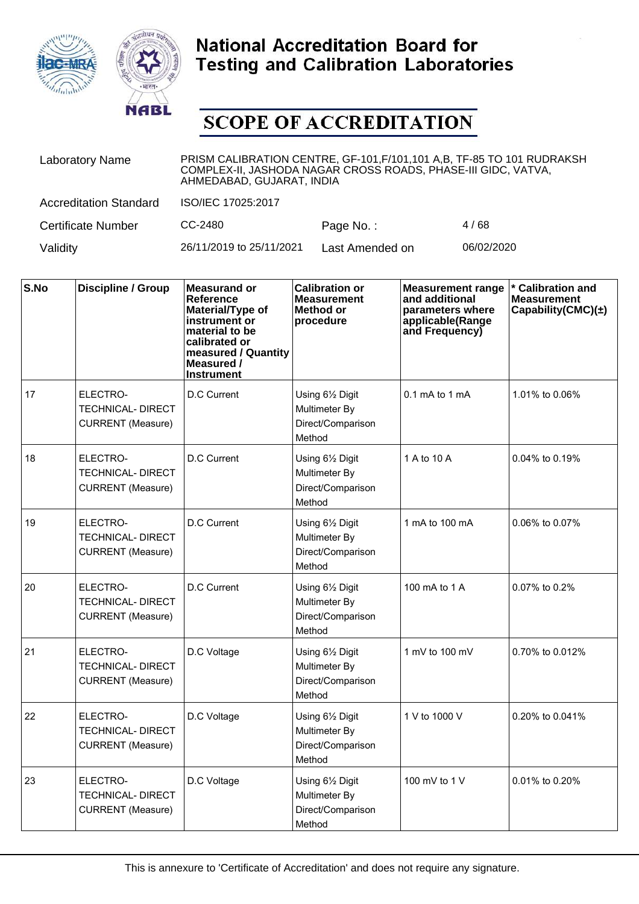# National Accreditation Board for Testing and Calibration Laboratories

## SCOPE OF ACCREDITATION

| | | | |
|---|---|---|---|
| Laboratory Name | PRISM CALIBRATION CENTRE, GF-101,F/101,101 A,B, TF-85 TO 101 RUDRAKSH COMPLEX-II, JASHODA NAGAR CROSS ROADS, PHASE-III GIDC, VATVA, AHMEDABAD, GUJARAT, INDIA | | |
| Accreditation Standard | ISO/IEC 17025:2017 | | |
| Certificate Number | CC-2480 | Page No. : | 4 / 68 |
| Validity | 26/11/2019 to 25/11/2021 | Last Amended on | 06/02/2020 |

| S.No | Discipline / Group | Measurand or Reference Material/Type of instrument or material to be calibrated or measured / Quantity Measured / Instrument | Calibration or Measurement Method or procedure | Measurement range and additional parameters where applicable(Range and Frequency) | * Calibration and Measurement Capability(CMC)(±) |
|---|---|---|---|---|---|
| 17 | ELECTRO-TECHNICAL- DIRECT CURRENT (Measure) | D.C Current | Using 6½ Digit Multimeter By Direct/Comparison Method | 0.1 mA to 1 mA | 1.01% to 0.06% |
| 18 | ELECTRO-TECHNICAL- DIRECT CURRENT (Measure) | D.C Current | Using 6½ Digit Multimeter By Direct/Comparison Method | 1 A to 10 A | 0.04% to 0.19% |
| 19 | ELECTRO-TECHNICAL- DIRECT CURRENT (Measure) | D.C Current | Using 6½ Digit Multimeter By Direct/Comparison Method | 1 mA to 100 mA | 0.06% to 0.07% |
| 20 | ELECTRO-TECHNICAL- DIRECT CURRENT (Measure) | D.C Current | Using 6½ Digit Multimeter By Direct/Comparison Method | 100 mA to 1 A | 0.07% to 0.2% |
| 21 | ELECTRO-TECHNICAL- DIRECT CURRENT (Measure) | D.C Voltage | Using 6½ Digit Multimeter By Direct/Comparison Method | 1 mV to 100 mV | 0.70% to 0.012% |
| 22 | ELECTRO-TECHNICAL- DIRECT CURRENT (Measure) | D.C Voltage | Using 6½ Digit Multimeter By Direct/Comparison Method | 1 V to 1000 V | 0.20% to 0.041% |
| 23 | ELECTRO-TECHNICAL- DIRECT CURRENT (Measure) | D.C Voltage | Using 6½ Digit Multimeter By Direct/Comparison Method | 100 mV to 1 V | 0.01% to 0.20% |

This is annexure to 'Certificate of Accreditation' and does not require any signature.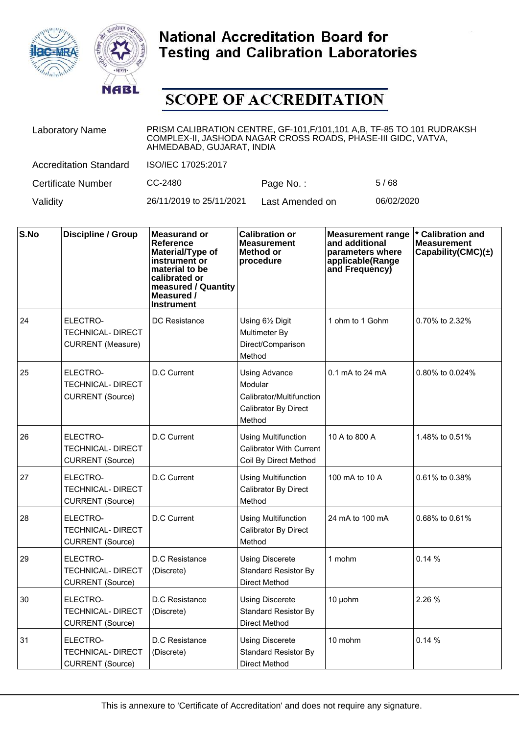# National Accreditation Board for Testing and Calibration Laboratories

# SCOPE OF ACCREDITATION

| | | | |
|---|---|---|---|
| Laboratory Name | PRISM CALIBRATION CENTRE, GF-101,F/101,101 A,B, TF-85 TO 101 RUDRAKSH COMPLEX-II, JASHODA NAGAR CROSS ROADS, PHASE-III GIDC, VATVA, AHMEDABAD, GUJARAT, INDIA | | |
| Accreditation Standard | ISO/IEC 17025:2017 | | |
| Certificate Number | CC-2480 | Page No. : | 5 / 68 |
| Validity | 26/11/2019 to 25/11/2021 | Last Amended on | 06/02/2020 |

| S.No | Discipline / Group | Measurand or Reference Material/Type of instrument or material to be calibrated or measured / Quantity Measured / Instrument | Calibration or Measurement Method or procedure | Measurement range and additional parameters where applicable(Range and Frequency) | * Calibration and Measurement Capability(CMC)(±) |
|---|---|---|---|---|---|
| 24 | ELECTRO-TECHNICAL- DIRECT CURRENT (Measure) | DC Resistance | Using 6½ Digit Multimeter By Direct/Comparison Method | 1 ohm to 1 Gohm | 0.70% to 2.32% |
| 25 | ELECTRO-TECHNICAL- DIRECT CURRENT (Source) | D.C Current | Using Advance Modular Calibrator/Multifunction Calibrator By Direct Method | 0.1 mA to 24 mA | 0.80% to 0.024% |
| 26 | ELECTRO-TECHNICAL- DIRECT CURRENT (Source) | D.C Current | Using Multifunction Calibrator With Current Coil By Direct Method | 10 A to 800 A | 1.48% to 0.51% |
| 27 | ELECTRO-TECHNICAL- DIRECT CURRENT (Source) | D.C Current | Using Multifunction Calibrator By Direct Method | 100 mA to 10 A | 0.61% to 0.38% |
| 28 | ELECTRO-TECHNICAL- DIRECT CURRENT (Source) | D.C Current | Using Multifunction Calibrator By Direct Method | 24 mA to 100 mA | 0.68% to 0.61% |
| 29 | ELECTRO-TECHNICAL- DIRECT CURRENT (Source) | D.C Resistance (Discrete) | Using Discerete Standard Resistor By Direct Method | 1 mohm | 0.14 % |
| 30 | ELECTRO-TECHNICAL- DIRECT CURRENT (Source) | D.C Resistance (Discrete) | Using Discerete Standard Resistor By Direct Method | 10 µohm | 2.26 % |
| 31 | ELECTRO-TECHNICAL- DIRECT CURRENT (Source) | D.C Resistance (Discrete) | Using Discerete Standard Resistor By Direct Method | 10 mohm | 0.14 % |

This is annexure to 'Certificate of Accreditation' and does not require any signature.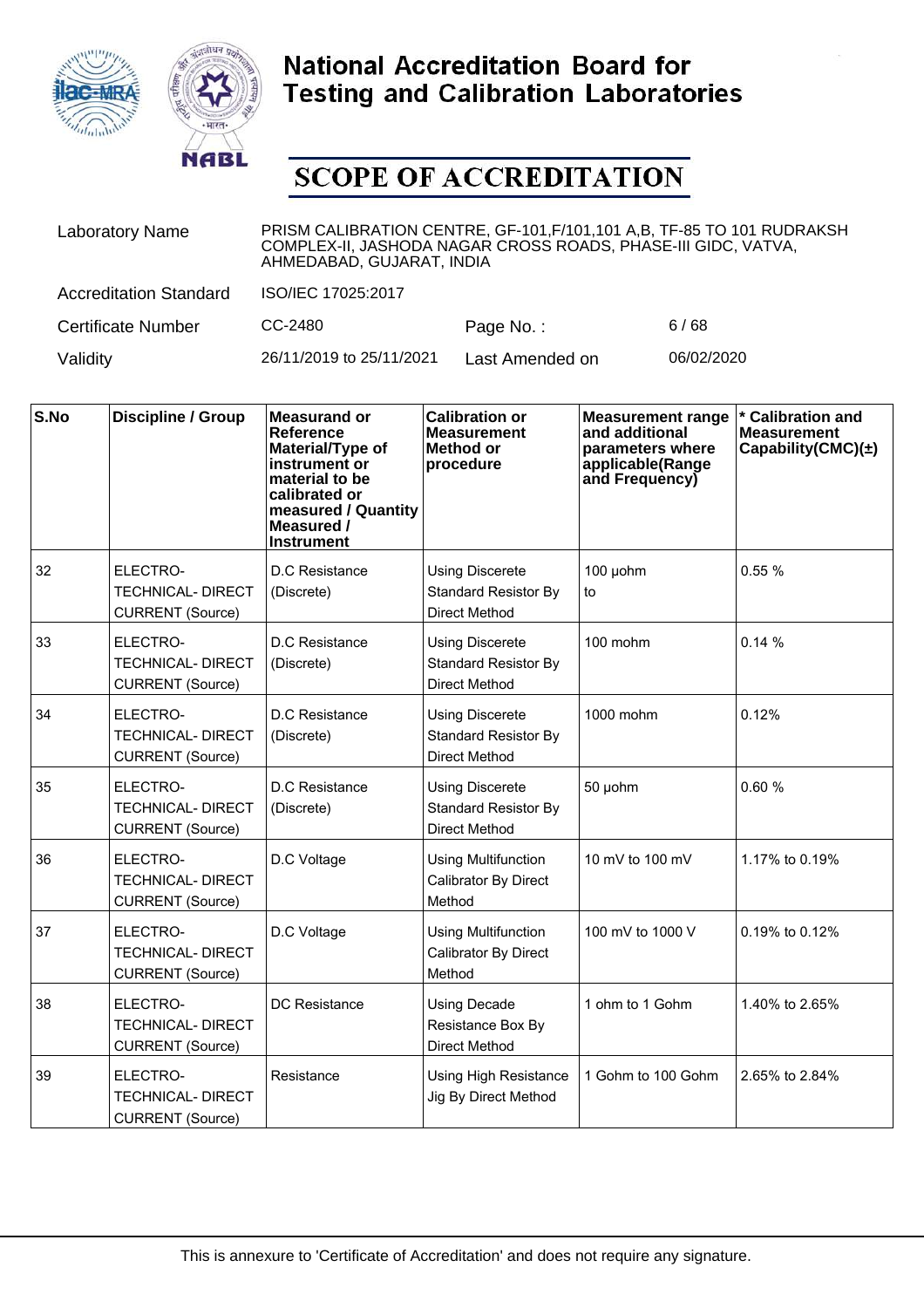# National Accreditation Board for Testing and Calibration Laboratories

## SCOPE OF ACCREDITATION

| | | | |
|---|---|---|---|
| Laboratory Name | PRISM CALIBRATION CENTRE, GF-101,F/101,101 A,B, TF-85 TO 101 RUDRAKSH COMPLEX-II, JASHODA NAGAR CROSS ROADS, PHASE-III GIDC, VATVA, AHMEDABAD, GUJARAT, INDIA | | |
| Accreditation Standard | ISO/IEC 17025:2017 | | |
| Certificate Number | CC-2480 | Page No. : | 6 / 68 |
| Validity | 26/11/2019 to 25/11/2021 | Last Amended on | 06/02/2020 |

| S.No | Discipline / Group | Measurand or Reference Material/Type of instrument or material to be calibrated or measured / Quantity Measured / Instrument | Calibration or Measurement Method or procedure | Measurement range and additional parameters where applicable(Range and Frequency) | * Calibration and Measurement Capability(CMC)(±) |
|---|---|---|---|---|---|
| 32 | ELECTRO-TECHNICAL- DIRECT CURRENT (Source) | D.C Resistance (Discrete) | Using Discerete Standard Resistor By Direct Method | 100 µohm to | 0.55 % |
| 33 | ELECTRO-TECHNICAL- DIRECT CURRENT (Source) | D.C Resistance (Discrete) | Using Discerete Standard Resistor By Direct Method | 100 mohm | 0.14 % |
| 34 | ELECTRO-TECHNICAL- DIRECT CURRENT (Source) | D.C Resistance (Discrete) | Using Discerete Standard Resistor By Direct Method | 1000 mohm | 0.12% |
| 35 | ELECTRO-TECHNICAL- DIRECT CURRENT (Source) | D.C Resistance (Discrete) | Using Discerete Standard Resistor By Direct Method | 50 µohm | 0.60 % |
| 36 | ELECTRO-TECHNICAL- DIRECT CURRENT (Source) | D.C Voltage | Using Multifunction Calibrator By Direct Method | 10 mV to 100 mV | 1.17% to 0.19% |
| 37 | ELECTRO-TECHNICAL- DIRECT CURRENT (Source) | D.C Voltage | Using Multifunction Calibrator By Direct Method | 100 mV to 1000 V | 0.19% to 0.12% |
| 38 | ELECTRO-TECHNICAL- DIRECT CURRENT (Source) | DC Resistance | Using Decade Resistance Box By Direct Method | 1 ohm to 1 Gohm | 1.40% to 2.65% |
| 39 | ELECTRO-TECHNICAL- DIRECT CURRENT (Source) | Resistance | Using High Resistance Jig By Direct Method | 1 Gohm to 100 Gohm | 2.65% to 2.84% |

This is annexure to 'Certificate of Accreditation' and does not require any signature.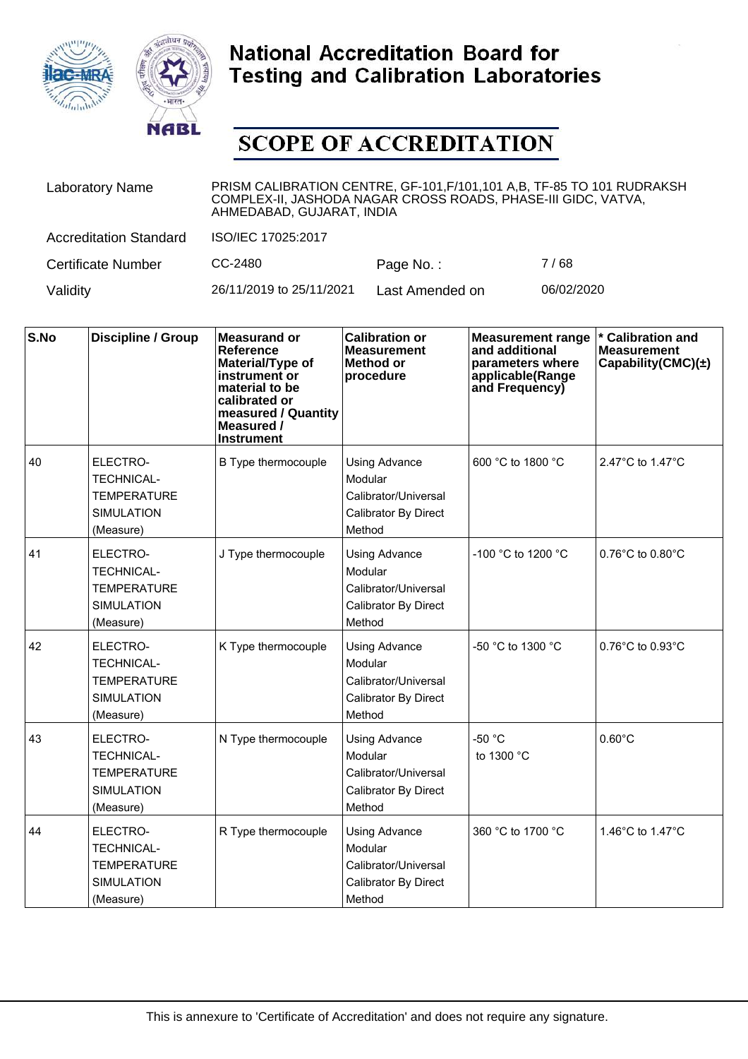# National Accreditation Board for Testing and Calibration Laboratories

## SCOPE OF ACCREDITATION

| | | | |
|---|---|---|---|
| Laboratory Name | PRISM CALIBRATION CENTRE, GF-101,F/101,101 A,B, TF-85 TO 101 RUDRAKSH COMPLEX-II, JASHODA NAGAR CROSS ROADS, PHASE-III GIDC, VATVA, AHMEDABAD, GUJARAT, INDIA | | |
| Accreditation Standard | ISO/IEC 17025:2017 | | |
| Certificate Number | CC-2480 | Page No. : | 7 / 68 |
| Validity | 26/11/2019 to 25/11/2021 | Last Amended on | 06/02/2020 |

| S.No | Discipline / Group | Measurand or Reference Material/Type of instrument or material to be calibrated or measured / Quantity Measured / Instrument | Calibration or Measurement Method or procedure | Measurement range and additional parameters where applicable(Range and Frequency) | * Calibration and Measurement Capability(CMC)(±) |
|---|---|---|---|---|---|
| 40 | ELECTRO-TECHNICAL-TEMPERATURE SIMULATION (Measure) | B Type thermocouple | Using Advance Modular Calibrator/Universal Calibrator By Direct Method | 600 °C to 1800 °C | 2.47°C to 1.47°C |
| 41 | ELECTRO-TECHNICAL-TEMPERATURE SIMULATION (Measure) | J Type thermocouple | Using Advance Modular Calibrator/Universal Calibrator By Direct Method | -100 °C to 1200 °C | 0.76°C to 0.80°C |
| 42 | ELECTRO-TECHNICAL-TEMPERATURE SIMULATION (Measure) | K Type thermocouple | Using Advance Modular Calibrator/Universal Calibrator By Direct Method | -50 °C to 1300 °C | 0.76°C to 0.93°C |
| 43 | ELECTRO-TECHNICAL-TEMPERATURE SIMULATION (Measure) | N Type thermocouple | Using Advance Modular Calibrator/Universal Calibrator By Direct Method | -50 °C to 1300 °C | 0.60°C |
| 44 | ELECTRO-TECHNICAL-TEMPERATURE SIMULATION (Measure) | R Type thermocouple | Using Advance Modular Calibrator/Universal Calibrator By Direct Method | 360 °C to 1700 °C | 1.46°C to 1.47°C |

This is annexure to 'Certificate of Accreditation' and does not require any signature.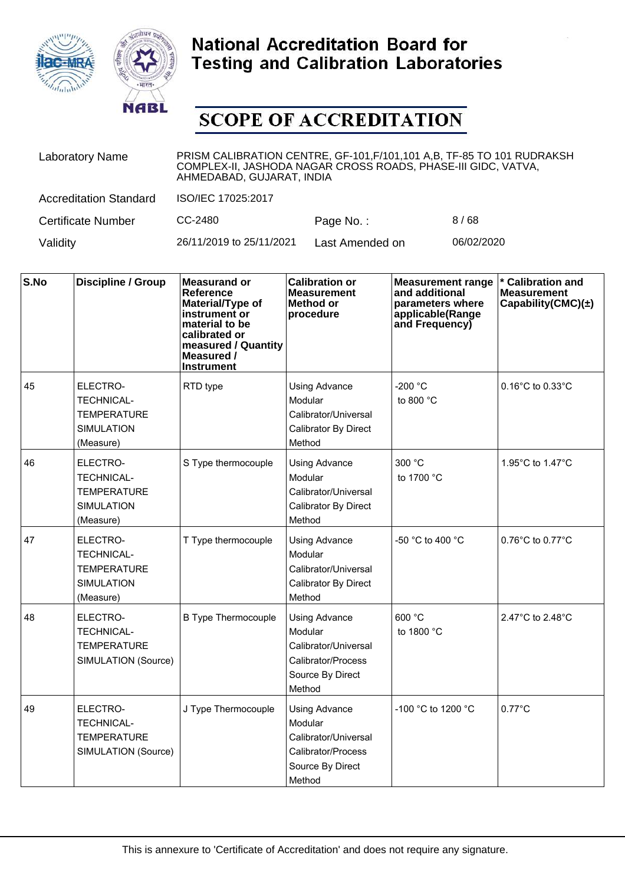# National Accreditation Board for Testing and Calibration Laboratories

## SCOPE OF ACCREDITATION

| | | | |
|---|---|---|---|
| Laboratory Name | PRISM CALIBRATION CENTRE, GF-101,F/101,101 A,B, TF-85 TO 101 RUDRAKSH COMPLEX-II, JASHODA NAGAR CROSS ROADS, PHASE-III GIDC, VATVA, AHMEDABAD, GUJARAT, INDIA | | |
| Accreditation Standard | ISO/IEC 17025:2017 | | |
| Certificate Number | CC-2480 | Page No. : | 8 / 68 |
| Validity | 26/11/2019 to 25/11/2021 | Last Amended on | 06/02/2020 |

| S.No | Discipline / Group | Measurand or Reference Material/Type of instrument or material to be calibrated or measured / Quantity Measured / Instrument | Calibration or Measurement Method or procedure | Measurement range and additional parameters where applicable(Range and Frequency) | * Calibration and Measurement Capability(CMC)(±) |
|---|---|---|---|---|---|
| 45 | ELECTRO-TECHNICAL-TEMPERATURE SIMULATION (Measure) | RTD type | Using Advance Modular Calibrator/Universal Calibrator By Direct Method | -200 °C to 800 °C | 0.16°C to 0.33°C |
| 46 | ELECTRO-TECHNICAL-TEMPERATURE SIMULATION (Measure) | S Type thermocouple | Using Advance Modular Calibrator/Universal Calibrator By Direct Method | 300 °C to 1700 °C | 1.95°C to 1.47°C |
| 47 | ELECTRO-TECHNICAL-TEMPERATURE SIMULATION (Measure) | T Type thermocouple | Using Advance Modular Calibrator/Universal Calibrator By Direct Method | -50 °C to 400 °C | 0.76°C to 0.77°C |
| 48 | ELECTRO-TECHNICAL-TEMPERATURE SIMULATION (Source) | B Type Thermocouple | Using Advance Modular Calibrator/Universal Calibrator/Process Source By Direct Method | 600 °C to 1800 °C | 2.47°C to 2.48°C |
| 49 | ELECTRO-TECHNICAL-TEMPERATURE SIMULATION (Source) | J Type Thermocouple | Using Advance Modular Calibrator/Universal Calibrator/Process Source By Direct Method | -100 °C to 1200 °C | 0.77°C |

This is annexure to 'Certificate of Accreditation' and does not require any signature.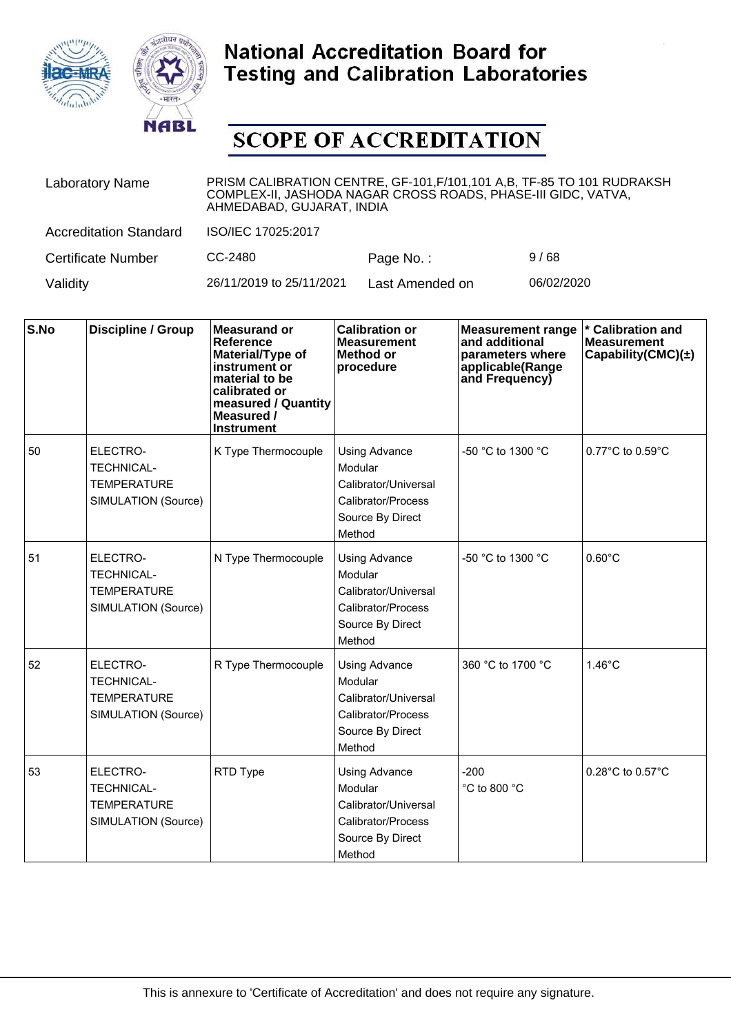# National Accreditation Board for Testing and Calibration Laboratories

## SCOPE OF ACCREDITATION

| | | | |
|---|---|---|---|
| Laboratory Name | PRISM CALIBRATION CENTRE, GF-101,F/101,101 A,B, TF-85 TO 101 RUDRAKSH COMPLEX-II, JASHODA NAGAR CROSS ROADS, PHASE-III GIDC, VATVA, AHMEDABAD, GUJARAT, INDIA | | |
| Accreditation Standard | ISO/IEC 17025:2017 | | |
| Certificate Number | CC-2480 | Page No. : | 9 / 68 |
| Validity | 26/11/2019 to 25/11/2021 | Last Amended on | 06/02/2020 |

| S.No | Discipline / Group | Measurand or Reference Material/Type of instrument or material to be calibrated or measured / Quantity Measured / Instrument | Calibration or Measurement Method or procedure | Measurement range and additional parameters where applicable(Range and Frequency) | * Calibration and Measurement Capability(CMC)(±) |
|---|---|---|---|---|---|
| 50 | ELECTRO-TECHNICAL-TEMPERATURE SIMULATION (Source) | K Type Thermocouple | Using Advance Modular Calibrator/Universal Calibrator/Process Source By Direct Method | -50 °C to 1300 °C | 0.77°C to 0.59°C |
| 51 | ELECTRO-TECHNICAL-TEMPERATURE SIMULATION (Source) | N Type Thermocouple | Using Advance Modular Calibrator/Universal Calibrator/Process Source By Direct Method | -50 °C to 1300 °C | 0.60°C |
| 52 | ELECTRO-TECHNICAL-TEMPERATURE SIMULATION (Source) | R Type Thermocouple | Using Advance Modular Calibrator/Universal Calibrator/Process Source By Direct Method | 360 °C to 1700 °C | 1.46°C |
| 53 | ELECTRO-TECHNICAL-TEMPERATURE SIMULATION (Source) | RTD Type | Using Advance Modular Calibrator/Universal Calibrator/Process Source By Direct Method | -200 °C to 800 °C | 0.28°C to 0.57°C |

This is annexure to 'Certificate of Accreditation' and does not require any signature.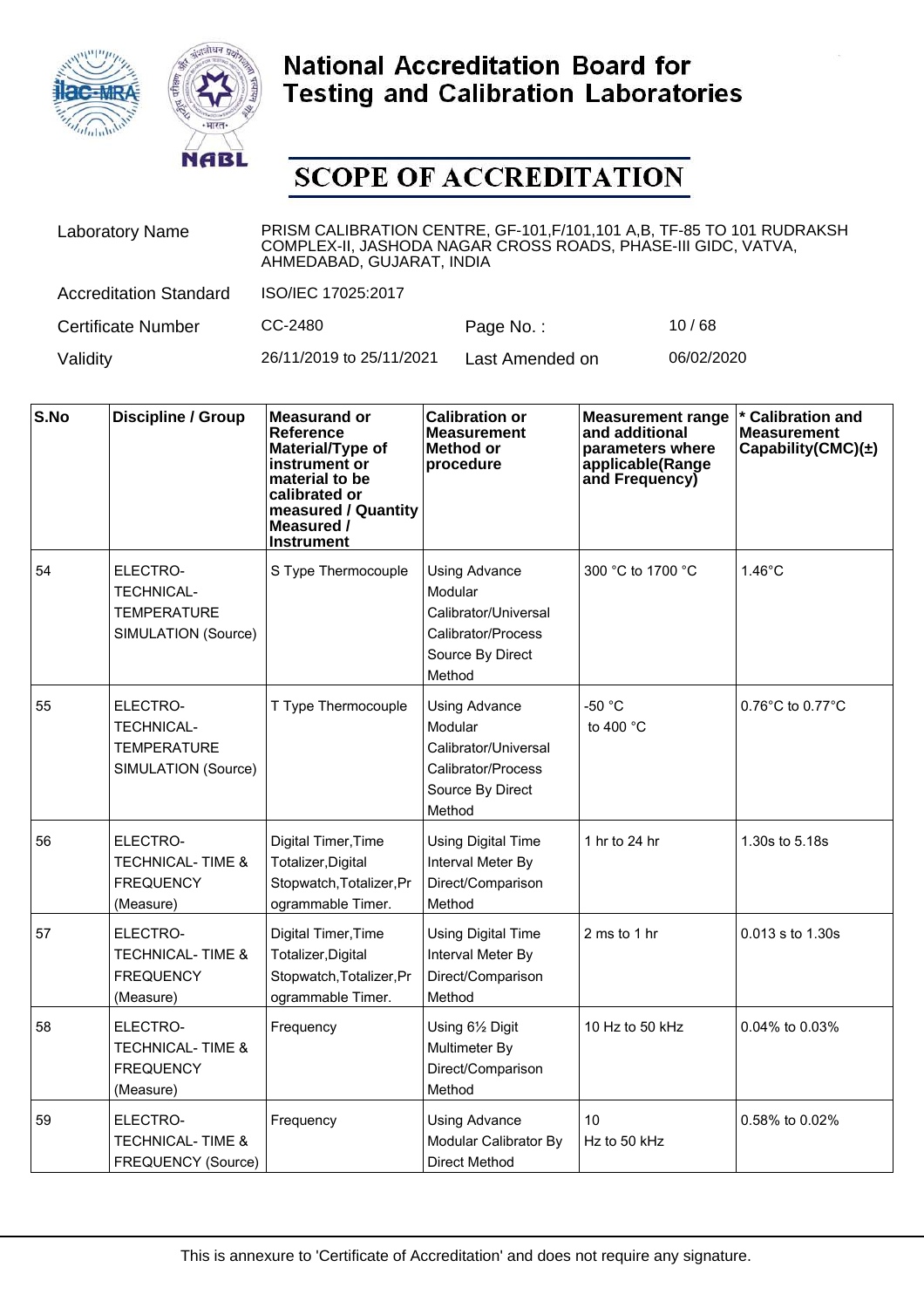# National Accreditation Board for Testing and Calibration Laboratories

# SCOPE OF ACCREDITATION

| | | | |
|---|---|---|---|
| Laboratory Name | PRISM CALIBRATION CENTRE, GF-101,F/101,101 A,B, TF-85 TO 101 RUDRAKSH COMPLEX-II, JASHODA NAGAR CROSS ROADS, PHASE-III GIDC, VATVA, AHMEDABAD, GUJARAT, INDIA | | |
| Accreditation Standard | ISO/IEC 17025:2017 | | |
| Certificate Number | CC-2480 | Page No. : | 10 / 68 |
| Validity | 26/11/2019 to 25/11/2021 | Last Amended on | 06/02/2020 |

| S.No | Discipline / Group | Measurand or Reference Material/Type of instrument or material to be calibrated or measured / Quantity Measured / Instrument | Calibration or Measurement Method or procedure | Measurement range and additional parameters where applicable(Range and Frequency) | * Calibration and Measurement Capability(CMC)(±) |
|---|---|---|---|---|---|
| 54 | ELECTRO-TECHNICAL-TEMPERATURE SIMULATION (Source) | S Type Thermocouple | Using Advance Modular Calibrator/Universal Calibrator/Process Source By Direct Method | 300 °C to 1700 °C | 1.46°C |
| 55 | ELECTRO-TECHNICAL-TEMPERATURE SIMULATION (Source) | T Type Thermocouple | Using Advance Modular Calibrator/Universal Calibrator/Process Source By Direct Method | -50 °C to 400 °C | 0.76°C to 0.77°C |
| 56 | ELECTRO-TECHNICAL- TIME & FREQUENCY (Measure) | Digital Timer,Time Totalizer,Digital Stopwatch,Totalizer,Programmable Timer. | Using Digital Time Interval Meter By Direct/Comparison Method | 1 hr to 24 hr | 1.30s to 5.18s |
| 57 | ELECTRO-TECHNICAL- TIME & FREQUENCY (Measure) | Digital Timer,Time Totalizer,Digital Stopwatch,Totalizer,Programmable Timer. | Using Digital Time Interval Meter By Direct/Comparison Method | 2 ms to 1 hr | 0.013 s to 1.30s |
| 58 | ELECTRO-TECHNICAL- TIME & FREQUENCY (Measure) | Frequency | Using 6½ Digit Multimeter By Direct/Comparison Method | 10 Hz to 50 kHz | 0.04% to 0.03% |
| 59 | ELECTRO-TECHNICAL- TIME & FREQUENCY (Source) | Frequency | Using Advance Modular Calibrator By Direct Method | 10 Hz to 50 kHz | 0.58% to 0.02% |

This is annexure to 'Certificate of Accreditation' and does not require any signature.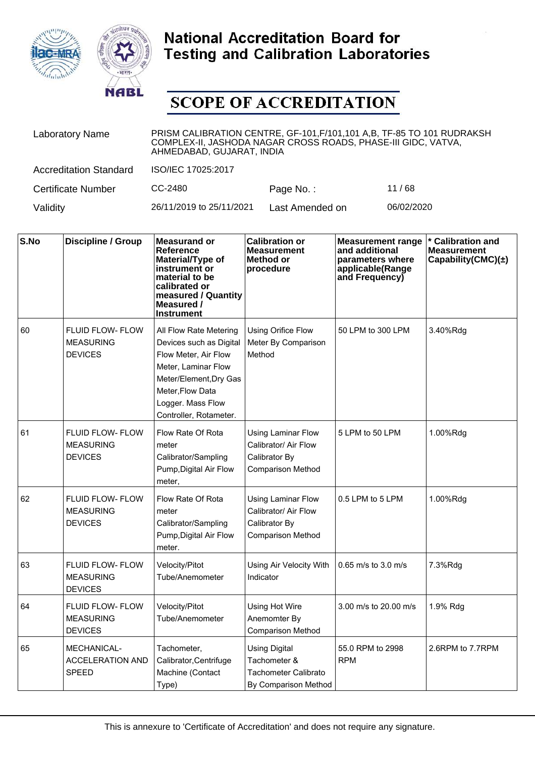# National Accreditation Board for Testing and Calibration Laboratories

## SCOPE OF ACCREDITATION

| | | | |
|---|---|---|---|
| Laboratory Name | PRISM CALIBRATION CENTRE, GF-101,F/101,101 A,B, TF-85 TO 101 RUDRAKSH COMPLEX-II, JASHODA NAGAR CROSS ROADS, PHASE-III GIDC, VATVA, AHMEDABAD, GUJARAT, INDIA | | |
| Accreditation Standard | ISO/IEC 17025:2017 | | |
| Certificate Number | CC-2480 | Page No. : | 11 / 68 |
| Validity | 26/11/2019 to 25/11/2021 | Last Amended on | 06/02/2020 |

| S.No | Discipline / Group | Measurand or Reference Material/Type of instrument or material to be calibrated or measured / Quantity Measured / Instrument | Calibration or Measurement Method or procedure | Measurement range and additional parameters where applicable(Range and Frequency) | * Calibration and Measurement Capability(CMC)(±) |
|---|---|---|---|---|---|
| 60 | FLUID FLOW- FLOW MEASURING DEVICES | All Flow Rate Metering Devices such as Digital Flow Meter, Air Flow Meter, Laminar Flow Meter/Element,Dry Gas Meter,Flow Data Logger. Mass Flow Controller, Rotameter. | Using Orifice Flow Meter By Comparison Method | 50 LPM to 300 LPM | 3.40%Rdg |
| 61 | FLUID FLOW- FLOW MEASURING DEVICES | Flow Rate Of Rota meter Calibrator/Sampling Pump,Digital Air Flow meter, | Using Laminar Flow Calibrator/ Air Flow Calibrator By Comparison Method | 5 LPM to 50 LPM | 1.00%Rdg |
| 62 | FLUID FLOW- FLOW MEASURING DEVICES | Flow Rate Of Rota meter Calibrator/Sampling Pump,Digital Air Flow meter. | Using Laminar Flow Calibrator/ Air Flow Calibrator By Comparison Method | 0.5 LPM to 5 LPM | 1.00%Rdg |
| 63 | FLUID FLOW- FLOW MEASURING DEVICES | Velocity/Pitot Tube/Anemometer | Using Air Velocity With Indicator | 0.65 m/s to 3.0 m/s | 7.3%Rdg |
| 64 | FLUID FLOW- FLOW MEASURING DEVICES | Velocity/Pitot Tube/Anemometer | Using Hot Wire Anemomter By Comparison Method | 3.00 m/s to 20.00 m/s | 1.9% Rdg |
| 65 | MECHANICAL- ACCELERATION AND SPEED | Tachometer, Calibrator,Centrifuge Machine (Contact Type) | Using Digital Tachometer & Tachometer Calibrato By Comparison Method | 55.0 RPM to 2998 RPM | 2.6RPM to 7.7RPM |

This is annexure to 'Certificate of Accreditation' and does not require any signature.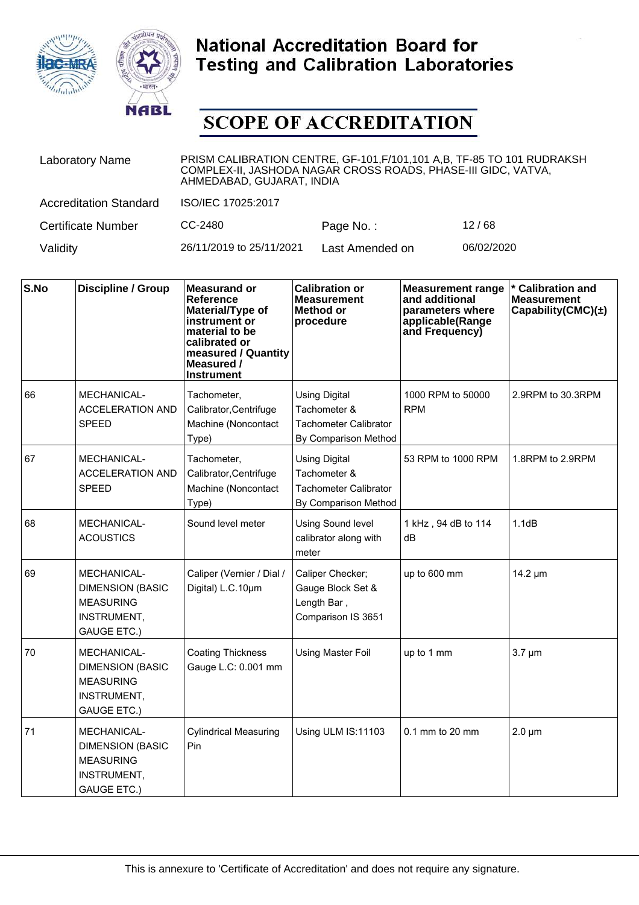# National Accreditation Board for Testing and Calibration Laboratories

## SCOPE OF ACCREDITATION

| | | | |
|---|---|---|---|
| Laboratory Name | PRISM CALIBRATION CENTRE, GF-101,F/101,101 A,B, TF-85 TO 101 RUDRAKSH COMPLEX-II, JASHODA NAGAR CROSS ROADS, PHASE-III GIDC, VATVA, AHMEDABAD, GUJARAT, INDIA | | |
| Accreditation Standard | ISO/IEC 17025:2017 | | |
| Certificate Number | CC-2480 | Page No. : | 12 / 68 |
| Validity | 26/11/2019 to 25/11/2021 | Last Amended on | 06/02/2020 |

| S.No | Discipline / Group | Measurand or Reference Material/Type of instrument or material to be calibrated or measured / Quantity Measured / Instrument | Calibration or Measurement Method or procedure | Measurement range and additional parameters where applicable(Range and Frequency) | * Calibration and Measurement Capability(CMC)(±) |
|---|---|---|---|---|---|
| 66 | MECHANICAL- ACCELERATION AND SPEED | Tachometer, Calibrator,Centrifuge Machine (Noncontact Type) | Using Digital Tachometer & Tachometer Calibrator By Comparison Method | 1000 RPM to 50000 RPM | 2.9RPM to 30.3RPM |
| 67 | MECHANICAL- ACCELERATION AND SPEED | Tachometer, Calibrator,Centrifuge Machine (Noncontact Type) | Using Digital Tachometer & Tachometer Calibrator By Comparison Method | 53 RPM to 1000 RPM | 1.8RPM to 2.9RPM |
| 68 | MECHANICAL- ACOUSTICS | Sound level meter | Using Sound level calibrator along with meter | 1 kHz , 94 dB to 114 dB | 1.1dB |
| 69 | MECHANICAL- DIMENSION (BASIC MEASURING INSTRUMENT, GAUGE ETC.) | Caliper (Vernier / Dial / Digital) L.C.10µm | Caliper Checker; Gauge Block Set & Length Bar , Comparison IS 3651 | up to 600 mm | 14.2 µm |
| 70 | MECHANICAL- DIMENSION (BASIC MEASURING INSTRUMENT, GAUGE ETC.) | Coating Thickness Gauge L.C: 0.001 mm | Using Master Foil | up to 1 mm | 3.7 µm |
| 71 | MECHANICAL- DIMENSION (BASIC MEASURING INSTRUMENT, GAUGE ETC.) | Cylindrical Measuring Pin | Using ULM IS:11103 | 0.1 mm to 20 mm | 2.0 µm |

This is annexure to 'Certificate of Accreditation' and does not require any signature.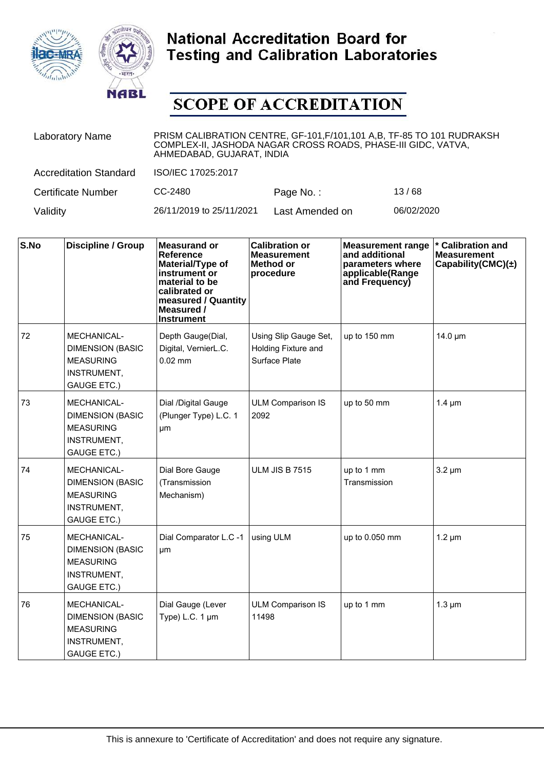# National Accreditation Board for Testing and Calibration Laboratories

# SCOPE OF ACCREDITATION

| | | | |
|---|---|---|---|
| Laboratory Name | PRISM CALIBRATION CENTRE, GF-101,F/101,101 A,B, TF-85 TO 101 RUDRAKSH COMPLEX-II, JASHODA NAGAR CROSS ROADS, PHASE-III GIDC, VATVA, AHMEDABAD, GUJARAT, INDIA | | |
| Accreditation Standard | ISO/IEC 17025:2017 | | |
| Certificate Number | CC-2480 | Page No. : | 13 / 68 |
| Validity | 26/11/2019 to 25/11/2021 | Last Amended on | 06/02/2020 |

| S.No | Discipline / Group | Measurand or Reference Material/Type of instrument or material to be calibrated or measured / Quantity Measured / Instrument | Calibration or Measurement Method or procedure | Measurement range and additional parameters where applicable(Range and Frequency) | * Calibration and Measurement Capability(CMC)(±) |
|---|---|---|---|---|---|
| 72 | MECHANICAL- DIMENSION (BASIC MEASURING INSTRUMENT, GAUGE ETC.) | Depth Gauge(Dial, Digital, VernierL.C. 0.02 mm | Using Slip Gauge Set, Holding Fixture and Surface Plate | up to 150 mm | 14.0 µm |
| 73 | MECHANICAL- DIMENSION (BASIC MEASURING INSTRUMENT, GAUGE ETC.) | Dial /Digital Gauge (Plunger Type) L.C. 1 µm | ULM Comparison IS 2092 | up to 50 mm | 1.4 µm |
| 74 | MECHANICAL- DIMENSION (BASIC MEASURING INSTRUMENT, GAUGE ETC.) | Dial Bore Gauge (Transmission Mechanism) | ULM JIS B 7515 | up to 1 mm Transmission | 3.2 µm |
| 75 | MECHANICAL- DIMENSION (BASIC MEASURING INSTRUMENT, GAUGE ETC.) | Dial Comparator L.C -1 µm | using ULM | up to 0.050 mm | 1.2 µm |
| 76 | MECHANICAL- DIMENSION (BASIC MEASURING INSTRUMENT, GAUGE ETC.) | Dial Gauge (Lever Type) L.C. 1 µm | ULM Comparison IS 11498 | up to 1 mm | 1.3 µm |

This is annexure to 'Certificate of Accreditation' and does not require any signature.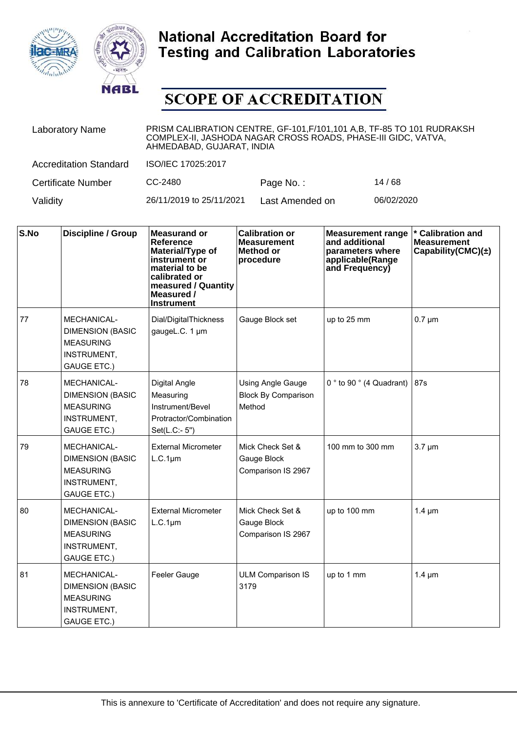# National Accreditation Board for Testing and Calibration Laboratories

## SCOPE OF ACCREDITATION

| | | | |
|---|---|---|---|
| Laboratory Name | PRISM CALIBRATION CENTRE, GF-101,F/101,101 A,B, TF-85 TO 101 RUDRAKSH COMPLEX-II, JASHODA NAGAR CROSS ROADS, PHASE-III GIDC, VATVA, AHMEDABAD, GUJARAT, INDIA | | |
| Accreditation Standard | ISO/IEC 17025:2017 | | |
| Certificate Number | CC-2480 | Page No. : | 14 / 68 |
| Validity | 26/11/2019 to 25/11/2021 | Last Amended on | 06/02/2020 |

| S.No | Discipline / Group | Measurand or Reference Material/Type of instrument or material to be calibrated or measured / Quantity Measured / Instrument | Calibration or Measurement Method or procedure | Measurement range and additional parameters where applicable(Range and Frequency) | * Calibration and Measurement Capability(CMC)(±) |
|---|---|---|---|---|---|
| 77 | MECHANICAL- DIMENSION (BASIC MEASURING INSTRUMENT, GAUGE ETC.) | Dial/DigitalThickness gaugeL.C. 1 µm | Gauge Block set | up to 25 mm | 0.7 µm |
| 78 | MECHANICAL- DIMENSION (BASIC MEASURING INSTRUMENT, GAUGE ETC.) | Digital Angle Measuring Instrument/Bevel Protractor/Combination Set(L.C:- 5") | Using Angle Gauge Block By Comparison Method | 0 ° to 90 ° (4 Quadrant) | 87s |
| 79 | MECHANICAL- DIMENSION (BASIC MEASURING INSTRUMENT, GAUGE ETC.) | External Micrometer L.C.1µm | Mick Check Set & Gauge Block Comparison IS 2967 | 100 mm to 300 mm | 3.7 µm |
| 80 | MECHANICAL- DIMENSION (BASIC MEASURING INSTRUMENT, GAUGE ETC.) | External Micrometer L.C.1µm | Mick Check Set & Gauge Block Comparison IS 2967 | up to 100 mm | 1.4 µm |
| 81 | MECHANICAL- DIMENSION (BASIC MEASURING INSTRUMENT, GAUGE ETC.) | Feeler Gauge | ULM Comparison IS 3179 | up to 1 mm | 1.4 µm |

This is annexure to 'Certificate of Accreditation' and does not require any signature.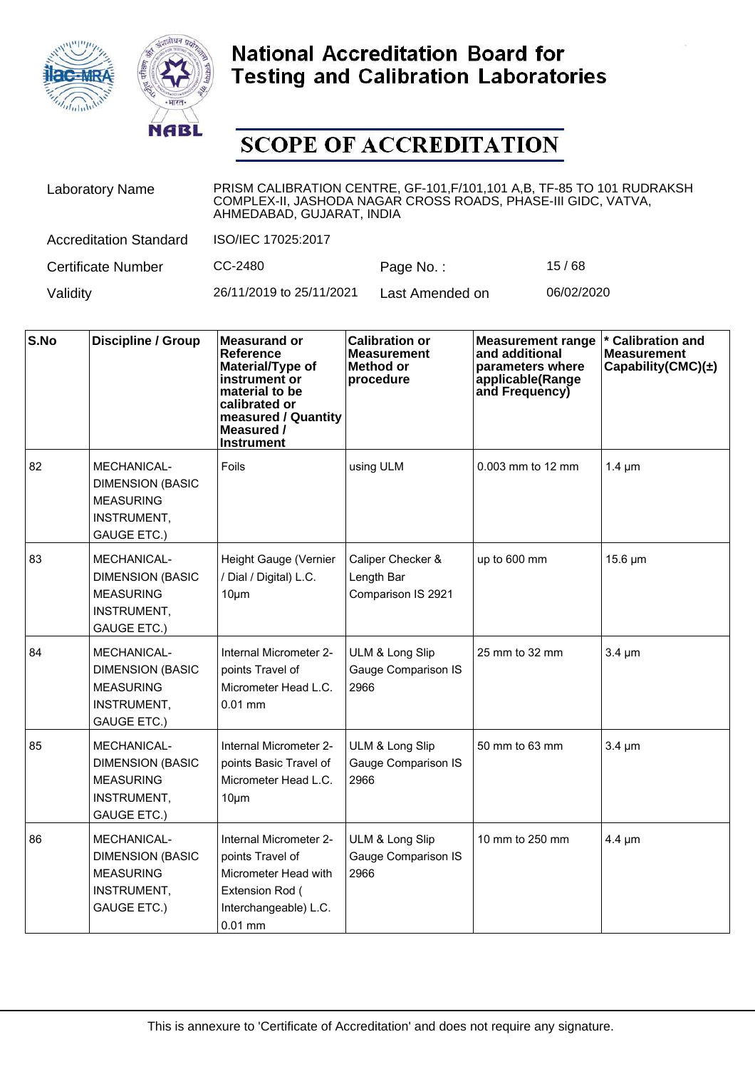# National Accreditation Board for Testing and Calibration Laboratories

## SCOPE OF ACCREDITATION

| | | | |
|---|---|---|---|
| Laboratory Name | PRISM CALIBRATION CENTRE, GF-101,F/101,101 A,B, TF-85 TO 101 RUDRAKSH COMPLEX-II, JASHODA NAGAR CROSS ROADS, PHASE-III GIDC, VATVA, AHMEDABAD, GUJARAT, INDIA | | |
| Accreditation Standard | ISO/IEC 17025:2017 | | |
| Certificate Number | CC-2480 | Page No. : | 15 / 68 |
| Validity | 26/11/2019 to 25/11/2021 | Last Amended on | 06/02/2020 |

| S.No | Discipline / Group | Measurand or Reference Material/Type of instrument or material to be calibrated or measured / Quantity Measured / Instrument | Calibration or Measurement Method or procedure | Measurement range and additional parameters where applicable(Range and Frequency) | * Calibration and Measurement Capability(CMC)(±) |
|---|---|---|---|---|---|
| 82 | MECHANICAL- DIMENSION (BASIC MEASURING INSTRUMENT, GAUGE ETC.) | Foils | using ULM | 0.003 mm to 12 mm | 1.4 µm |
| 83 | MECHANICAL- DIMENSION (BASIC MEASURING INSTRUMENT, GAUGE ETC.) | Height Gauge (Vernier / Dial / Digital) L.C. 10µm | Caliper Checker & Length Bar Comparison IS 2921 | up to 600 mm | 15.6 µm |
| 84 | MECHANICAL- DIMENSION (BASIC MEASURING INSTRUMENT, GAUGE ETC.) | Internal Micrometer 2-points Travel of Micrometer Head L.C. 0.01 mm | ULM & Long Slip Gauge Comparison IS 2966 | 25 mm to 32 mm | 3.4 µm |
| 85 | MECHANICAL- DIMENSION (BASIC MEASURING INSTRUMENT, GAUGE ETC.) | Internal Micrometer 2-points Basic Travel of Micrometer Head L.C. 10µm | ULM & Long Slip Gauge Comparison IS 2966 | 50 mm to 63 mm | 3.4 µm |
| 86 | MECHANICAL- DIMENSION (BASIC MEASURING INSTRUMENT, GAUGE ETC.) | Internal Micrometer 2-points Travel of Micrometer Head with Extension Rod ( Interchangeable) L.C. 0.01 mm | ULM & Long Slip Gauge Comparison IS 2966 | 10 mm to 250 mm | 4.4 µm |

This is annexure to 'Certificate of Accreditation' and does not require any signature.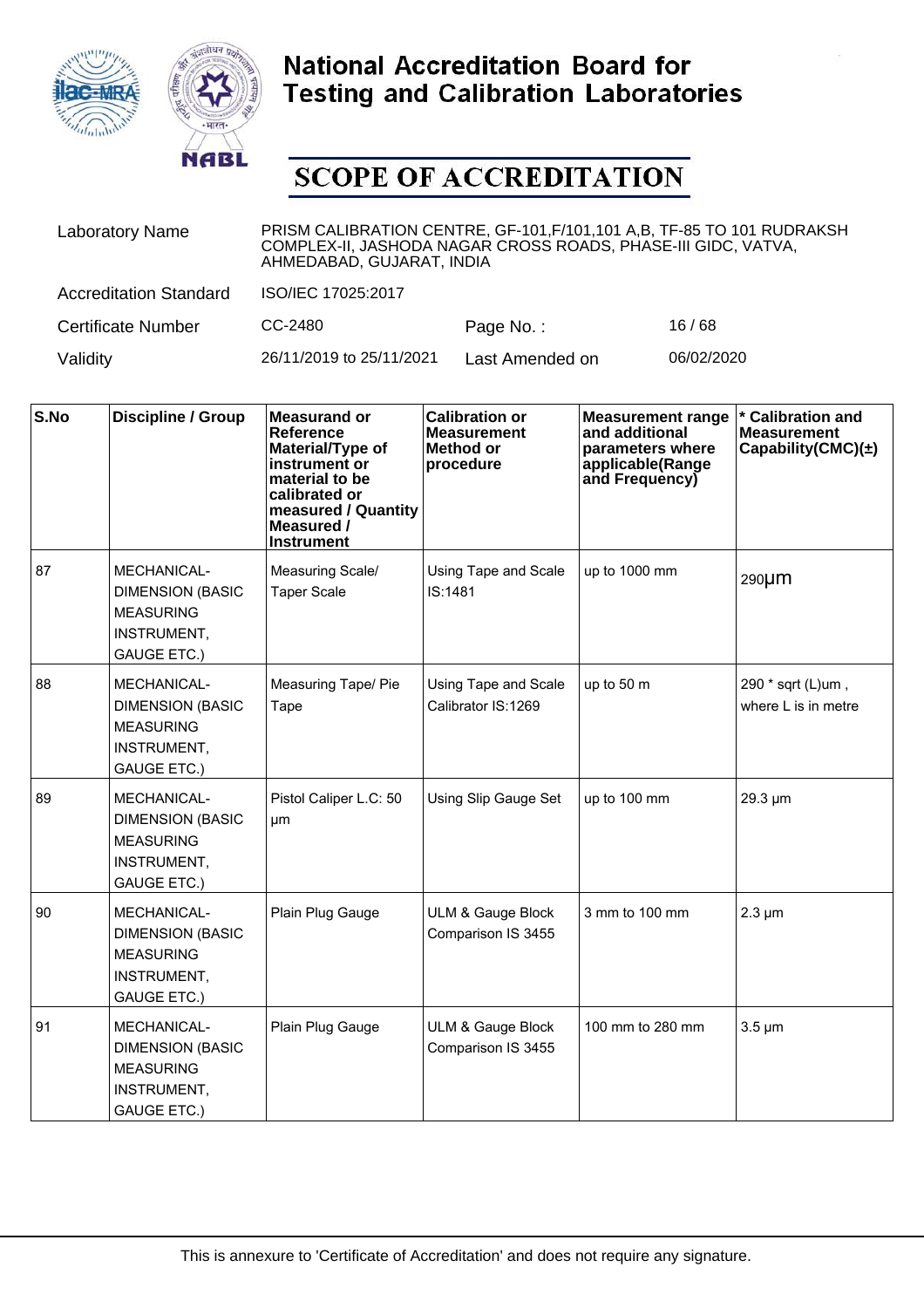# National Accreditation Board for Testing and Calibration Laboratories

# SCOPE OF ACCREDITATION

| | | | |
|---|---|---|---|
| Laboratory Name | PRISM CALIBRATION CENTRE, GF-101,F/101,101 A,B, TF-85 TO 101 RUDRAKSH COMPLEX-II, JASHODA NAGAR CROSS ROADS, PHASE-III GIDC, VATVA, AHMEDABAD, GUJARAT, INDIA | | |
| Accreditation Standard | ISO/IEC 17025:2017 | | |
| Certificate Number | CC-2480 | Page No. : | 16 / 68 |
| Validity | 26/11/2019 to 25/11/2021 | Last Amended on | 06/02/2020 |

| S.No | Discipline / Group | Measurand or Reference Material/Type of instrument or material to be calibrated or measured / Quantity Measured / Instrument | Calibration or Measurement Method or procedure | Measurement range and additional parameters where applicable(Range and Frequency) | * Calibration and Measurement Capability(CMC)(±) |
|---|---|---|---|---|---|
| 87 | MECHANICAL- DIMENSION (BASIC MEASURING INSTRUMENT, GAUGE ETC.) | Measuring Scale/ Taper Scale | Using Tape and Scale IS:1481 | up to 1000 mm | 290µm |
| 88 | MECHANICAL- DIMENSION (BASIC MEASURING INSTRUMENT, GAUGE ETC.) | Measuring Tape/ Pie Tape | Using Tape and Scale Calibrator IS:1269 | up to 50 m | 290 * sqrt (L)um , where L is in metre |
| 89 | MECHANICAL- DIMENSION (BASIC MEASURING INSTRUMENT, GAUGE ETC.) | Pistol Caliper L.C: 50 µm | Using Slip Gauge Set | up to 100 mm | 29.3 µm |
| 90 | MECHANICAL- DIMENSION (BASIC MEASURING INSTRUMENT, GAUGE ETC.) | Plain Plug Gauge | ULM & Gauge Block Comparison IS 3455 | 3 mm to 100 mm | 2.3 µm |
| 91 | MECHANICAL- DIMENSION (BASIC MEASURING INSTRUMENT, GAUGE ETC.) | Plain Plug Gauge | ULM & Gauge Block Comparison IS 3455 | 100 mm to 280 mm | 3.5 µm |

This is annexure to 'Certificate of Accreditation' and does not require any signature.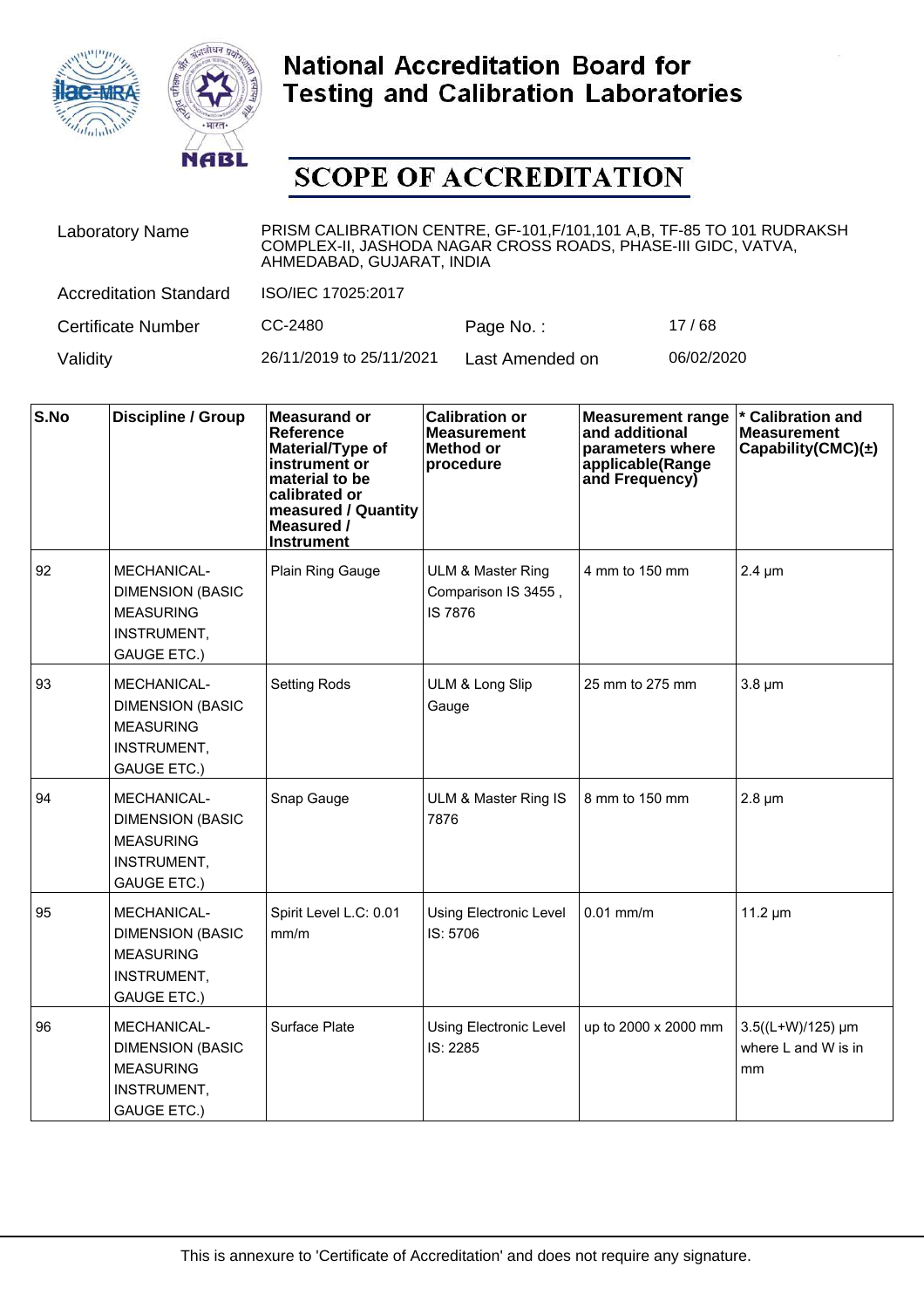# National Accreditation Board for Testing and Calibration Laboratories

## SCOPE OF ACCREDITATION

| | | | |
|---|---|---|---|
| Laboratory Name | PRISM CALIBRATION CENTRE, GF-101,F/101,101 A,B, TF-85 TO 101 RUDRAKSH COMPLEX-II, JASHODA NAGAR CROSS ROADS, PHASE-III GIDC, VATVA, AHMEDABAD, GUJARAT, INDIA | | |
| Accreditation Standard | ISO/IEC 17025:2017 | | |
| Certificate Number | CC-2480 | Page No. : | 17 / 68 |
| Validity | 26/11/2019 to 25/11/2021 | Last Amended on | 06/02/2020 |

| S.No | Discipline / Group | Measurand or Reference Material/Type of instrument or material to be calibrated or measured / Quantity Measured / Instrument | Calibration or Measurement Method or procedure | Measurement range and additional parameters where applicable(Range and Frequency) | * Calibration and Measurement Capability(CMC)(±) |
|---|---|---|---|---|---|
| 92 | MECHANICAL- DIMENSION (BASIC MEASURING INSTRUMENT, GAUGE ETC.) | Plain Ring Gauge | ULM & Master Ring Comparison IS 3455 , IS 7876 | 4 mm to 150 mm | 2.4 µm |
| 93 | MECHANICAL- DIMENSION (BASIC MEASURING INSTRUMENT, GAUGE ETC.) | Setting Rods | ULM & Long Slip Gauge | 25 mm to 275 mm | 3.8 µm |
| 94 | MECHANICAL- DIMENSION (BASIC MEASURING INSTRUMENT, GAUGE ETC.) | Snap Gauge | ULM & Master Ring IS 7876 | 8 mm to 150 mm | 2.8 µm |
| 95 | MECHANICAL- DIMENSION (BASIC MEASURING INSTRUMENT, GAUGE ETC.) | Spirit Level L.C: 0.01 mm/m | Using Electronic Level IS: 5706 | 0.01 mm/m | 11.2 µm |
| 96 | MECHANICAL- DIMENSION (BASIC MEASURING INSTRUMENT, GAUGE ETC.) | Surface Plate | Using Electronic Level IS: 2285 | up to 2000 x 2000 mm | 3.5((L+W)/125) µm where L and W is in mm |

This is annexure to 'Certificate of Accreditation' and does not require any signature.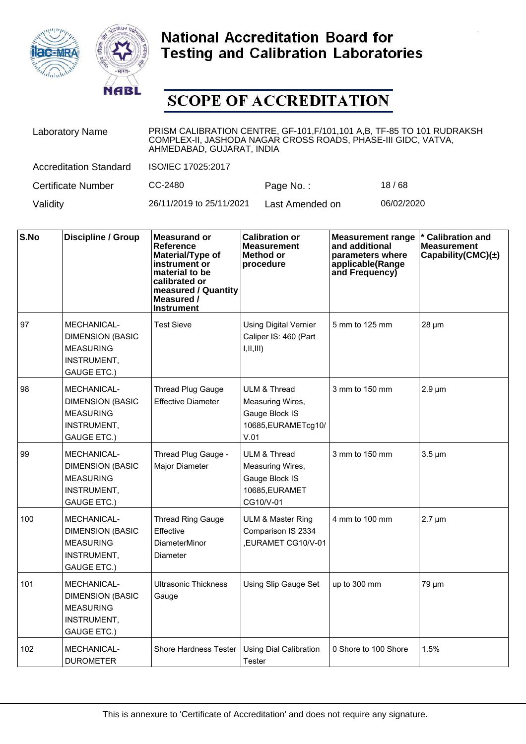# National Accreditation Board for Testing and Calibration Laboratories

## SCOPE OF ACCREDITATION

| | | | |
|---|---|---|---|
| Laboratory Name | PRISM CALIBRATION CENTRE, GF-101,F/101,101 A,B, TF-85 TO 101 RUDRAKSH COMPLEX-II, JASHODA NAGAR CROSS ROADS, PHASE-III GIDC, VATVA, AHMEDABAD, GUJARAT, INDIA | | |
| Accreditation Standard | ISO/IEC 17025:2017 | | |
| Certificate Number | CC-2480 | Page No. : | 18 / 68 |
| Validity | 26/11/2019 to 25/11/2021 | Last Amended on | 06/02/2020 |

| S.No | Discipline / Group | Measurand or Reference Material/Type of instrument or material to be calibrated or measured / Quantity Measured / Instrument | Calibration or Measurement Method or procedure | Measurement range and additional parameters where applicable(Range and Frequency) | * Calibration and Measurement Capability(CMC)(±) |
|---|---|---|---|---|---|
| 97 | MECHANICAL- DIMENSION (BASIC MEASURING INSTRUMENT, GAUGE ETC.) | Test Sieve | Using Digital Vernier Caliper IS: 460 (Part I,II,III) | 5 mm to 125 mm | 28 µm |
| 98 | MECHANICAL- DIMENSION (BASIC MEASURING INSTRUMENT, GAUGE ETC.) | Thread Plug Gauge Effective Diameter | ULM & Thread Measuring Wires, Gauge Block IS 10685,EURAMETcg10/ V.01 | 3 mm to 150 mm | 2.9 µm |
| 99 | MECHANICAL- DIMENSION (BASIC MEASURING INSTRUMENT, GAUGE ETC.) | Thread Plug Gauge - Major Diameter | ULM & Thread Measuring Wires, Gauge Block IS 10685,EURAMET CG10/V-01 | 3 mm to 150 mm | 3.5 µm |
| 100 | MECHANICAL- DIMENSION (BASIC MEASURING INSTRUMENT, GAUGE ETC.) | Thread Ring Gauge Effective DiameterMinor Diameter | ULM & Master Ring Comparison IS 2334 ,EURAMET CG10/V-01 | 4 mm to 100 mm | 2.7 µm |
| 101 | MECHANICAL- DIMENSION (BASIC MEASURING INSTRUMENT, GAUGE ETC.) | Ultrasonic Thickness Gauge | Using Slip Gauge Set | up to 300 mm | 79 µm |
| 102 | MECHANICAL- DUROMETER | Shore Hardness Tester | Using Dial Calibration Tester | 0 Shore to 100 Shore | 1.5% |

This is annexure to 'Certificate of Accreditation' and does not require any signature.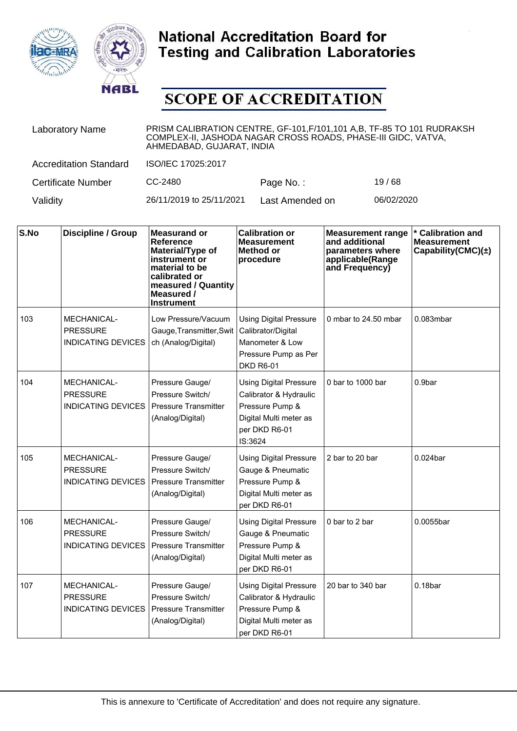# National Accreditation Board for Testing and Calibration Laboratories

## SCOPE OF ACCREDITATION

| | | | |
|---|---|---|---|
| Laboratory Name | PRISM CALIBRATION CENTRE, GF-101,F/101,101 A,B, TF-85 TO 101 RUDRAKSH COMPLEX-II, JASHODA NAGAR CROSS ROADS, PHASE-III GIDC, VATVA, AHMEDABAD, GUJARAT, INDIA | | |
| Accreditation Standard | ISO/IEC 17025:2017 | | |
| Certificate Number | CC-2480 | Page No. : | 19 / 68 |
| Validity | 26/11/2019 to 25/11/2021 | Last Amended on | 06/02/2020 |

| S.No | Discipline / Group | Measurand or Reference Material/Type of instrument or material to be calibrated or measured / Quantity Measured / Instrument | Calibration or Measurement Method or procedure | Measurement range and additional parameters where applicable(Range and Frequency) | * Calibration and Measurement Capability(CMC)(±) |
|---|---|---|---|---|---|
| 103 | MECHANICAL- PRESSURE INDICATING DEVICES | Low Pressure/Vacuum Gauge,Transmitter,Switch (Analog/Digital) | Using Digital Pressure Calibrator/Digital Manometer & Low Pressure Pump as Per DKD R6-01 | 0 mbar to 24.50 mbar | 0.083mbar |
| 104 | MECHANICAL- PRESSURE INDICATING DEVICES | Pressure Gauge/ Pressure Switch/ Pressure Transmitter (Analog/Digital) | Using Digital Pressure Calibrator & Hydraulic Pressure Pump & Digital Multi meter as per DKD R6-01 IS:3624 | 0 bar to 1000 bar | 0.9bar |
| 105 | MECHANICAL- PRESSURE INDICATING DEVICES | Pressure Gauge/ Pressure Switch/ Pressure Transmitter (Analog/Digital) | Using Digital Pressure Gauge & Pneumatic Pressure Pump & Digital Multi meter as per DKD R6-01 | 2 bar to 20 bar | 0.024bar |
| 106 | MECHANICAL- PRESSURE INDICATING DEVICES | Pressure Gauge/ Pressure Switch/ Pressure Transmitter (Analog/Digital) | Using Digital Pressure Gauge & Pneumatic Pressure Pump & Digital Multi meter as per DKD R6-01 | 0 bar to 2 bar | 0.0055bar |
| 107 | MECHANICAL- PRESSURE INDICATING DEVICES | Pressure Gauge/ Pressure Switch/ Pressure Transmitter (Analog/Digital) | Using Digital Pressure Calibrator & Hydraulic Pressure Pump & Digital Multi meter as per DKD R6-01 | 20 bar to 340 bar | 0.18bar |

This is annexure to 'Certificate of Accreditation' and does not require any signature.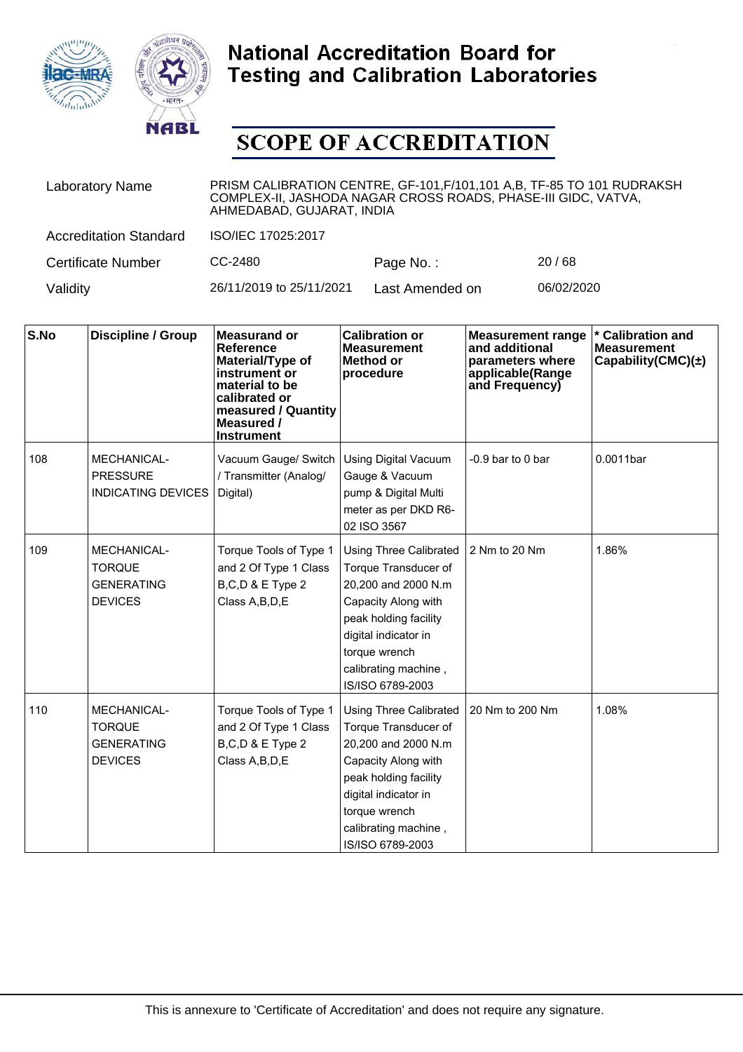# National Accreditation Board for Testing and Calibration Laboratories

## SCOPE OF ACCREDITATION

| | | | |
|---|---|---|---|
| Laboratory Name | PRISM CALIBRATION CENTRE, GF-101,F/101,101 A,B, TF-85 TO 101 RUDRAKSH COMPLEX-II, JASHODA NAGAR CROSS ROADS, PHASE-III GIDC, VATVA, AHMEDABAD, GUJARAT, INDIA | | |
| Accreditation Standard | ISO/IEC 17025:2017 | | |
| Certificate Number | CC-2480 | Page No. : | 20 / 68 |
| Validity | 26/11/2019 to 25/11/2021 | Last Amended on | 06/02/2020 |

| S.No | Discipline / Group | Measurand or Reference Material/Type of instrument or material to be calibrated or measured / Quantity Measured / Instrument | Calibration or Measurement Method or procedure | Measurement range and additional parameters where applicable(Range and Frequency) | * Calibration and Measurement Capability(CMC)(±) |
|---|---|---|---|---|---|
| 108 | MECHANICAL- PRESSURE INDICATING DEVICES | Vacuum Gauge/ Switch / Transmitter (Analog/ Digital) | Using Digital Vacuum Gauge & Vacuum pump & Digital Multi meter as per DKD R6-02 ISO 3567 | -0.9 bar to 0 bar | 0.0011bar |
| 109 | MECHANICAL- TORQUE GENERATING DEVICES | Torque Tools of Type 1 and 2 Of Type 1 Class B,C,D & E Type 2 Class A,B,D,E | Using Three Calibrated Torque Transducer of 20,200 and 2000 N.m Capacity Along with peak holding facility digital indicator in torque wrench calibrating machine , IS/ISO 6789-2003 | 2 Nm to 20 Nm | 1.86% |
| 110 | MECHANICAL- TORQUE GENERATING DEVICES | Torque Tools of Type 1 and 2 Of Type 1 Class B,C,D & E Type 2 Class A,B,D,E | Using Three Calibrated Torque Transducer of 20,200 and 2000 N.m Capacity Along with peak holding facility digital indicator in torque wrench calibrating machine , IS/ISO 6789-2003 | 20 Nm to 200 Nm | 1.08% |

This is annexure to 'Certificate of Accreditation' and does not require any signature.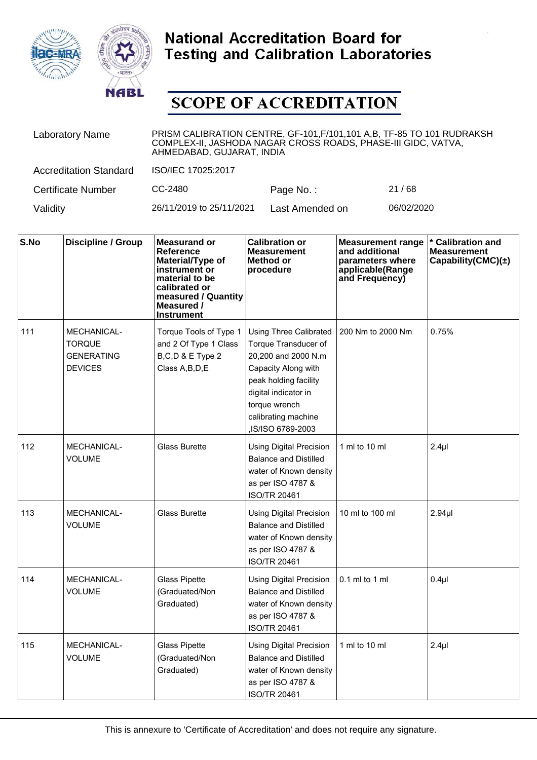# National Accreditation Board for Testing and Calibration Laboratories

## SCOPE OF ACCREDITATION

| | | | |
|---|---|---|---|
| Laboratory Name | PRISM CALIBRATION CENTRE, GF-101,F/101,101 A,B, TF-85 TO 101 RUDRAKSH COMPLEX-II, JASHODA NAGAR CROSS ROADS, PHASE-III GIDC, VATVA, AHMEDABAD, GUJARAT, INDIA | | |
| Accreditation Standard | ISO/IEC 17025:2017 | | |
| Certificate Number | CC-2480 | Page No. : | 21 / 68 |
| Validity | 26/11/2019 to 25/11/2021 | Last Amended on | 06/02/2020 |

| S.No | Discipline / Group | Measurand or Reference Material/Type of instrument or material to be calibrated or measured / Quantity Measured / Instrument | Calibration or Measurement Method or procedure | Measurement range and additional parameters where applicable(Range and Frequency) | * Calibration and Measurement Capability(CMC)(±) |
|---|---|---|---|---|---|
| 111 | MECHANICAL- TORQUE GENERATING DEVICES | Torque Tools of Type 1 and 2 Of Type 1 Class B,C,D & E Type 2 Class A,B,D,E | Using Three Calibrated Torque Transducer of 20,200 and 2000 N.m Capacity Along with peak holding facility digital indicator in torque wrench calibrating machine ,IS/ISO 6789-2003 | 200 Nm to 2000 Nm | 0.75% |
| 112 | MECHANICAL- VOLUME | Glass Burette | Using Digital Precision Balance and Distilled water of Known density as per ISO 4787 & ISO/TR 20461 | 1 ml to 10 ml | 2.4µl |
| 113 | MECHANICAL- VOLUME | Glass Burette | Using Digital Precision Balance and Distilled water of Known density as per ISO 4787 & ISO/TR 20461 | 10 ml to 100 ml | 2.94µl |
| 114 | MECHANICAL- VOLUME | Glass Pipette (Graduated/Non Graduated) | Using Digital Precision Balance and Distilled water of Known density as per ISO 4787 & ISO/TR 20461 | 0.1 ml to 1 ml | 0.4µl |
| 115 | MECHANICAL- VOLUME | Glass Pipette (Graduated/Non Graduated) | Using Digital Precision Balance and Distilled water of Known density as per ISO 4787 & ISO/TR 20461 | 1 ml to 10 ml | 2.4µl |

This is annexure to 'Certificate of Accreditation' and does not require any signature.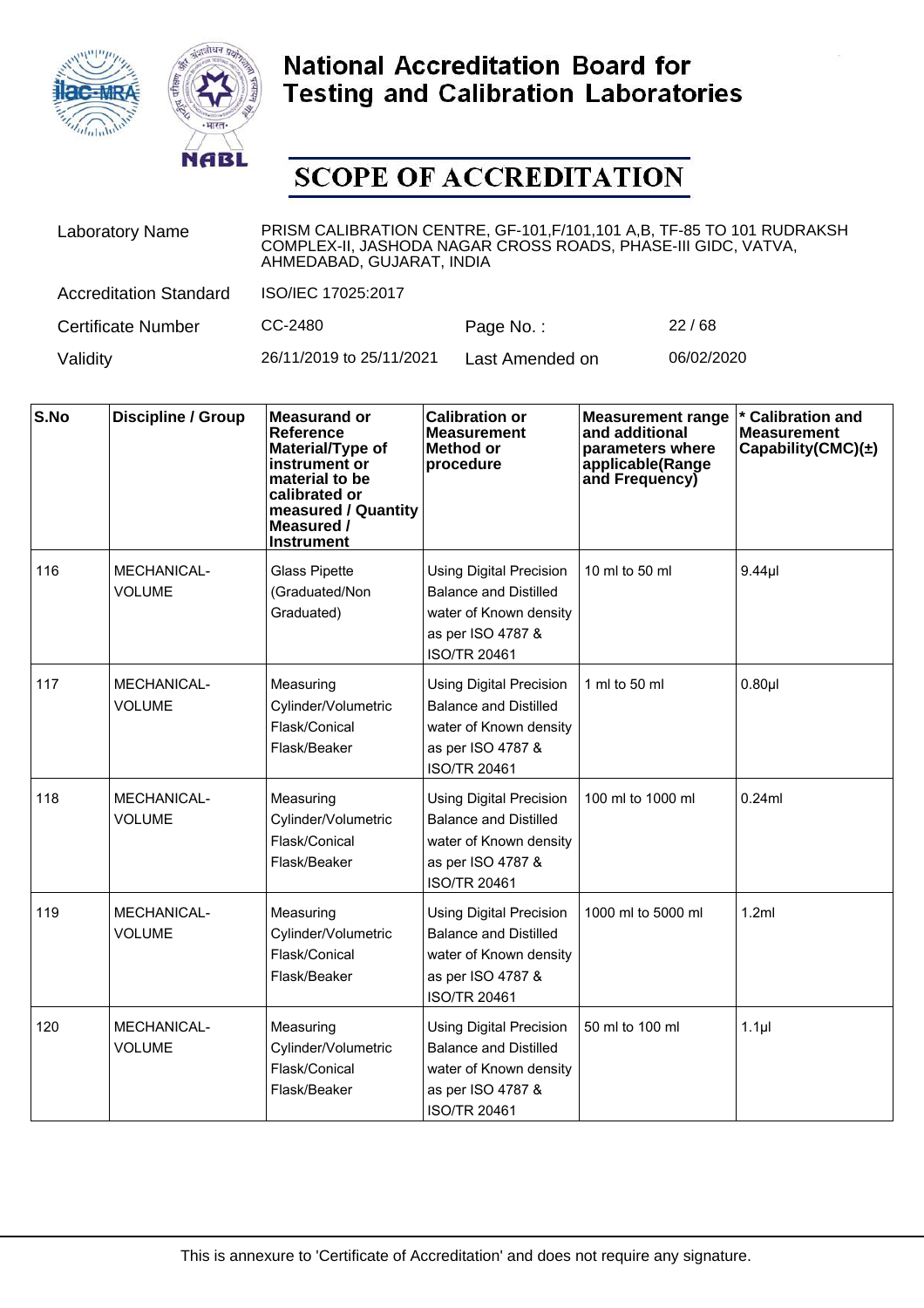# National Accreditation Board for Testing and Calibration Laboratories

## SCOPE OF ACCREDITATION

| | | | |
|---|---|---|---|
| Laboratory Name | PRISM CALIBRATION CENTRE, GF-101,F/101,101 A,B, TF-85 TO 101 RUDRAKSH COMPLEX-II, JASHODA NAGAR CROSS ROADS, PHASE-III GIDC, VATVA, AHMEDABAD, GUJARAT, INDIA | | |
| Accreditation Standard | ISO/IEC 17025:2017 | | |
| Certificate Number | CC-2480 | Page No. : | 22 / 68 |
| Validity | 26/11/2019 to 25/11/2021 | Last Amended on | 06/02/2020 |

| S.No | Discipline / Group | Measurand or Reference Material/Type of instrument or material to be calibrated or measured / Quantity Measured / Instrument | Calibration or Measurement Method or procedure | Measurement range and additional parameters where applicable(Range and Frequency) | * Calibration and Measurement Capability(CMC)(±) |
|---|---|---|---|---|---|
| 116 | MECHANICAL- VOLUME | Glass Pipette (Graduated/Non Graduated) | Using Digital Precision Balance and Distilled water of Known density as per ISO 4787 & ISO/TR 20461 | 10 ml to 50 ml | 9.44µl |
| 117 | MECHANICAL- VOLUME | Measuring Cylinder/Volumetric Flask/Conical Flask/Beaker | Using Digital Precision Balance and Distilled water of Known density as per ISO 4787 & ISO/TR 20461 | 1 ml to 50 ml | 0.80µl |
| 118 | MECHANICAL- VOLUME | Measuring Cylinder/Volumetric Flask/Conical Flask/Beaker | Using Digital Precision Balance and Distilled water of Known density as per ISO 4787 & ISO/TR 20461 | 100 ml to 1000 ml | 0.24ml |
| 119 | MECHANICAL- VOLUME | Measuring Cylinder/Volumetric Flask/Conical Flask/Beaker | Using Digital Precision Balance and Distilled water of Known density as per ISO 4787 & ISO/TR 20461 | 1000 ml to 5000 ml | 1.2ml |
| 120 | MECHANICAL- VOLUME | Measuring Cylinder/Volumetric Flask/Conical Flask/Beaker | Using Digital Precision Balance and Distilled water of Known density as per ISO 4787 & ISO/TR 20461 | 50 ml to 100 ml | 1.1µl |

This is annexure to 'Certificate of Accreditation' and does not require any signature.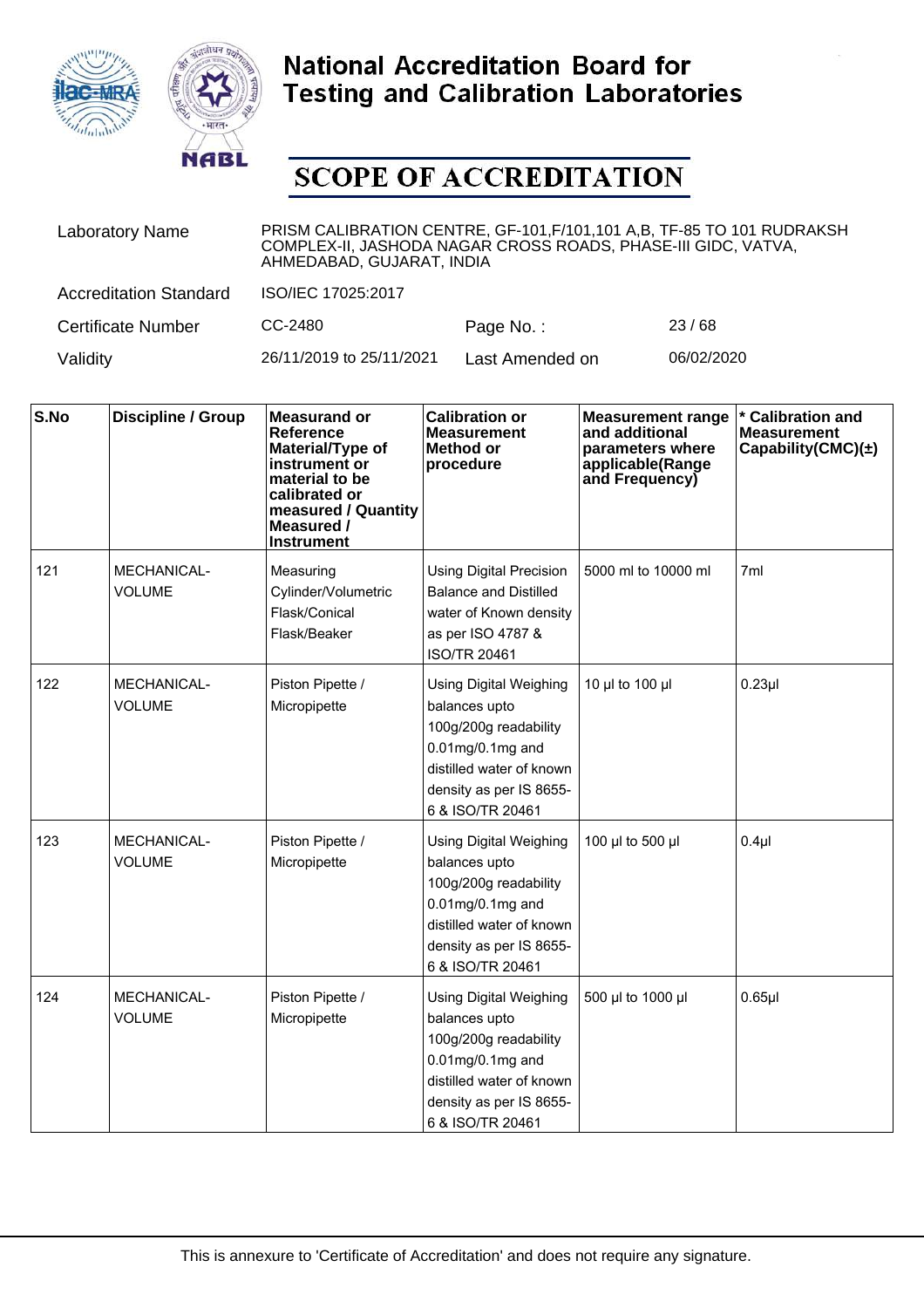# National Accreditation Board for Testing and Calibration Laboratories

## SCOPE OF ACCREDITATION

| | | | |
|---|---|---|---|
| Laboratory Name | PRISM CALIBRATION CENTRE, GF-101,F/101,101 A,B, TF-85 TO 101 RUDRAKSH COMPLEX-II, JASHODA NAGAR CROSS ROADS, PHASE-III GIDC, VATVA, AHMEDABAD, GUJARAT, INDIA | | |
| Accreditation Standard | ISO/IEC 17025:2017 | | |
| Certificate Number | CC-2480 | Page No. : | 23 / 68 |
| Validity | 26/11/2019 to 25/11/2021 | Last Amended on | 06/02/2020 |

| S.No | Discipline / Group | Measurand or Reference Material/Type of instrument or material to be calibrated or measured / Quantity Measured / Instrument | Calibration or Measurement Method or procedure | Measurement range and additional parameters where applicable(Range and Frequency) | * Calibration and Measurement Capability(CMC)(±) |
|---|---|---|---|---|---|
| 121 | MECHANICAL- VOLUME | Measuring Cylinder/Volumetric Flask/Conical Flask/Beaker | Using Digital Precision Balance and Distilled water of Known density as per ISO 4787 & ISO/TR 20461 | 5000 ml to 10000 ml | 7ml |
| 122 | MECHANICAL- VOLUME | Piston Pipette / Micropipette | Using Digital Weighing balances upto 100g/200g readability 0.01mg/0.1mg and distilled water of known density as per IS 8655-6 & ISO/TR 20461 | 10 µl to 100 µl | 0.23µl |
| 123 | MECHANICAL- VOLUME | Piston Pipette / Micropipette | Using Digital Weighing balances upto 100g/200g readability 0.01mg/0.1mg and distilled water of known density as per IS 8655-6 & ISO/TR 20461 | 100 µl to 500 µl | 0.4µl |
| 124 | MECHANICAL- VOLUME | Piston Pipette / Micropipette | Using Digital Weighing balances upto 100g/200g readability 0.01mg/0.1mg and distilled water of known density as per IS 8655-6 & ISO/TR 20461 | 500 µl to 1000 µl | 0.65µl |

This is annexure to 'Certificate of Accreditation' and does not require any signature.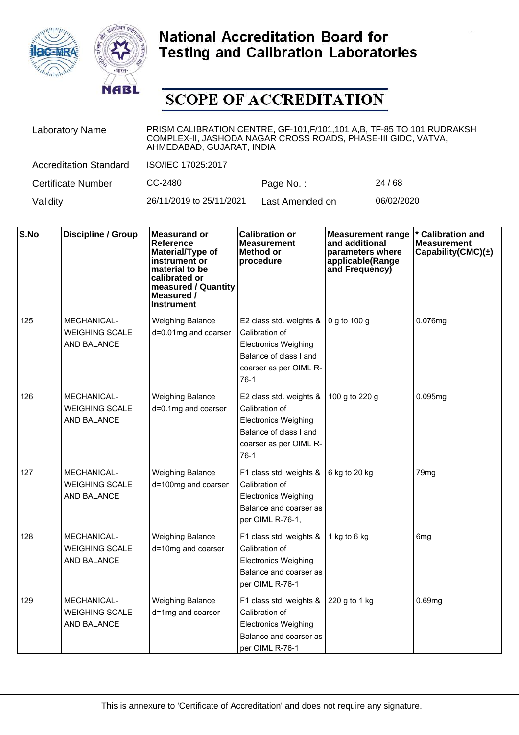# National Accreditation Board for Testing and Calibration Laboratories

## SCOPE OF ACCREDITATION

| | | | |
|---|---|---|---|
| Laboratory Name | PRISM CALIBRATION CENTRE, GF-101,F/101,101 A,B, TF-85 TO 101 RUDRAKSH COMPLEX-II, JASHODA NAGAR CROSS ROADS, PHASE-III GIDC, VATVA, AHMEDABAD, GUJARAT, INDIA | | |
| Accreditation Standard | ISO/IEC 17025:2017 | | |
| Certificate Number | CC-2480 | Page No. : | 24 / 68 |
| Validity | 26/11/2019 to 25/11/2021 | Last Amended on | 06/02/2020 |

| S.No | Discipline / Group | Measurand or Reference Material/Type of instrument or material to be calibrated or measured / Quantity Measured / Instrument | Calibration or Measurement Method or procedure | Measurement range and additional parameters where applicable(Range and Frequency) | * Calibration and Measurement Capability(CMC)(±) |
|---|---|---|---|---|---|
| 125 | MECHANICAL- WEIGHING SCALE AND BALANCE | Weighing Balance d=0.01mg and coarser | E2 class std. weights & Calibration of Electronics Weighing Balance of class I and coarser as per OIML R-76-1 | 0 g to 100 g | 0.076mg |
| 126 | MECHANICAL- WEIGHING SCALE AND BALANCE | Weighing Balance d=0.1mg and coarser | E2 class std. weights & Calibration of Electronics Weighing Balance of class I and coarser as per OIML R-76-1 | 100 g to 220 g | 0.095mg |
| 127 | MECHANICAL- WEIGHING SCALE AND BALANCE | Weighing Balance d=100mg and coarser | F1 class std. weights & Calibration of Electronics Weighing Balance and coarser as per OIML R-76-1, | 6 kg to 20 kg | 79mg |
| 128 | MECHANICAL- WEIGHING SCALE AND BALANCE | Weighing Balance d=10mg and coarser | F1 class std. weights & Calibration of Electronics Weighing Balance and coarser as per OIML R-76-1 | 1 kg to 6 kg | 6mg |
| 129 | MECHANICAL- WEIGHING SCALE AND BALANCE | Weighing Balance d=1mg and coarser | F1 class std. weights & Calibration of Electronics Weighing Balance and coarser as per OIML R-76-1 | 220 g to 1 kg | 0.69mg |

This is annexure to 'Certificate of Accreditation' and does not require any signature.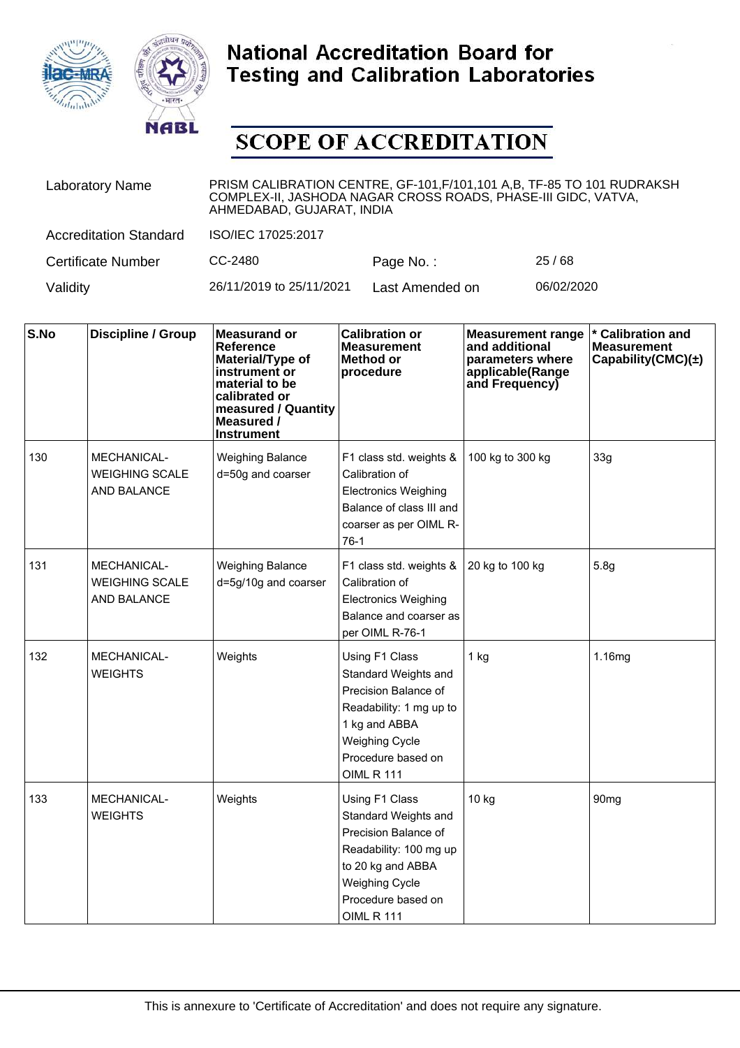# National Accreditation Board for Testing and Calibration Laboratories

## SCOPE OF ACCREDITATION

| | | | |
|---|---|---|---|
| Laboratory Name | PRISM CALIBRATION CENTRE, GF-101,F/101,101 A,B, TF-85 TO 101 RUDRAKSH COMPLEX-II, JASHODA NAGAR CROSS ROADS, PHASE-III GIDC, VATVA, AHMEDABAD, GUJARAT, INDIA | | |
| Accreditation Standard | ISO/IEC 17025:2017 | | |
| Certificate Number | CC-2480 | Page No. : | 25 / 68 |
| Validity | 26/11/2019 to 25/11/2021 | Last Amended on | 06/02/2020 |

| S.No | Discipline / Group | Measurand or Reference Material/Type of instrument or material to be calibrated or measured / Quantity Measured / Instrument | Calibration or Measurement Method or procedure | Measurement range and additional parameters where applicable(Range and Frequency) | * Calibration and Measurement Capability(CMC)(±) |
|---|---|---|---|---|---|
| 130 | MECHANICAL- WEIGHING SCALE AND BALANCE | Weighing Balance d=50g and coarser | F1 class std. weights & Calibration of Electronics Weighing Balance of class III and coarser as per OIML R-76-1 | 100 kg to 300 kg | 33g |
| 131 | MECHANICAL- WEIGHING SCALE AND BALANCE | Weighing Balance d=5g/10g and coarser | F1 class std. weights & Calibration of Electronics Weighing Balance and coarser as per OIML R-76-1 | 20 kg to 100 kg | 5.8g |
| 132 | MECHANICAL- WEIGHTS | Weights | Using F1 Class Standard Weights and Precision Balance of Readability: 1 mg up to 1 kg and ABBA Weighing Cycle Procedure based on OIML R 111 | 1 kg | 1.16mg |
| 133 | MECHANICAL- WEIGHTS | Weights | Using F1 Class Standard Weights and Precision Balance of Readability: 100 mg up to 20 kg and ABBA Weighing Cycle Procedure based on OIML R 111 | 10 kg | 90mg |

This is annexure to 'Certificate of Accreditation' and does not require any signature.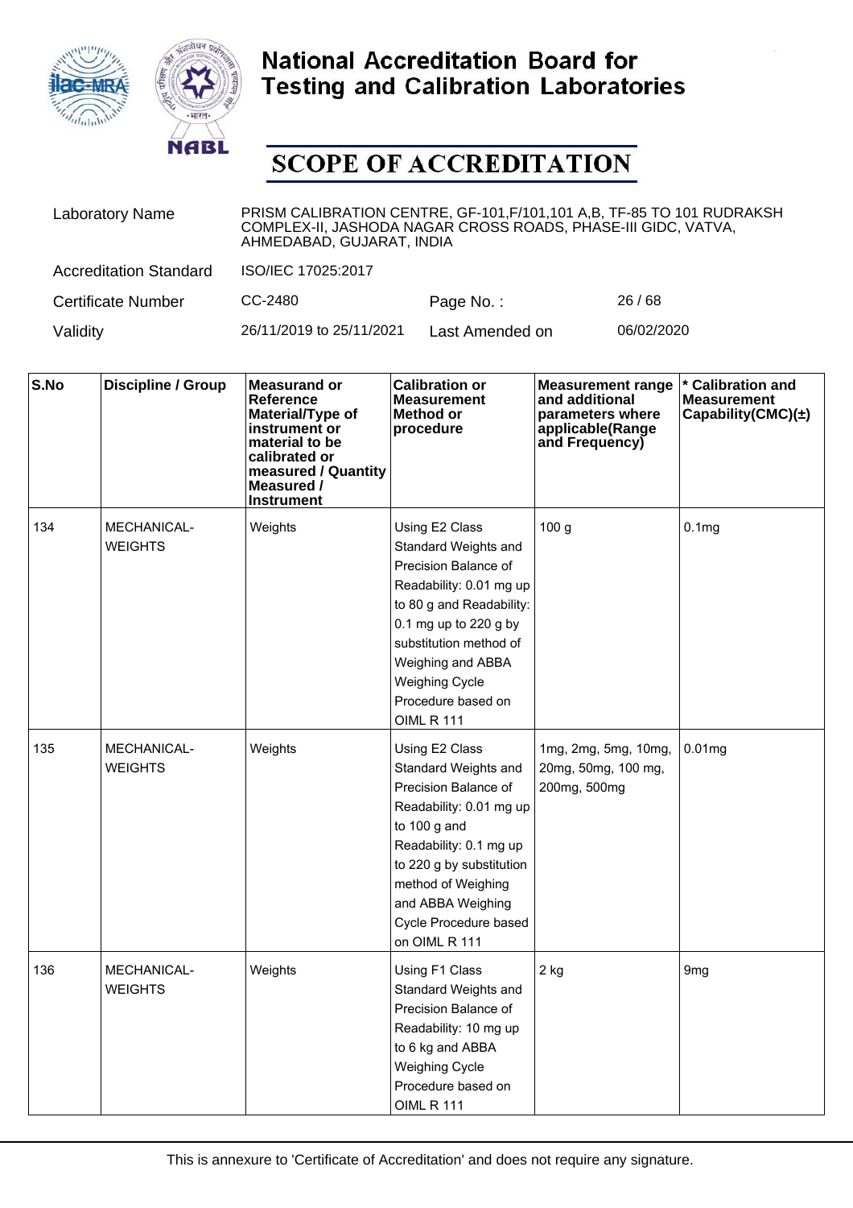# National Accreditation Board for Testing and Calibration Laboratories

## SCOPE OF ACCREDITATION

| | | | |
|---|---|---|---|
| Laboratory Name | PRISM CALIBRATION CENTRE, GF-101,F/101,101 A,B, TF-85 TO 101 RUDRAKSH COMPLEX-II, JASHODA NAGAR CROSS ROADS, PHASE-III GIDC, VATVA, AHMEDABAD, GUJARAT, INDIA | | |
| Accreditation Standard | ISO/IEC 17025:2017 | | |
| Certificate Number | CC-2480 | Page No. : | 26 / 68 |
| Validity | 26/11/2019 to 25/11/2021 | Last Amended on | 06/02/2020 |

| S.No | Discipline / Group | Measurand or Reference Material/Type of instrument or material to be calibrated or measured / Quantity Measured / Instrument | Calibration or Measurement Method or procedure | Measurement range and additional parameters where applicable(Range and Frequency) | * Calibration and Measurement Capability(CMC)(±) |
|---|---|---|---|---|---|
| 134 | MECHANICAL- WEIGHTS | Weights | Using E2 Class Standard Weights and Precision Balance of Readability: 0.01 mg up to 80 g and Readability: 0.1 mg up to 220 g by substitution method of Weighing and ABBA Weighing Cycle Procedure based on OIML R 111 | 100 g | 0.1mg |
| 135 | MECHANICAL- WEIGHTS | Weights | Using E2 Class Standard Weights and Precision Balance of Readability: 0.01 mg up to 100 g and Readability: 0.1 mg up to 220 g by substitution method of Weighing and ABBA Weighing Cycle Procedure based on OIML R 111 | 1mg, 2mg, 5mg, 10mg, 20mg, 50mg, 100 mg, 200mg, 500mg | 0.01mg |
| 136 | MECHANICAL- WEIGHTS | Weights | Using F1 Class Standard Weights and Precision Balance of Readability: 10 mg up to 6 kg and ABBA Weighing Cycle Procedure based on OIML R 111 | 2 kg | 9mg |

This is annexure to 'Certificate of Accreditation' and does not require any signature.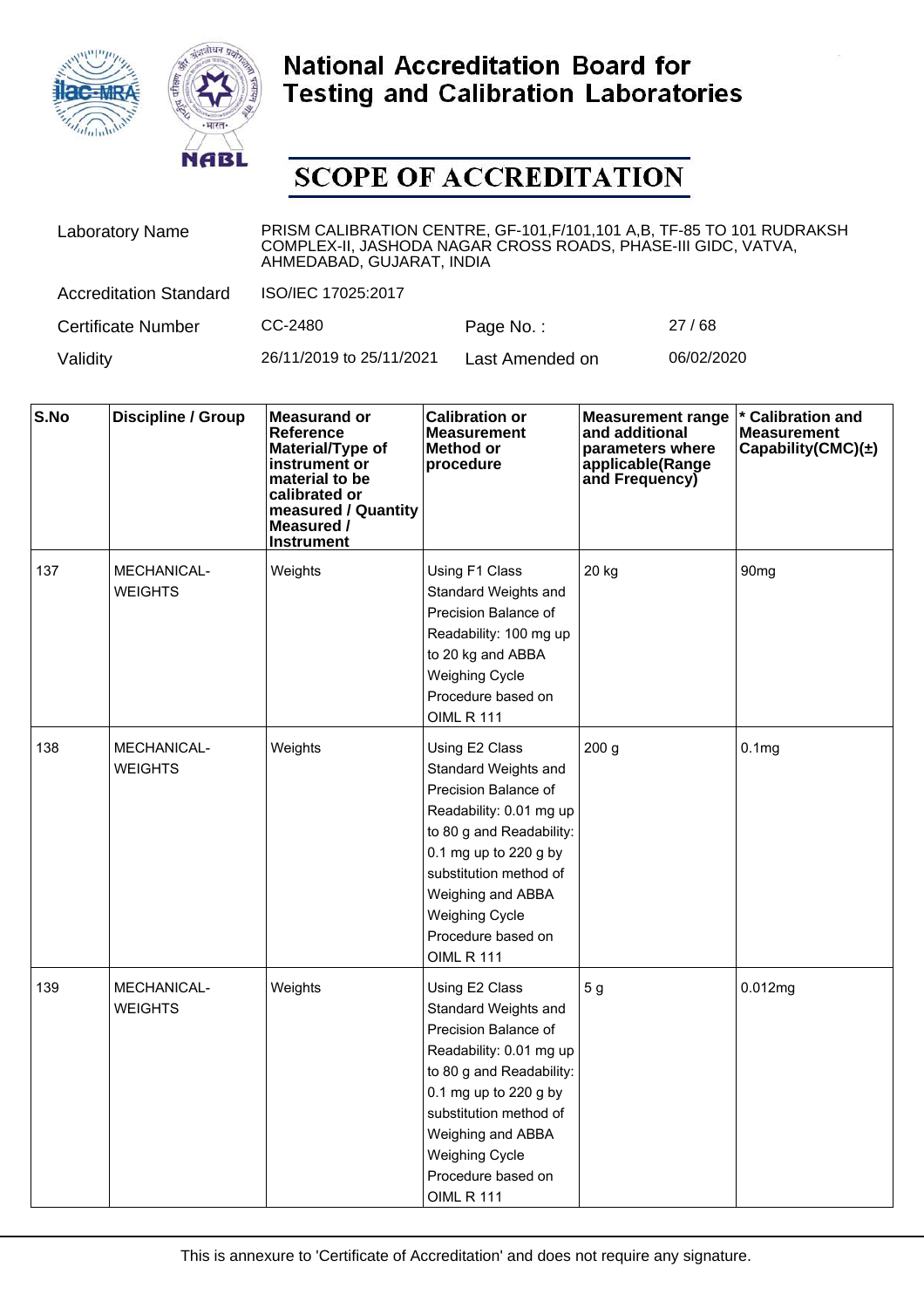# National Accreditation Board for Testing and Calibration Laboratories

# SCOPE OF ACCREDITATION

| | | | |
|---|---|---|---|
| Laboratory Name | PRISM CALIBRATION CENTRE, GF-101,F/101,101 A,B, TF-85 TO 101 RUDRAKSH COMPLEX-II, JASHODA NAGAR CROSS ROADS, PHASE-III GIDC, VATVA, AHMEDABAD, GUJARAT, INDIA | | |
| Accreditation Standard | ISO/IEC 17025:2017 | | |
| Certificate Number | CC-2480 | Page No. : | 27 / 68 |
| Validity | 26/11/2019 to 25/11/2021 | Last Amended on | 06/02/2020 |

| S.No | Discipline / Group | Measurand or Reference Material/Type of instrument or material to be calibrated or measured / Quantity Measured / Instrument | Calibration or Measurement Method or procedure | Measurement range and additional parameters where applicable(Range and Frequency) | * Calibration and Measurement Capability(CMC)(±) |
|---|---|---|---|---|---|
| 137 | MECHANICAL- WEIGHTS | Weights | Using F1 Class Standard Weights and Precision Balance of Readability: 100 mg up to 20 kg and ABBA Weighing Cycle Procedure based on OIML R 111 | 20 kg | 90mg |
| 138 | MECHANICAL- WEIGHTS | Weights | Using E2 Class Standard Weights and Precision Balance of Readability: 0.01 mg up to 80 g and Readability: 0.1 mg up to 220 g by substitution method of Weighing and ABBA Weighing Cycle Procedure based on OIML R 111 | 200 g | 0.1mg |
| 139 | MECHANICAL- WEIGHTS | Weights | Using E2 Class Standard Weights and Precision Balance of Readability: 0.01 mg up to 80 g and Readability: 0.1 mg up to 220 g by substitution method of Weighing and ABBA Weighing Cycle Procedure based on OIML R 111 | 5 g | 0.012mg |

This is annexure to 'Certificate of Accreditation' and does not require any signature.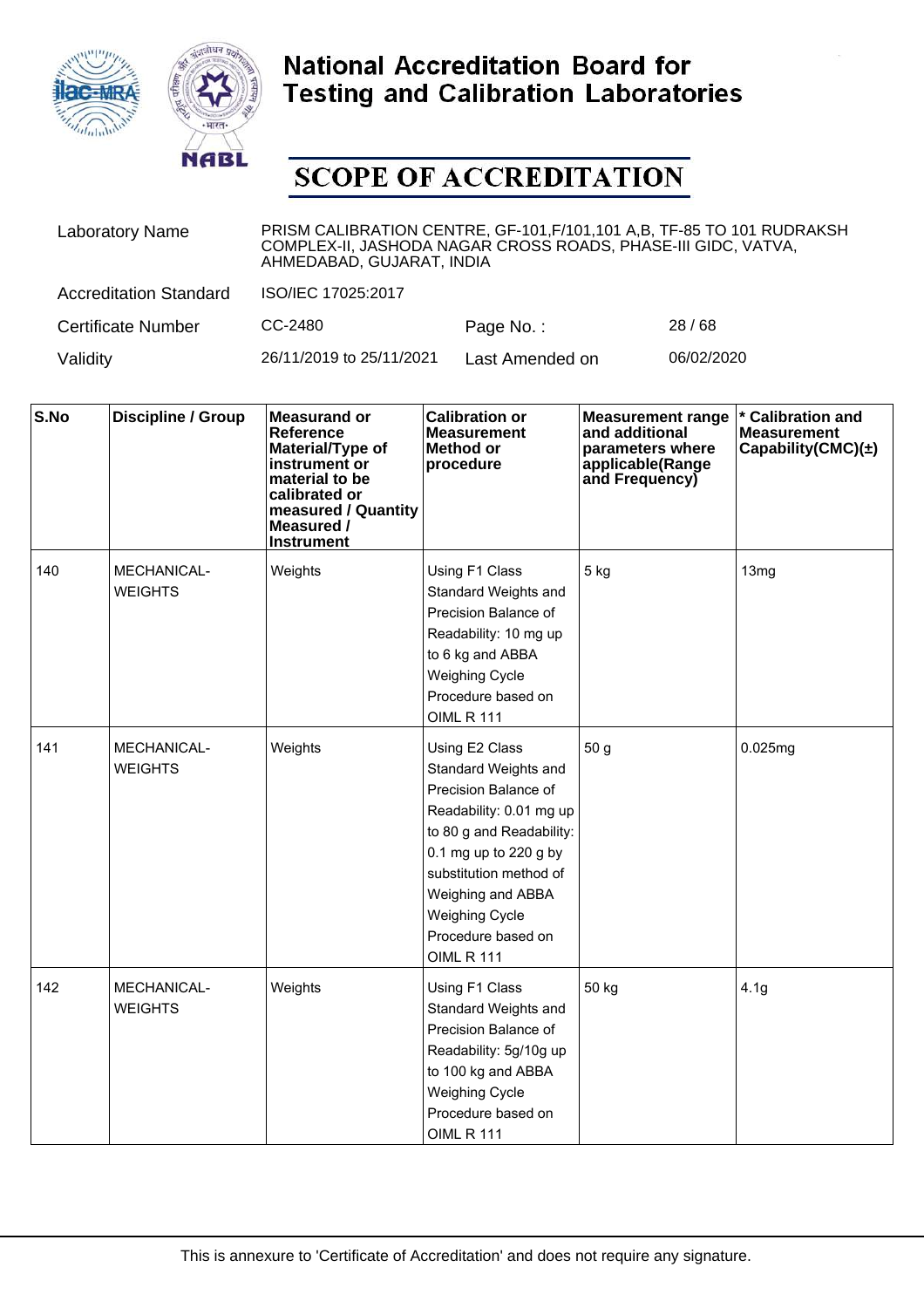# National Accreditation Board for Testing and Calibration Laboratories

## SCOPE OF ACCREDITATION

| | | | |
|---|---|---|---|
| Laboratory Name | PRISM CALIBRATION CENTRE, GF-101,F/101,101 A,B, TF-85 TO 101 RUDRAKSH COMPLEX-II, JASHODA NAGAR CROSS ROADS, PHASE-III GIDC, VATVA, AHMEDABAD, GUJARAT, INDIA | | |
| Accreditation Standard | ISO/IEC 17025:2017 | | |
| Certificate Number | CC-2480 | Page No. : | 28 / 68 |
| Validity | 26/11/2019 to 25/11/2021 | Last Amended on | 06/02/2020 |

| S.No | Discipline / Group | Measurand or Reference Material/Type of instrument or material to be calibrated or measured / Quantity Measured / Instrument | Calibration or Measurement Method or procedure | Measurement range and additional parameters where applicable(Range and Frequency) | * Calibration and Measurement Capability(CMC)(±) |
|---|---|---|---|---|---|
| 140 | MECHANICAL- WEIGHTS | Weights | Using F1 Class Standard Weights and Precision Balance of Readability: 10 mg up to 6 kg and ABBA Weighing Cycle Procedure based on OIML R 111 | 5 kg | 13mg |
| 141 | MECHANICAL- WEIGHTS | Weights | Using E2 Class Standard Weights and Precision Balance of Readability: 0.01 mg up to 80 g and Readability: 0.1 mg up to 220 g by substitution method of Weighing and ABBA Weighing Cycle Procedure based on OIML R 111 | 50 g | 0.025mg |
| 142 | MECHANICAL- WEIGHTS | Weights | Using F1 Class Standard Weights and Precision Balance of Readability: 5g/10g up to 100 kg and ABBA Weighing Cycle Procedure based on OIML R 111 | 50 kg | 4.1g |

This is annexure to 'Certificate of Accreditation' and does not require any signature.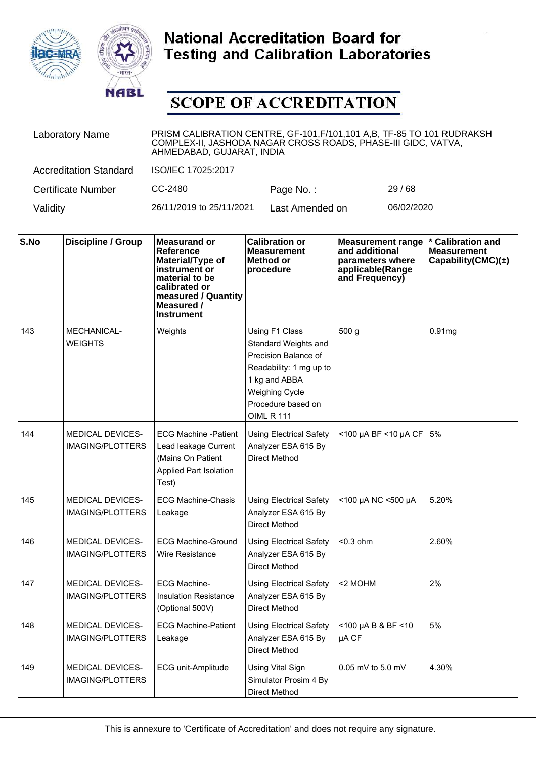# National Accreditation Board for Testing and Calibration Laboratories

## SCOPE OF ACCREDITATION

| | | | |
|---|---|---|---|
| Laboratory Name | PRISM CALIBRATION CENTRE, GF-101,F/101,101 A,B, TF-85 TO 101 RUDRAKSH COMPLEX-II, JASHODA NAGAR CROSS ROADS, PHASE-III GIDC, VATVA, AHMEDABAD, GUJARAT, INDIA | | |
| Accreditation Standard | ISO/IEC 17025:2017 | | |
| Certificate Number | CC-2480 | Page No. : | 29 / 68 |
| Validity | 26/11/2019 to 25/11/2021 | Last Amended on | 06/02/2020 |

| S.No | Discipline / Group | Measurand or Reference Material/Type of instrument or material to be calibrated or measured / Quantity Measured / Instrument | Calibration or Measurement Method or procedure | Measurement range and additional parameters where applicable(Range and Frequency) | * Calibration and Measurement Capability(CMC)(±) |
|---|---|---|---|---|---|
| 143 | MECHANICAL-WEIGHTS | Weights | Using F1 Class Standard Weights and Precision Balance of Readability: 1 mg up to 1 kg and ABBA Weighing Cycle Procedure based on OIML R 111 | 500 g | 0.91mg |
| 144 | MEDICAL DEVICES-IMAGING/PLOTTERS | ECG Machine -Patient Lead leakage Current (Mains On Patient Applied Part Isolation Test) | Using Electrical Safety Analyzer ESA 615 By Direct Method | <100 µA BF <10 µA CF | 5% |
| 145 | MEDICAL DEVICES-IMAGING/PLOTTERS | ECG Machine-Chasis Leakage | Using Electrical Safety Analyzer ESA 615 By Direct Method | <100 µA NC <500 µA | 5.20% |
| 146 | MEDICAL DEVICES-IMAGING/PLOTTERS | ECG Machine-Ground Wire Resistance | Using Electrical Safety Analyzer ESA 615 By Direct Method | <0.3 ohm | 2.60% |
| 147 | MEDICAL DEVICES-IMAGING/PLOTTERS | ECG Machine-Insulation Resistance (Optional 500V) | Using Electrical Safety Analyzer ESA 615 By Direct Method | <2 MOHM | 2% |
| 148 | MEDICAL DEVICES-IMAGING/PLOTTERS | ECG Machine-Patient Leakage | Using Electrical Safety Analyzer ESA 615 By Direct Method | <100 µA B & BF <10 µA CF | 5% |
| 149 | MEDICAL DEVICES-IMAGING/PLOTTERS | ECG unit-Amplitude | Using Vital Sign Simulator Prosim 4 By Direct Method | 0.05 mV to 5.0 mV | 4.30% |

This is annexure to 'Certificate of Accreditation' and does not require any signature.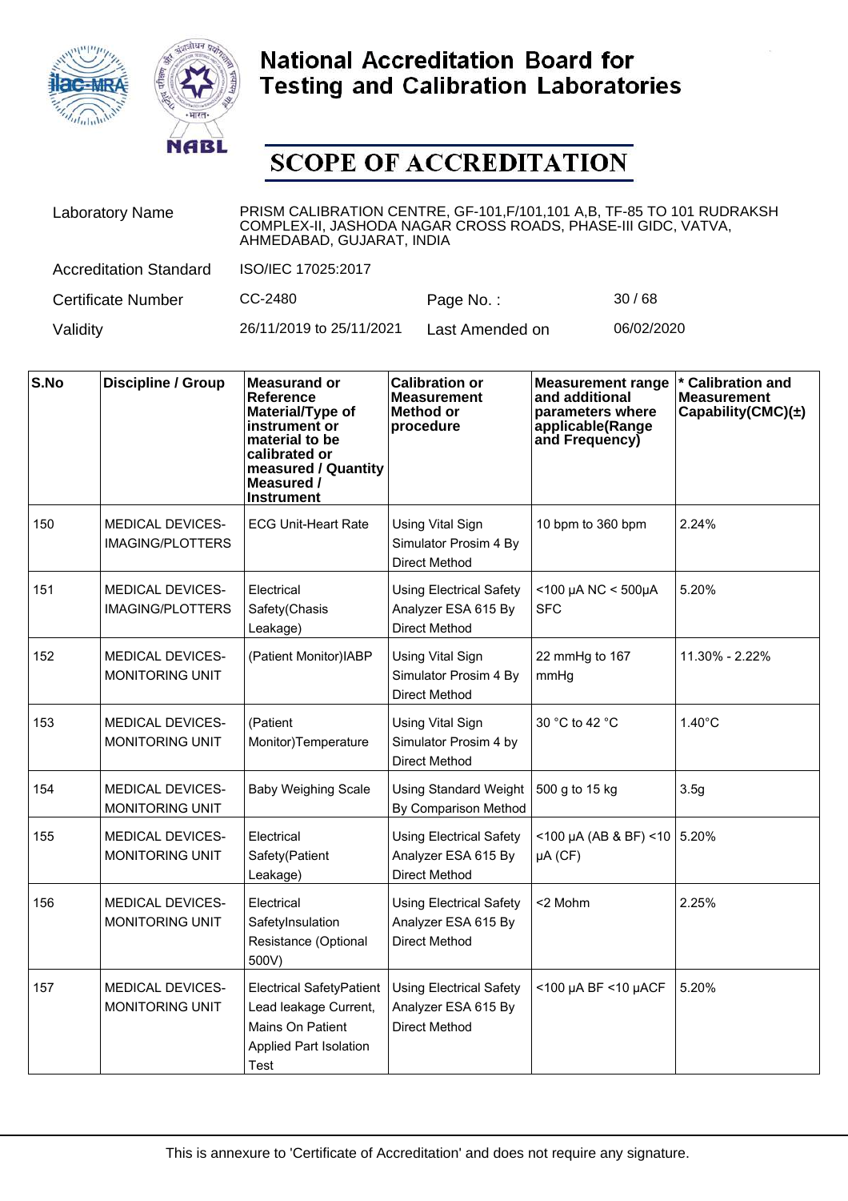# National Accreditation Board for Testing and Calibration Laboratories

## SCOPE OF ACCREDITATION

| | | | |
|---|---|---|---|
| Laboratory Name | PRISM CALIBRATION CENTRE, GF-101,F/101,101 A,B, TF-85 TO 101 RUDRAKSH COMPLEX-II, JASHODA NAGAR CROSS ROADS, PHASE-III GIDC, VATVA, AHMEDABAD, GUJARAT, INDIA | | |
| Accreditation Standard | ISO/IEC 17025:2017 | | |
| Certificate Number | CC-2480 | Page No. : | 30 / 68 |
| Validity | 26/11/2019 to 25/11/2021 | Last Amended on | 06/02/2020 |

| S.No | Discipline / Group | Measurand or Reference Material/Type of instrument or material to be calibrated or measured / Quantity Measured / Instrument | Calibration or Measurement Method or procedure | Measurement range and additional parameters where applicable(Range and Frequency) | * Calibration and Measurement Capability(CMC)(±) |
|---|---|---|---|---|---|
| 150 | MEDICAL DEVICES-IMAGING/PLOTTERS | ECG Unit-Heart Rate | Using Vital Sign Simulator Prosim 4 By Direct Method | 10 bpm to 360 bpm | 2.24% |
| 151 | MEDICAL DEVICES-IMAGING/PLOTTERS | Electrical Safety(Chasis Leakage) | Using Electrical Safety Analyzer ESA 615 By Direct Method | <100 µA NC < 500µA SFC | 5.20% |
| 152 | MEDICAL DEVICES-MONITORING UNIT | (Patient Monitor)IABP | Using Vital Sign Simulator Prosim 4 By Direct Method | 22 mmHg to 167 mmHg | 11.30% - 2.22% |
| 153 | MEDICAL DEVICES-MONITORING UNIT | (Patient Monitor)Temperature | Using Vital Sign Simulator Prosim 4 by Direct Method | 30 °C to 42 °C | 1.40°C |
| 154 | MEDICAL DEVICES-MONITORING UNIT | Baby Weighing Scale | Using Standard Weight By Comparison Method | 500 g to 15 kg | 3.5g |
| 155 | MEDICAL DEVICES-MONITORING UNIT | Electrical Safety(Patient Leakage) | Using Electrical Safety Analyzer ESA 615 By Direct Method | <100 µA (AB & BF) <10 µA (CF) | 5.20% |
| 156 | MEDICAL DEVICES-MONITORING UNIT | Electrical SafetyInsulation Resistance (Optional 500V) | Using Electrical Safety Analyzer ESA 615 By Direct Method | <2 Mohm | 2.25% |
| 157 | MEDICAL DEVICES-MONITORING UNIT | Electrical SafetyPatient Lead leakage Current, Mains On Patient Applied Part Isolation Test | Using Electrical Safety Analyzer ESA 615 By Direct Method | <100 µA BF <10 µACF | 5.20% |

This is annexure to 'Certificate of Accreditation' and does not require any signature.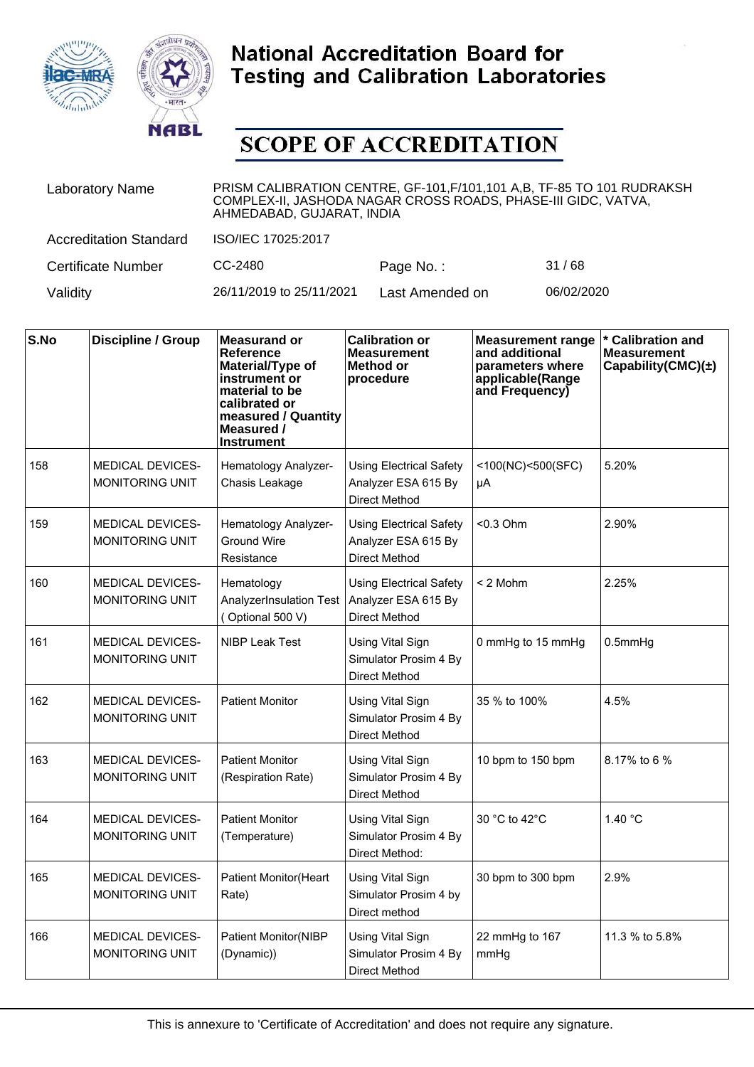# National Accreditation Board for Testing and Calibration Laboratories

## SCOPE OF ACCREDITATION

| | | | |
|---|---|---|---|
| Laboratory Name | PRISM CALIBRATION CENTRE, GF-101,F/101,101 A,B, TF-85 TO 101 RUDRAKSH COMPLEX-II, JASHODA NAGAR CROSS ROADS, PHASE-III GIDC, VATVA, AHMEDABAD, GUJARAT, INDIA | | |
| Accreditation Standard | ISO/IEC 17025:2017 | | |
| Certificate Number | CC-2480 | Page No. : | 31 / 68 |
| Validity | 26/11/2019 to 25/11/2021 | Last Amended on | 06/02/2020 |

| S.No | Discipline / Group | Measurand or Reference Material/Type of instrument or material to be calibrated or measured / Quantity Measured / Instrument | Calibration or Measurement Method or procedure | Measurement range and additional parameters where applicable(Range and Frequency) | * Calibration and Measurement Capability(CMC)(±) |
|---|---|---|---|---|---|
| 158 | MEDICAL DEVICES-MONITORING UNIT | Hematology Analyzer-Chasis Leakage | Using Electrical Safety Analyzer ESA 615 By Direct Method | <100(NC)<500(SFC) μA | 5.20% |
| 159 | MEDICAL DEVICES-MONITORING UNIT | Hematology Analyzer-Ground Wire Resistance | Using Electrical Safety Analyzer ESA 615 By Direct Method | <0.3 Ohm | 2.90% |
| 160 | MEDICAL DEVICES-MONITORING UNIT | Hematology AnalyzerInsulation Test ( Optional 500 V) | Using Electrical Safety Analyzer ESA 615 By Direct Method | < 2 Mohm | 2.25% |
| 161 | MEDICAL DEVICES-MONITORING UNIT | NIBP Leak Test | Using Vital Sign Simulator Prosim 4 By Direct Method | 0 mmHg to 15 mmHg | 0.5mmHg |
| 162 | MEDICAL DEVICES-MONITORING UNIT | Patient Monitor | Using Vital Sign Simulator Prosim 4 By Direct Method | 35 % to 100% | 4.5% |
| 163 | MEDICAL DEVICES-MONITORING UNIT | Patient Monitor (Respiration Rate) | Using Vital Sign Simulator Prosim 4 By Direct Method | 10 bpm to 150 bpm | 8.17% to 6 % |
| 164 | MEDICAL DEVICES-MONITORING UNIT | Patient Monitor (Temperature) | Using Vital Sign Simulator Prosim 4 By Direct Method: | 30 °C to 42°C | 1.40 °C |
| 165 | MEDICAL DEVICES-MONITORING UNIT | Patient Monitor(Heart Rate) | Using Vital Sign Simulator Prosim 4 by Direct method | 30 bpm to 300 bpm | 2.9% |
| 166 | MEDICAL DEVICES-MONITORING UNIT | Patient Monitor(NIBP (Dynamic)) | Using Vital Sign Simulator Prosim 4 By Direct Method | 22 mmHg to 167 mmHg | 11.3 % to 5.8% |

This is annexure to 'Certificate of Accreditation' and does not require any signature.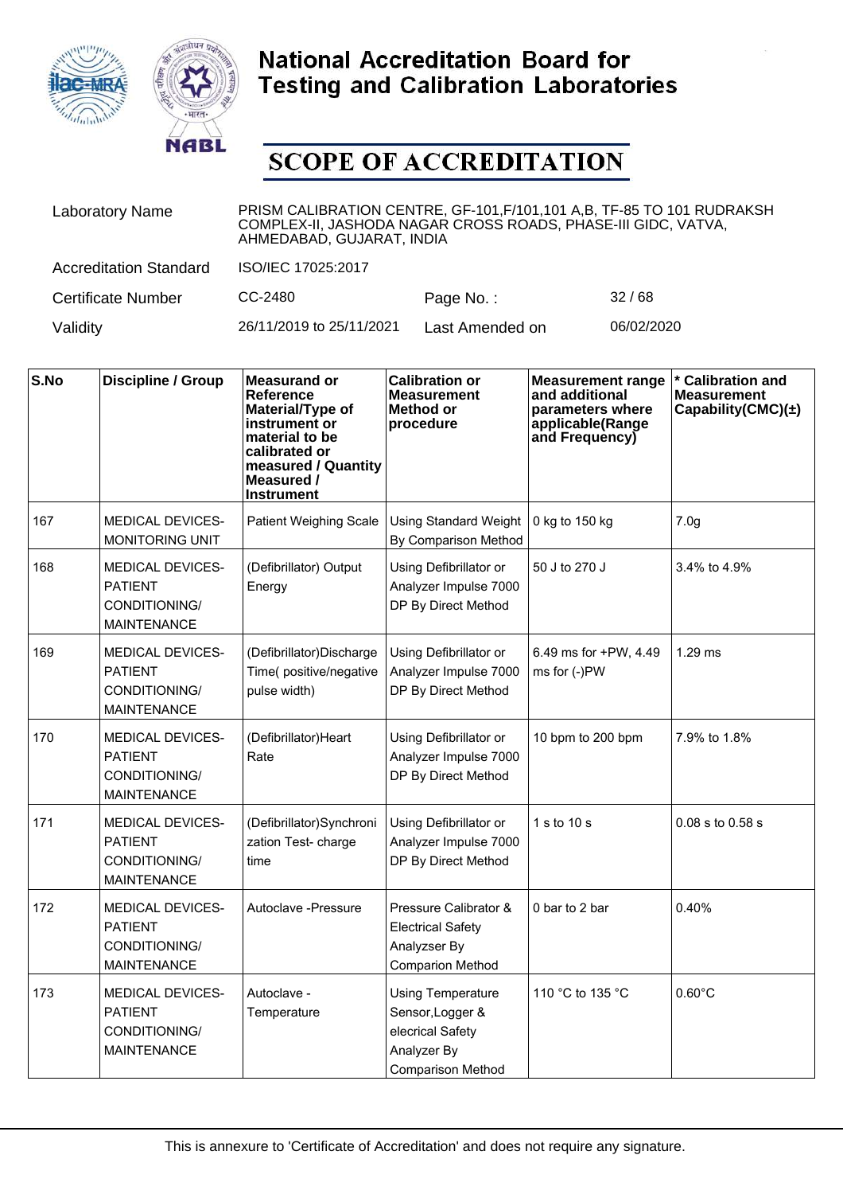# National Accreditation Board for Testing and Calibration Laboratories

## SCOPE OF ACCREDITATION

| | | | |
|---|---|---|---|
| Laboratory Name | PRISM CALIBRATION CENTRE, GF-101,F/101,101 A,B, TF-85 TO 101 RUDRAKSH COMPLEX-II, JASHODA NAGAR CROSS ROADS, PHASE-III GIDC, VATVA, AHMEDABAD, GUJARAT, INDIA | | |
| Accreditation Standard | ISO/IEC 17025:2017 | | |
| Certificate Number | CC-2480 | Page No. : | 32 / 68 |
| Validity | 26/11/2019 to 25/11/2021 | Last Amended on | 06/02/2020 |

| S.No | Discipline / Group | Measurand or Reference Material/Type of instrument or material to be calibrated or measured / Quantity Measured / Instrument | Calibration or Measurement Method or procedure | Measurement range and additional parameters where applicable(Range and Frequency) | * Calibration and Measurement Capability(CMC)(±) |
|---|---|---|---|---|---|
| 167 | MEDICAL DEVICES- MONITORING UNIT | Patient Weighing Scale | Using Standard Weight By Comparison Method | 0 kg to 150 kg | 7.0g |
| 168 | MEDICAL DEVICES- PATIENT CONDITIONING/ MAINTENANCE | (Defibrillator) Output Energy | Using Defibrillator or Analyzer Impulse 7000 DP By Direct Method | 50 J to 270 J | 3.4% to 4.9% |
| 169 | MEDICAL DEVICES- PATIENT CONDITIONING/ MAINTENANCE | (Defibrillator)Discharge Time( positive/negative pulse width) | Using Defibrillator or Analyzer Impulse 7000 DP By Direct Method | 6.49 ms for +PW, 4.49 ms for (-)PW | 1.29 ms |
| 170 | MEDICAL DEVICES- PATIENT CONDITIONING/ MAINTENANCE | (Defibrillator)Heart Rate | Using Defibrillator or Analyzer Impulse 7000 DP By Direct Method | 10 bpm to 200 bpm | 7.9% to 1.8% |
| 171 | MEDICAL DEVICES- PATIENT CONDITIONING/ MAINTENANCE | (Defibrillator)Synchronization Test- charge time | Using Defibrillator or Analyzer Impulse 7000 DP By Direct Method | 1 s to 10 s | 0.08 s to 0.58 s |
| 172 | MEDICAL DEVICES- PATIENT CONDITIONING/ MAINTENANCE | Autoclave -Pressure | Pressure Calibrator & Electrical Safety Analyzser By Comparion Method | 0 bar to 2 bar | 0.40% |
| 173 | MEDICAL DEVICES- PATIENT CONDITIONING/ MAINTENANCE | Autoclave - Temperature | Using Temperature Sensor,Logger & elecrical Safety Analyzer By Comparison Method | 110 °C to 135 °C | 0.60°C |

This is annexure to 'Certificate of Accreditation' and does not require any signature.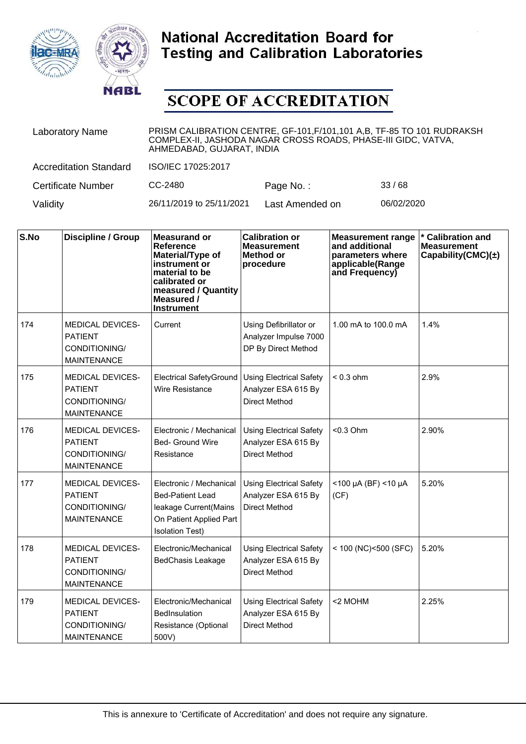# National Accreditation Board for Testing and Calibration Laboratories

## SCOPE OF ACCREDITATION

| | | | |
|---|---|---|---|
| Laboratory Name | PRISM CALIBRATION CENTRE, GF-101,F/101,101 A,B, TF-85 TO 101 RUDRAKSH COMPLEX-II, JASHODA NAGAR CROSS ROADS, PHASE-III GIDC, VATVA, AHMEDABAD, GUJARAT, INDIA | | |
| Accreditation Standard | ISO/IEC 17025:2017 | | |
| Certificate Number | CC-2480 | Page No. : | 33 / 68 |
| Validity | 26/11/2019 to 25/11/2021 | Last Amended on | 06/02/2020 |

| S.No | Discipline / Group | Measurand or Reference Material/Type of instrument or material to be calibrated or measured / Quantity Measured / Instrument | Calibration or Measurement Method or procedure | Measurement range and additional parameters where applicable(Range and Frequency) | * Calibration and Measurement Capability(CMC)(±) |
|---|---|---|---|---|---|
| 174 | MEDICAL DEVICES-PATIENT CONDITIONING/ MAINTENANCE | Current | Using Defibrillator or Analyzer Impulse 7000 DP By Direct Method | 1.00 mA to 100.0 mA | 1.4% |
| 175 | MEDICAL DEVICES-PATIENT CONDITIONING/ MAINTENANCE | Electrical SafetyGround Wire Resistance | Using Electrical Safety Analyzer ESA 615 By Direct Method | < 0.3 ohm | 2.9% |
| 176 | MEDICAL DEVICES-PATIENT CONDITIONING/ MAINTENANCE | Electronic / Mechanical Bed- Ground Wire Resistance | Using Electrical Safety Analyzer ESA 615 By Direct Method | <0.3 Ohm | 2.90% |
| 177 | MEDICAL DEVICES-PATIENT CONDITIONING/ MAINTENANCE | Electronic / Mechanical Bed-Patient Lead leakage Current(Mains On Patient Applied Part Isolation Test) | Using Electrical Safety Analyzer ESA 615 By Direct Method | <100 µA (BF) <10 µA (CF) | 5.20% |
| 178 | MEDICAL DEVICES-PATIENT CONDITIONING/ MAINTENANCE | Electronic/Mechanical BedChasis Leakage | Using Electrical Safety Analyzer ESA 615 By Direct Method | < 100 (NC)<500 (SFC) | 5.20% |
| 179 | MEDICAL DEVICES-PATIENT CONDITIONING/ MAINTENANCE | Electronic/Mechanical BedInsulation Resistance (Optional 500V) | Using Electrical Safety Analyzer ESA 615 By Direct Method | <2 MOHM | 2.25% |

This is annexure to 'Certificate of Accreditation' and does not require any signature.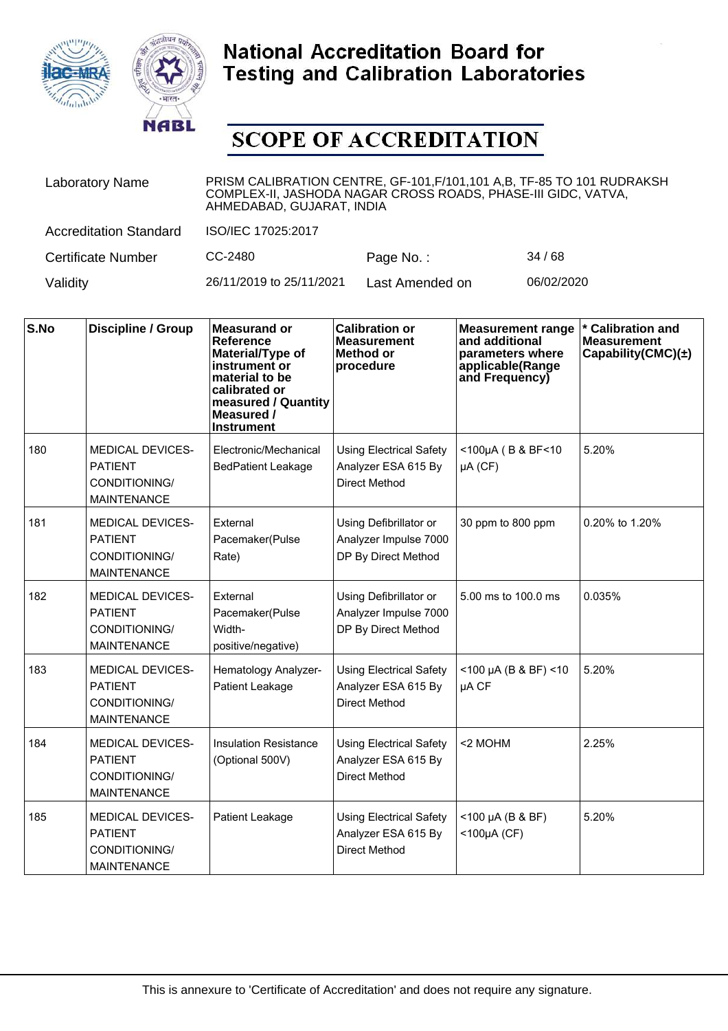# National Accreditation Board for Testing and Calibration Laboratories

## SCOPE OF ACCREDITATION

| | | | |
|---|---|---|---|
| Laboratory Name | PRISM CALIBRATION CENTRE, GF-101,F/101,101 A,B, TF-85 TO 101 RUDRAKSH COMPLEX-II, JASHODA NAGAR CROSS ROADS, PHASE-III GIDC, VATVA, AHMEDABAD, GUJARAT, INDIA | | |
| Accreditation Standard | ISO/IEC 17025:2017 | | |
| Certificate Number | CC-2480 | Page No. : | 34 / 68 |
| Validity | 26/11/2019 to 25/11/2021 | Last Amended on | 06/02/2020 |

| S.No | Discipline / Group | Measurand or Reference Material/Type of instrument or material to be calibrated or measured / Quantity Measured / Instrument | Calibration or Measurement Method or procedure | Measurement range and additional parameters where applicable(Range and Frequency) | * Calibration and Measurement Capability(CMC)(±) |
|---|---|---|---|---|---|
| 180 | MEDICAL DEVICES-PATIENT CONDITIONING/ MAINTENANCE | Electronic/Mechanical BedPatient Leakage | Using Electrical Safety Analyzer ESA 615 By Direct Method | <100µA ( B & BF<10 µA (CF) | 5.20% |
| 181 | MEDICAL DEVICES-PATIENT CONDITIONING/ MAINTENANCE | External Pacemaker(Pulse Rate) | Using Defibrillator or Analyzer Impulse 7000 DP By Direct Method | 30 ppm to 800 ppm | 0.20% to 1.20% |
| 182 | MEDICAL DEVICES-PATIENT CONDITIONING/ MAINTENANCE | External Pacemaker(Pulse Width-positive/negative) | Using Defibrillator or Analyzer Impulse 7000 DP By Direct Method | 5.00 ms to 100.0 ms | 0.035% |
| 183 | MEDICAL DEVICES-PATIENT CONDITIONING/ MAINTENANCE | Hematology Analyzer-Patient Leakage | Using Electrical Safety Analyzer ESA 615 By Direct Method | <100 µA (B & BF) <10 µA CF | 5.20% |
| 184 | MEDICAL DEVICES-PATIENT CONDITIONING/ MAINTENANCE | Insulation Resistance (Optional 500V) | Using Electrical Safety Analyzer ESA 615 By Direct Method | <2 MOHM | 2.25% |
| 185 | MEDICAL DEVICES-PATIENT CONDITIONING/ MAINTENANCE | Patient Leakage | Using Electrical Safety Analyzer ESA 615 By Direct Method | <100 µA (B & BF) <100µA (CF) | 5.20% |

This is annexure to 'Certificate of Accreditation' and does not require any signature.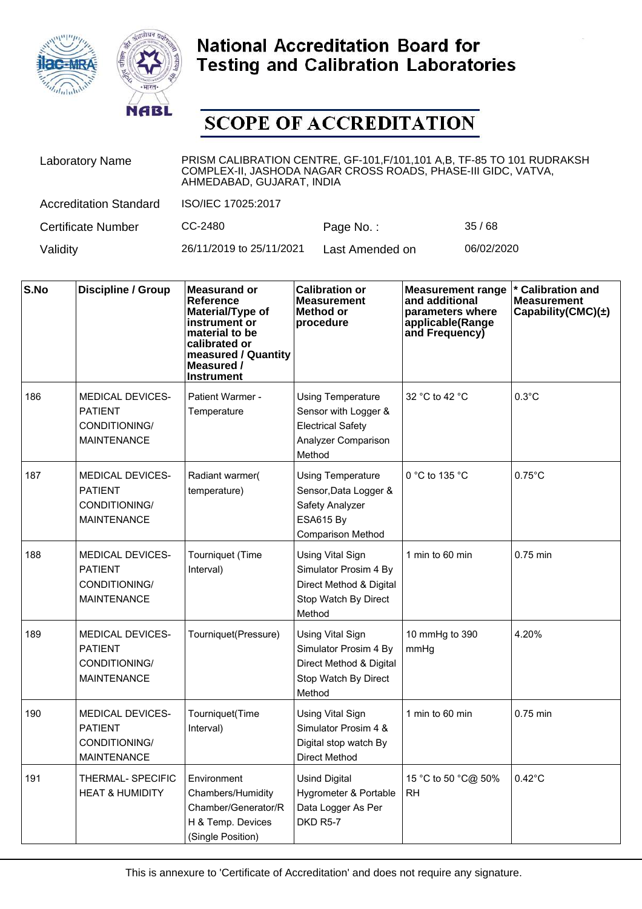# National Accreditation Board for Testing and Calibration Laboratories

# SCOPE OF ACCREDITATION

| | | | |
|---|---|---|---|
| Laboratory Name | PRISM CALIBRATION CENTRE, GF-101,F/101,101 A,B, TF-85 TO 101 RUDRAKSH COMPLEX-II, JASHODA NAGAR CROSS ROADS, PHASE-III GIDC, VATVA, AHMEDABAD, GUJARAT, INDIA | | |
| Accreditation Standard | ISO/IEC 17025:2017 | | |
| Certificate Number | CC-2480 | Page No. : | 35 / 68 |
| Validity | 26/11/2019 to 25/11/2021 | Last Amended on | 06/02/2020 |

| S.No | Discipline / Group | Measurand or Reference Material/Type of instrument or material to be calibrated or measured / Quantity Measured / Instrument | Calibration or Measurement Method or procedure | Measurement range and additional parameters where applicable(Range and Frequency) | * Calibration and Measurement Capability(CMC)(±) |
|---|---|---|---|---|---|
| 186 | MEDICAL DEVICES- PATIENT CONDITIONING/ MAINTENANCE | Patient Warmer - Temperature | Using Temperature Sensor with Logger & Electrical Safety Analyzer Comparison Method | 32 °C to 42 °C | 0.3°C |
| 187 | MEDICAL DEVICES- PATIENT CONDITIONING/ MAINTENANCE | Radiant warmer( temperature) | Using Temperature Sensor,Data Logger & Safety Analyzer ESA615 By Comparison Method | 0 °C to 135 °C | 0.75°C |
| 188 | MEDICAL DEVICES- PATIENT CONDITIONING/ MAINTENANCE | Tourniquet (Time Interval) | Using Vital Sign Simulator Prosim 4 By Direct Method & Digital Stop Watch By Direct Method | 1 min to 60 min | 0.75 min |
| 189 | MEDICAL DEVICES- PATIENT CONDITIONING/ MAINTENANCE | Tourniquet(Pressure) | Using Vital Sign Simulator Prosim 4 By Direct Method & Digital Stop Watch By Direct Method | 10 mmHg to 390 mmHg | 4.20% |
| 190 | MEDICAL DEVICES- PATIENT CONDITIONING/ MAINTENANCE | Tourniquet(Time Interval) | Using Vital Sign Simulator Prosim 4 & Digital stop watch By Direct Method | 1 min to 60 min | 0.75 min |
| 191 | THERMAL- SPECIFIC HEAT & HUMIDITY | Environment Chambers/Humidity Chamber/Generator/RH & Temp. Devices (Single Position) | Usind Digital Hygrometer & Portable Data Logger As Per DKD R5-7 | 15 °C to 50 °C@ 50% RH | 0.42°C |

This is annexure to 'Certificate of Accreditation' and does not require any signature.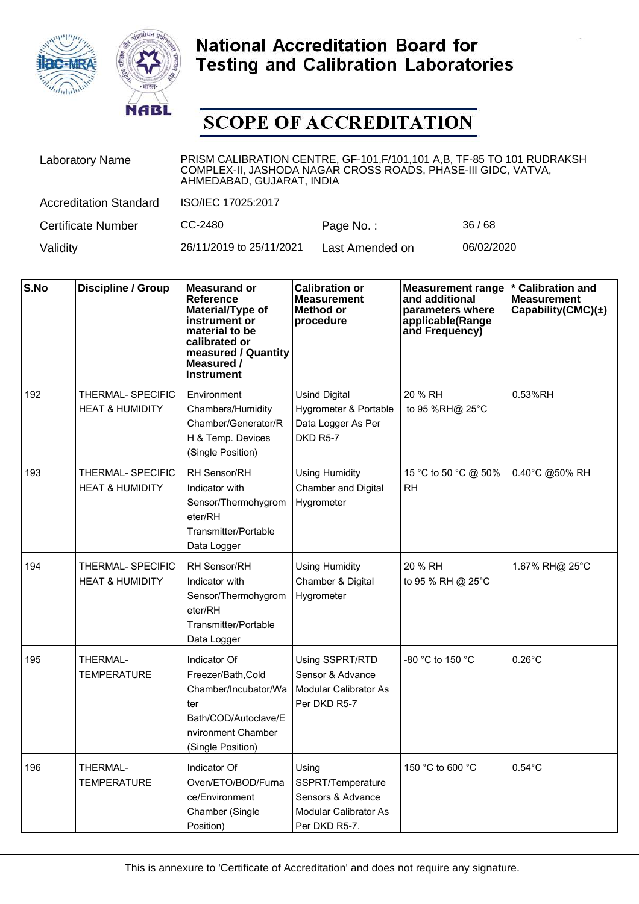# National Accreditation Board for Testing and Calibration Laboratories

## SCOPE OF ACCREDITATION

| | | | |
|---|---|---|---|
| Laboratory Name | PRISM CALIBRATION CENTRE, GF-101,F/101,101 A,B, TF-85 TO 101 RUDRAKSH COMPLEX-II, JASHODA NAGAR CROSS ROADS, PHASE-III GIDC, VATVA, AHMEDABAD, GUJARAT, INDIA | | |
| Accreditation Standard | ISO/IEC 17025:2017 | | |
| Certificate Number | CC-2480 | Page No. : | 36 / 68 |
| Validity | 26/11/2019 to 25/11/2021 | Last Amended on | 06/02/2020 |

| S.No | Discipline / Group | Measurand or Reference Material/Type of instrument or material to be calibrated or measured / Quantity Measured / Instrument | Calibration or Measurement Method or procedure | Measurement range and additional parameters where applicable(Range and Frequency) | * Calibration and Measurement Capability(CMC)(±) |
|---|---|---|---|---|---|
| 192 | THERMAL- SPECIFIC HEAT & HUMIDITY | Environment Chambers/Humidity Chamber/Generator/RH & Temp. Devices (Single Position) | Usind Digital Hygrometer & Portable Data Logger As Per DKD R5-7 | 20 % RH to 95 %RH@ 25°C | 0.53%RH |
| 193 | THERMAL- SPECIFIC HEAT & HUMIDITY | RH Sensor/RH Indicator with Sensor/Thermohygrometer/RH Transmitter/Portable Data Logger | Using Humidity Chamber and Digital Hygrometer | 15 °C to 50 °C @ 50% RH | 0.40°C @50% RH |
| 194 | THERMAL- SPECIFIC HEAT & HUMIDITY | RH Sensor/RH Indicator with Sensor/Thermohygrometer/RH Transmitter/Portable Data Logger | Using Humidity Chamber & Digital Hygrometer | 20 % RH to 95 % RH @ 25°C | 1.67% RH@ 25°C |
| 195 | THERMAL- TEMPERATURE | Indicator Of Freezer/Bath,Cold Chamber/Incubator/Water Bath/COD/Autoclave/Environment Chamber (Single Position) | Using SSPRT/RTD Sensor & Advance Modular Calibrator As Per DKD R5-7 | -80 °C to 150 °C | 0.26°C |
| 196 | THERMAL- TEMPERATURE | Indicator Of Oven/ETO/BOD/Furnace/Environment Chamber (Single Position) | Using SSPRT/Temperature Sensors & Advance Modular Calibrator As Per DKD R5-7. | 150 °C to 600 °C | 0.54°C |

This is annexure to 'Certificate of Accreditation' and does not require any signature.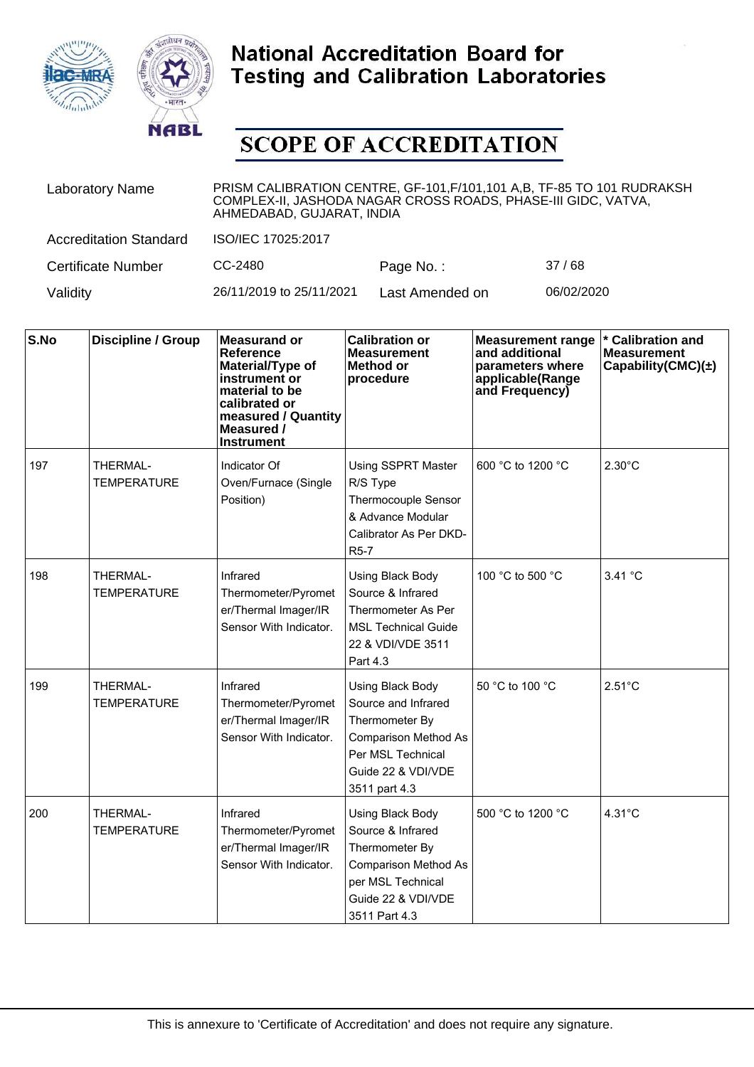# National Accreditation Board for Testing and Calibration Laboratories

## SCOPE OF ACCREDITATION

| | | | |
|---|---|---|---|
| Laboratory Name | PRISM CALIBRATION CENTRE, GF-101,F/101,101 A,B, TF-85 TO 101 RUDRAKSH COMPLEX-II, JASHODA NAGAR CROSS ROADS, PHASE-III GIDC, VATVA, AHMEDABAD, GUJARAT, INDIA | | |
| Accreditation Standard | ISO/IEC 17025:2017 | | |
| Certificate Number | CC-2480 | Page No. : | 37 / 68 |
| Validity | 26/11/2019 to 25/11/2021 | Last Amended on | 06/02/2020 |

| S.No | Discipline / Group | Measurand or Reference Material/Type of instrument or material to be calibrated or measured / Quantity Measured / Instrument | Calibration or Measurement Method or procedure | Measurement range and additional parameters where applicable(Range and Frequency) | * Calibration and Measurement Capability(CMC)(±) |
|---|---|---|---|---|---|
| 197 | THERMAL- TEMPERATURE | Indicator Of Oven/Furnace (Single Position) | Using SSPRT Master R/S Type Thermocouple Sensor & Advance Modular Calibrator As Per DKD-R5-7 | 600 °C to 1200 °C | 2.30°C |
| 198 | THERMAL- TEMPERATURE | Infrared Thermometer/Pyrometer/Thermal Imager/IR Sensor With Indicator. | Using Black Body Source & Infrared Thermometer As Per MSL Technical Guide 22 & VDI/VDE 3511 Part 4.3 | 100 °C to 500 °C | 3.41 °C |
| 199 | THERMAL- TEMPERATURE | Infrared Thermometer/Pyrometer/Thermal Imager/IR Sensor With Indicator. | Using Black Body Source and Infrared Thermometer By Comparison Method As Per MSL Technical Guide 22 & VDI/VDE 3511 part 4.3 | 50 °C to 100 °C | 2.51°C |
| 200 | THERMAL- TEMPERATURE | Infrared Thermometer/Pyrometer/Thermal Imager/IR Sensor With Indicator. | Using Black Body Source & Infrared Thermometer By Comparison Method As per MSL Technical Guide 22 & VDI/VDE 3511 Part 4.3 | 500 °C to 1200 °C | 4.31°C |

This is annexure to 'Certificate of Accreditation' and does not require any signature.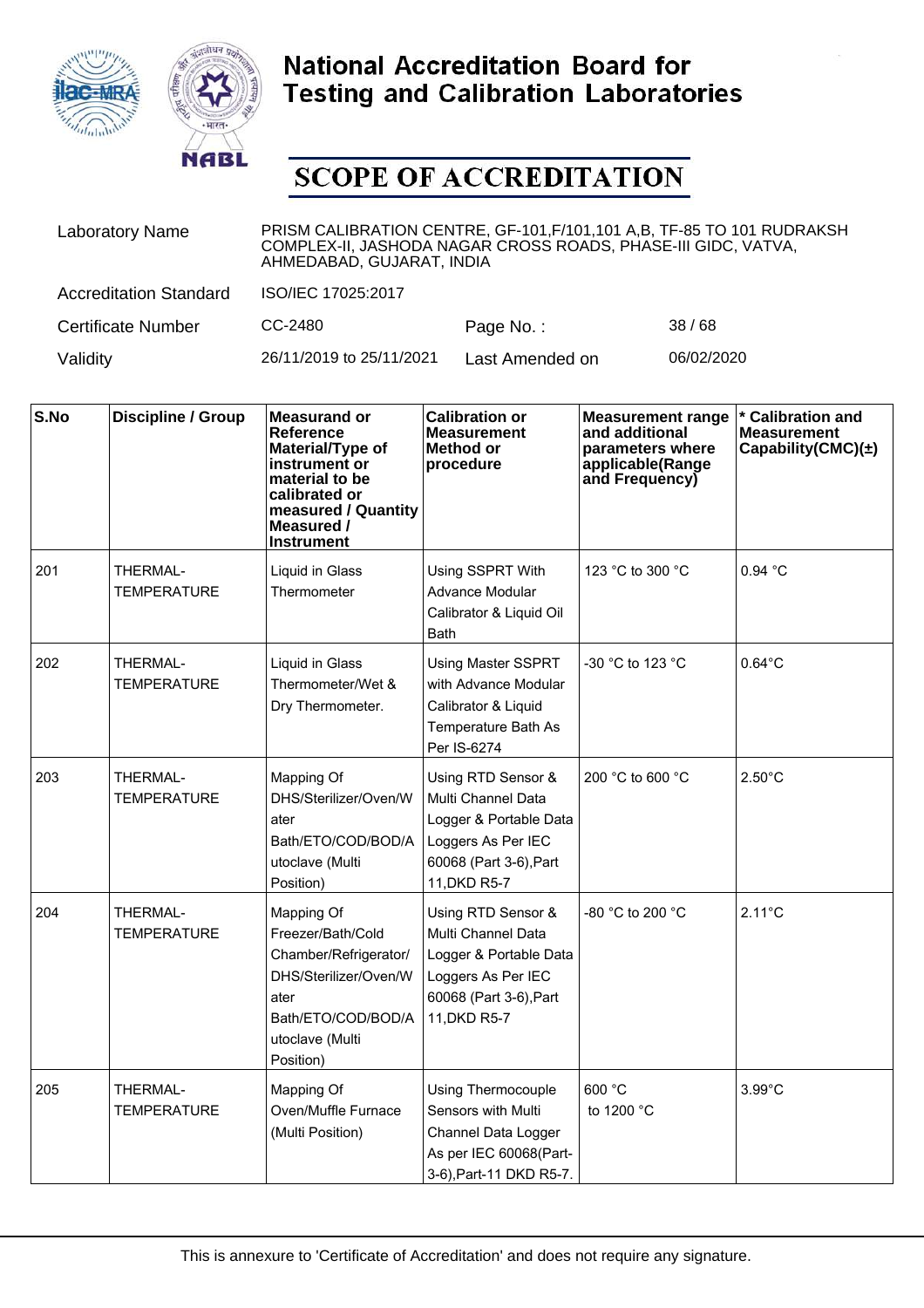# National Accreditation Board for Testing and Calibration Laboratories

# SCOPE OF ACCREDITATION

| | | | |
|---|---|---|---|
| Laboratory Name | PRISM CALIBRATION CENTRE, GF-101,F/101,101 A,B, TF-85 TO 101 RUDRAKSH COMPLEX-II, JASHODA NAGAR CROSS ROADS, PHASE-III GIDC, VATVA, AHMEDABAD, GUJARAT, INDIA | | |
| Accreditation Standard | ISO/IEC 17025:2017 | | |
| Certificate Number | CC-2480 | Page No. : | 38 / 68 |
| Validity | 26/11/2019 to 25/11/2021 | Last Amended on | 06/02/2020 |

| S.No | Discipline / Group | Measurand or Reference Material/Type of instrument or material to be calibrated or measured / Quantity Measured / Instrument | Calibration or Measurement Method or procedure | Measurement range and additional parameters where applicable(Range and Frequency) | * Calibration and Measurement Capability(CMC)(±) |
|---|---|---|---|---|---|
| 201 | THERMAL-TEMPERATURE | Liquid in Glass Thermometer | Using SSPRT With Advance Modular Calibrator & Liquid Oil Bath | 123 °C to 300 °C | 0.94 °C |
| 202 | THERMAL-TEMPERATURE | Liquid in Glass Thermometer/Wet & Dry Thermometer. | Using Master SSPRT with Advance Modular Calibrator & Liquid Temperature Bath As Per IS-6274 | -30 °C to 123 °C | 0.64°C |
| 203 | THERMAL-TEMPERATURE | Mapping Of DHS/Sterilizer/Oven/Water Bath/ETO/COD/BOD/Autoclave (Multi Position) | Using RTD Sensor & Multi Channel Data Logger & Portable Data Loggers As Per IEC 60068 (Part 3-6),Part 11,DKD R5-7 | 200 °C to 600 °C | 2.50°C |
| 204 | THERMAL-TEMPERATURE | Mapping Of Freezer/Bath/Cold Chamber/Refrigerator/DHS/Sterilizer/Oven/Water Bath/ETO/COD/BOD/Autoclave (Multi Position) | Using RTD Sensor & Multi Channel Data Logger & Portable Data Loggers As Per IEC 60068 (Part 3-6),Part 11,DKD R5-7 | -80 °C to 200 °C | 2.11°C |
| 205 | THERMAL-TEMPERATURE | Mapping Of Oven/Muffle Furnace (Multi Position) | Using Thermocouple Sensors with Multi Channel Data Logger As per IEC 60068(Part-3-6),Part-11 DKD R5-7. | 600 °C to 1200 °C | 3.99°C |

This is annexure to 'Certificate of Accreditation' and does not require any signature.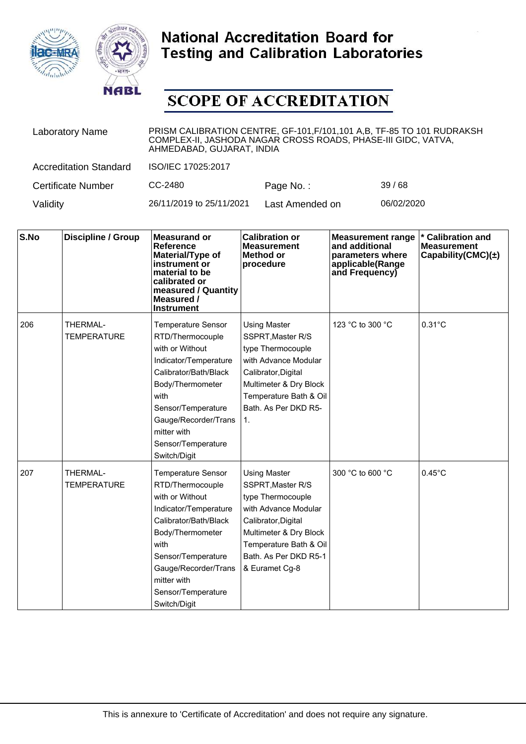# National Accreditation Board for Testing and Calibration Laboratories

# SCOPE OF ACCREDITATION

| | | | |
|---|---|---|---|
| Laboratory Name | PRISM CALIBRATION CENTRE, GF-101,F/101,101 A,B, TF-85 TO 101 RUDRAKSH COMPLEX-II, JASHODA NAGAR CROSS ROADS, PHASE-III GIDC, VATVA, AHMEDABAD, GUJARAT, INDIA | | |
| Accreditation Standard | ISO/IEC 17025:2017 | | |
| Certificate Number | CC-2480 | Page No. : | 39 / 68 |
| Validity | 26/11/2019 to 25/11/2021 | Last Amended on | 06/02/2020 |

| S.No | Discipline / Group | Measurand or Reference Material/Type of instrument or material to be calibrated or measured / Quantity Measured / Instrument | Calibration or Measurement Method or procedure | Measurement range and additional parameters where applicable(Range and Frequency) | * Calibration and Measurement Capability(CMC)(±) |
|---|---|---|---|---|---|
| 206 | THERMAL-TEMPERATURE | Temperature Sensor RTD/Thermocouple with or Without Indicator/Temperature Calibrator/Bath/Black Body/Thermometer with Sensor/Temperature Gauge/Recorder/Transmitter with Sensor/Temperature Switch/Digit | Using Master SSPRT,Master R/S type Thermocouple with Advance Modular Calibrator,Digital Multimeter & Dry Block Temperature Bath & Oil Bath. As Per DKD R5-1. | 123 °C to 300 °C | 0.31°C |
| 207 | THERMAL-TEMPERATURE | Temperature Sensor RTD/Thermocouple with or Without Indicator/Temperature Calibrator/Bath/Black Body/Thermometer with Sensor/Temperature Gauge/Recorder/Transmitter with Sensor/Temperature Switch/Digit | Using Master SSPRT,Master R/S type Thermocouple with Advance Modular Calibrator,Digital Multimeter & Dry Block Temperature Bath & Oil Bath. As Per DKD R5-1 & Euramet Cg-8 | 300 °C to 600 °C | 0.45°C |

This is annexure to 'Certificate of Accreditation' and does not require any signature.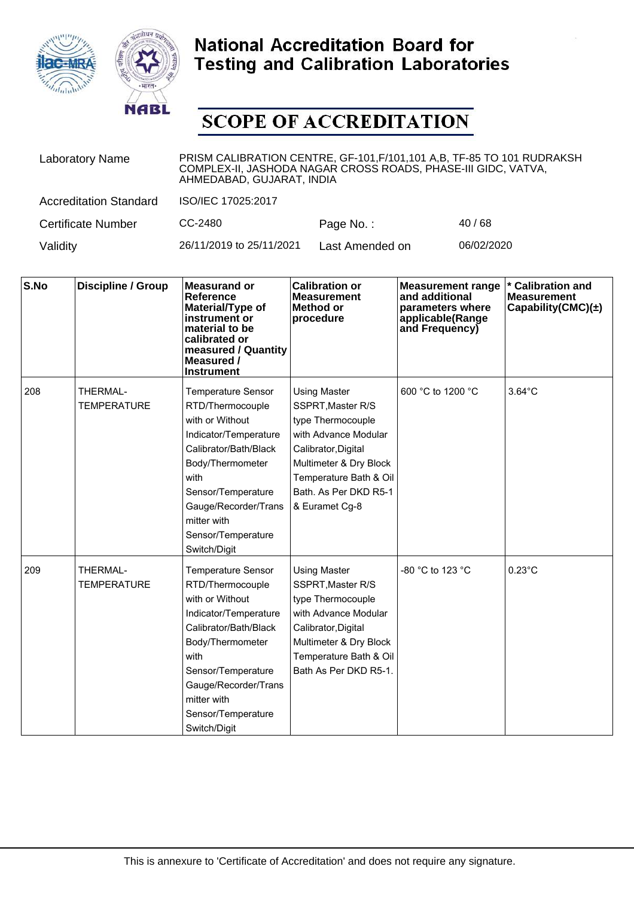# National Accreditation Board for Testing and Calibration Laboratories

## SCOPE OF ACCREDITATION

| | | | |
|---|---|---|---|
| Laboratory Name | PRISM CALIBRATION CENTRE, GF-101,F/101,101 A,B, TF-85 TO 101 RUDRAKSH COMPLEX-II, JASHODA NAGAR CROSS ROADS, PHASE-III GIDC, VATVA, AHMEDABAD, GUJARAT, INDIA | | |
| Accreditation Standard | ISO/IEC 17025:2017 | | |
| Certificate Number | CC-2480 | Page No. : | 40 / 68 |
| Validity | 26/11/2019 to 25/11/2021 | Last Amended on | 06/02/2020 |

| S.No | Discipline / Group | Measurand or Reference Material/Type of instrument or material to be calibrated or measured / Quantity Measured / Instrument | Calibration or Measurement Method or procedure | Measurement range and additional parameters where applicable(Range and Frequency) | * Calibration and Measurement Capability(CMC)(±) |
|---|---|---|---|---|---|
| 208 | THERMAL- TEMPERATURE | Temperature Sensor RTD/Thermocouple with or Without Indicator/Temperature Calibrator/Bath/Black Body/Thermometer with Sensor/Temperature Gauge/Recorder/Transmitter with Sensor/Temperature Switch/Digit | Using Master SSPRT,Master R/S type Thermocouple with Advance Modular Calibrator,Digital Multimeter & Dry Block Temperature Bath & Oil Bath. As Per DKD R5-1 & Euramet Cg-8 | 600 °C to 1200 °C | 3.64°C |
| 209 | THERMAL- TEMPERATURE | Temperature Sensor RTD/Thermocouple with or Without Indicator/Temperature Calibrator/Bath/Black Body/Thermometer with Sensor/Temperature Gauge/Recorder/Transmitter with Sensor/Temperature Switch/Digit | Using Master SSPRT,Master R/S type Thermocouple with Advance Modular Calibrator,Digital Multimeter & Dry Block Temperature Bath & Oil Bath As Per DKD R5-1. | -80 °C to 123 °C | 0.23°C |

This is annexure to 'Certificate of Accreditation' and does not require any signature.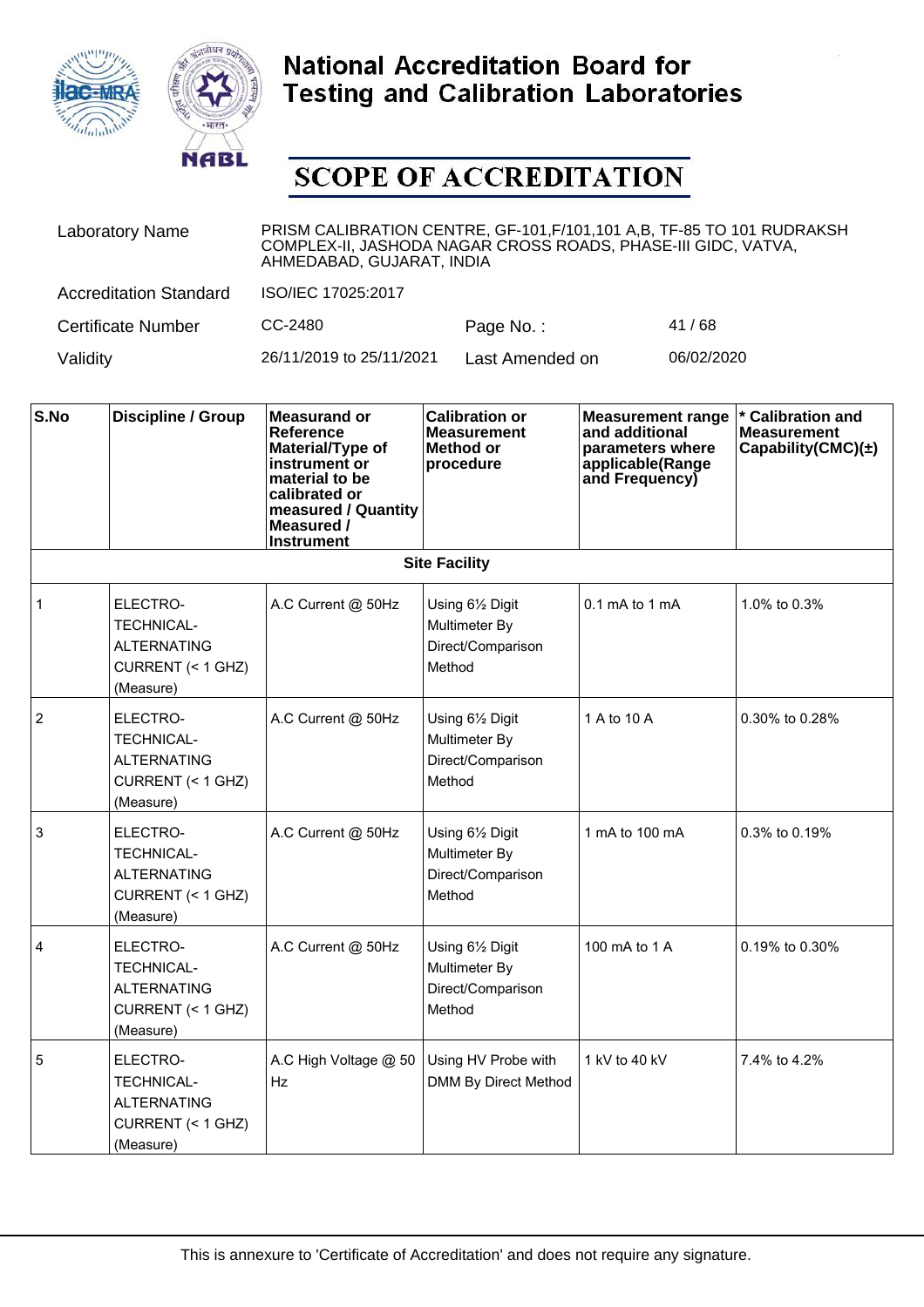# National Accreditation Board for Testing and Calibration Laboratories

## SCOPE OF ACCREDITATION

| | | | |
|---|---|---|---|
| Laboratory Name | PRISM CALIBRATION CENTRE, GF-101,F/101,101 A,B, TF-85 TO 101 RUDRAKSH COMPLEX-II, JASHODA NAGAR CROSS ROADS, PHASE-III GIDC, VATVA, AHMEDABAD, GUJARAT, INDIA | | |
| Accreditation Standard | ISO/IEC 17025:2017 | | |
| Certificate Number | CC-2480 | Page No. : | 41 / 68 |
| Validity | 26/11/2019 to 25/11/2021 | Last Amended on | 06/02/2020 |

| S.No | Discipline / Group | Measurand or Reference Material/Type of instrument or material to be calibrated or measured / Quantity Measured / Instrument | Calibration or Measurement Method or procedure | Measurement range and additional parameters where applicable(Range and Frequency) | * Calibration and Measurement Capability(CMC)(±) |
|---|---|---|---|---|---|
| | | | **Site Facility** | | |
| 1 | ELECTRO-TECHNICAL-ALTERNATING CURRENT (< 1 GHZ) (Measure) | A.C Current @ 50Hz | Using 6½ Digit Multimeter By Direct/Comparison Method | 0.1 mA to 1 mA | 1.0% to 0.3% |
| 2 | ELECTRO-TECHNICAL-ALTERNATING CURRENT (< 1 GHZ) (Measure) | A.C Current @ 50Hz | Using 6½ Digit Multimeter By Direct/Comparison Method | 1 A to 10 A | 0.30% to 0.28% |
| 3 | ELECTRO-TECHNICAL-ALTERNATING CURRENT (< 1 GHZ) (Measure) | A.C Current @ 50Hz | Using 6½ Digit Multimeter By Direct/Comparison Method | 1 mA to 100 mA | 0.3% to 0.19% |
| 4 | ELECTRO-TECHNICAL-ALTERNATING CURRENT (< 1 GHZ) (Measure) | A.C Current @ 50Hz | Using 6½ Digit Multimeter By Direct/Comparison Method | 100 mA to 1 A | 0.19% to 0.30% |
| 5 | ELECTRO-TECHNICAL-ALTERNATING CURRENT (< 1 GHZ) (Measure) | A.C High Voltage @ 50 Hz | Using HV Probe with DMM By Direct Method | 1 kV to 40 kV | 7.4% to 4.2% |

This is annexure to 'Certificate of Accreditation' and does not require any signature.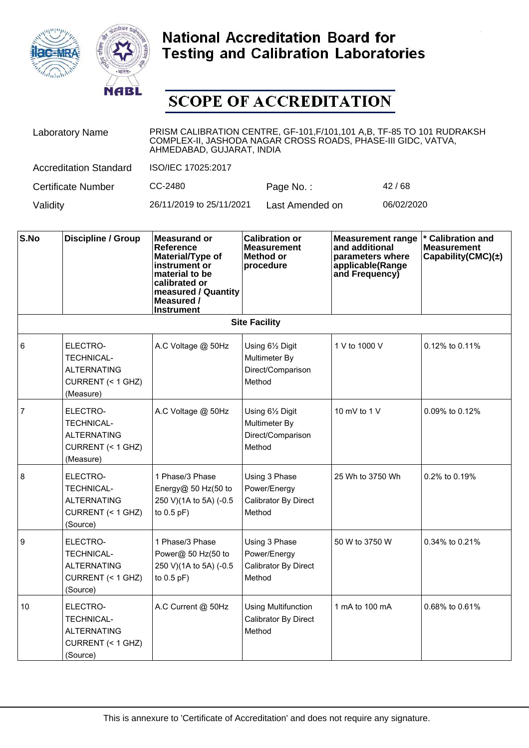# National Accreditation Board for Testing and Calibration Laboratories

## SCOPE OF ACCREDITATION

| | | | |
|---|---|---|---|
| Laboratory Name | PRISM CALIBRATION CENTRE, GF-101,F/101,101 A,B, TF-85 TO 101 RUDRAKSH COMPLEX-II, JASHODA NAGAR CROSS ROADS, PHASE-III GIDC, VATVA, AHMEDABAD, GUJARAT, INDIA | | |
| Accreditation Standard | ISO/IEC 17025:2017 | | |
| Certificate Number | CC-2480 | Page No. : | 42 / 68 |
| Validity | 26/11/2019 to 25/11/2021 | Last Amended on | 06/02/2020 |

| S.No | Discipline / Group | Measurand or Reference Material/Type of instrument or material to be calibrated or measured / Quantity Measured / Instrument | Calibration or Measurement Method or procedure | Measurement range and additional parameters where applicable(Range and Frequency) | * Calibration and Measurement Capability(CMC)(±) |
|---|---|---|---|---|---|
| | | | **Site Facility** | | |
| 6 | ELECTRO-TECHNICAL-ALTERNATING CURRENT (< 1 GHZ) (Measure) | A.C Voltage @ 50Hz | Using 6½ Digit Multimeter By Direct/Comparison Method | 1 V to 1000 V | 0.12% to 0.11% |
| 7 | ELECTRO-TECHNICAL-ALTERNATING CURRENT (< 1 GHZ) (Measure) | A.C Voltage @ 50Hz | Using 6½ Digit Multimeter By Direct/Comparison Method | 10 mV to 1 V | 0.09% to 0.12% |
| 8 | ELECTRO-TECHNICAL-ALTERNATING CURRENT (< 1 GHZ) (Source) | 1 Phase/3 Phase Energy@ 50 Hz(50 to 250 V)(1A to 5A) (-0.5 to 0.5 pF) | Using 3 Phase Power/Energy Calibrator By Direct Method | 25 Wh to 3750 Wh | 0.2% to 0.19% |
| 9 | ELECTRO-TECHNICAL-ALTERNATING CURRENT (< 1 GHZ) (Source) | 1 Phase/3 Phase Power@ 50 Hz(50 to 250 V)(1A to 5A) (-0.5 to 0.5 pF) | Using 3 Phase Power/Energy Calibrator By Direct Method | 50 W to 3750 W | 0.34% to 0.21% |
| 10 | ELECTRO-TECHNICAL-ALTERNATING CURRENT (< 1 GHZ) (Source) | A.C Current @ 50Hz | Using Multifunction Calibrator By Direct Method | 1 mA to 100 mA | 0.68% to 0.61% |

This is annexure to 'Certificate of Accreditation' and does not require any signature.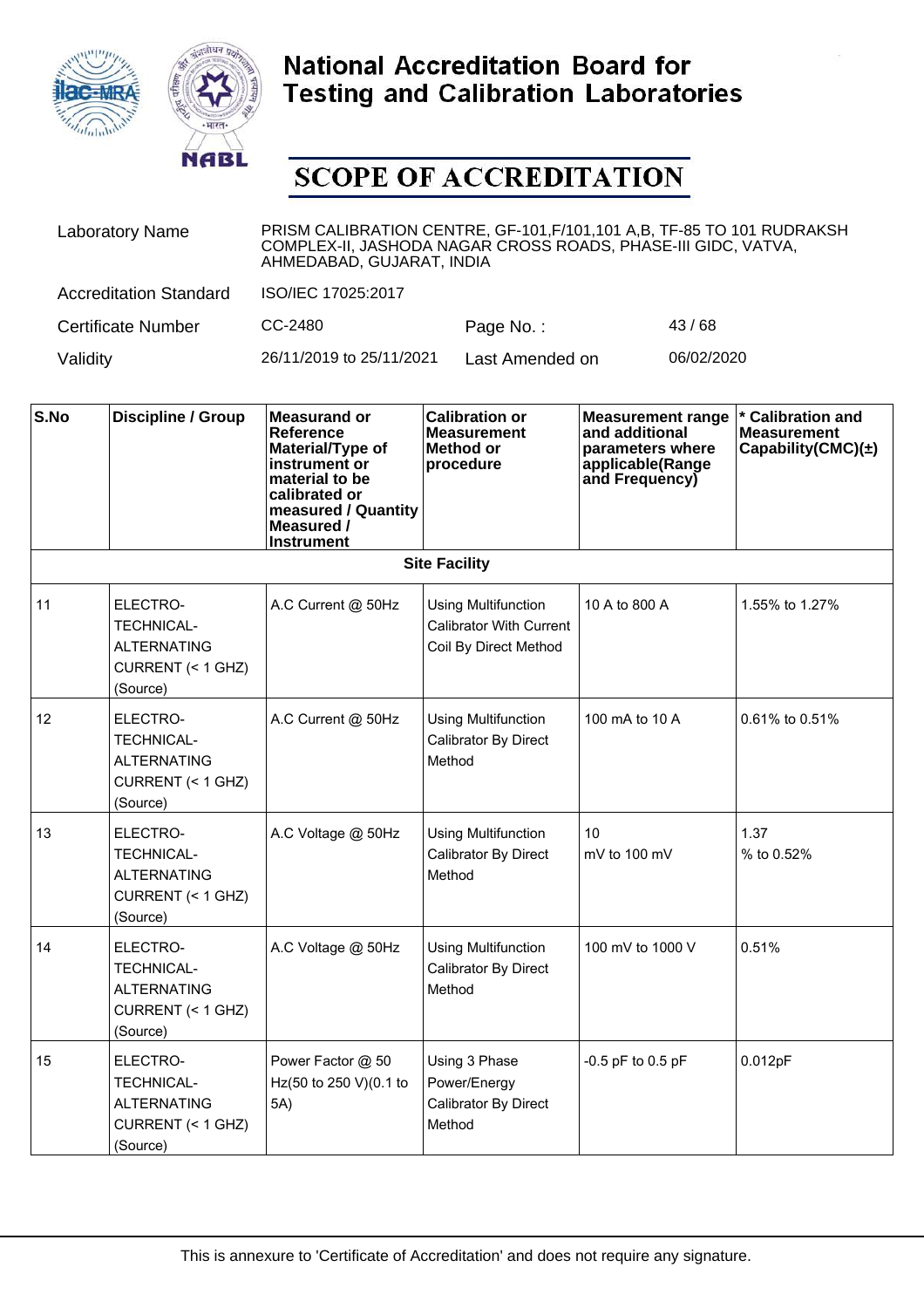# National Accreditation Board for Testing and Calibration Laboratories

## SCOPE OF ACCREDITATION

| | | | |
|---|---|---|---|
| Laboratory Name | PRISM CALIBRATION CENTRE, GF-101,F/101,101 A,B, TF-85 TO 101 RUDRAKSH COMPLEX-II, JASHODA NAGAR CROSS ROADS, PHASE-III GIDC, VATVA, AHMEDABAD, GUJARAT, INDIA | | |
| Accreditation Standard | ISO/IEC 17025:2017 | | |
| Certificate Number | CC-2480 | Page No. : | 43 / 68 |
| Validity | 26/11/2019 to 25/11/2021 | Last Amended on | 06/02/2020 |

| S.No | Discipline / Group | Measurand or Reference Material/Type of instrument or material to be calibrated or measured / Quantity Measured / Instrument | Calibration or Measurement Method or procedure | Measurement range and additional parameters where applicable(Range and Frequency) | * Calibration and Measurement Capability(CMC)(±) |
|---|---|---|---|---|---|
| **Site Facility** | | | | | |
| 11 | ELECTRO-TECHNICAL-ALTERNATING CURRENT (< 1 GHZ) (Source) | A.C Current @ 50Hz | Using Multifunction Calibrator With Current Coil By Direct Method | 10 A to 800 A | 1.55% to 1.27% |
| 12 | ELECTRO-TECHNICAL-ALTERNATING CURRENT (< 1 GHZ) (Source) | A.C Current @ 50Hz | Using Multifunction Calibrator By Direct Method | 100 mA to 10 A | 0.61% to 0.51% |
| 13 | ELECTRO-TECHNICAL-ALTERNATING CURRENT (< 1 GHZ) (Source) | A.C Voltage @ 50Hz | Using Multifunction Calibrator By Direct Method | 10 mV to 100 mV | 1.37 % to 0.52% |
| 14 | ELECTRO-TECHNICAL-ALTERNATING CURRENT (< 1 GHZ) (Source) | A.C Voltage @ 50Hz | Using Multifunction Calibrator By Direct Method | 100 mV to 1000 V | 0.51% |
| 15 | ELECTRO-TECHNICAL-ALTERNATING CURRENT (< 1 GHZ) (Source) | Power Factor @ 50 Hz(50 to 250 V)(0.1 to 5A) | Using 3 Phase Power/Energy Calibrator By Direct Method | -0.5 pF to 0.5 pF | 0.012pF |

This is annexure to 'Certificate of Accreditation' and does not require any signature.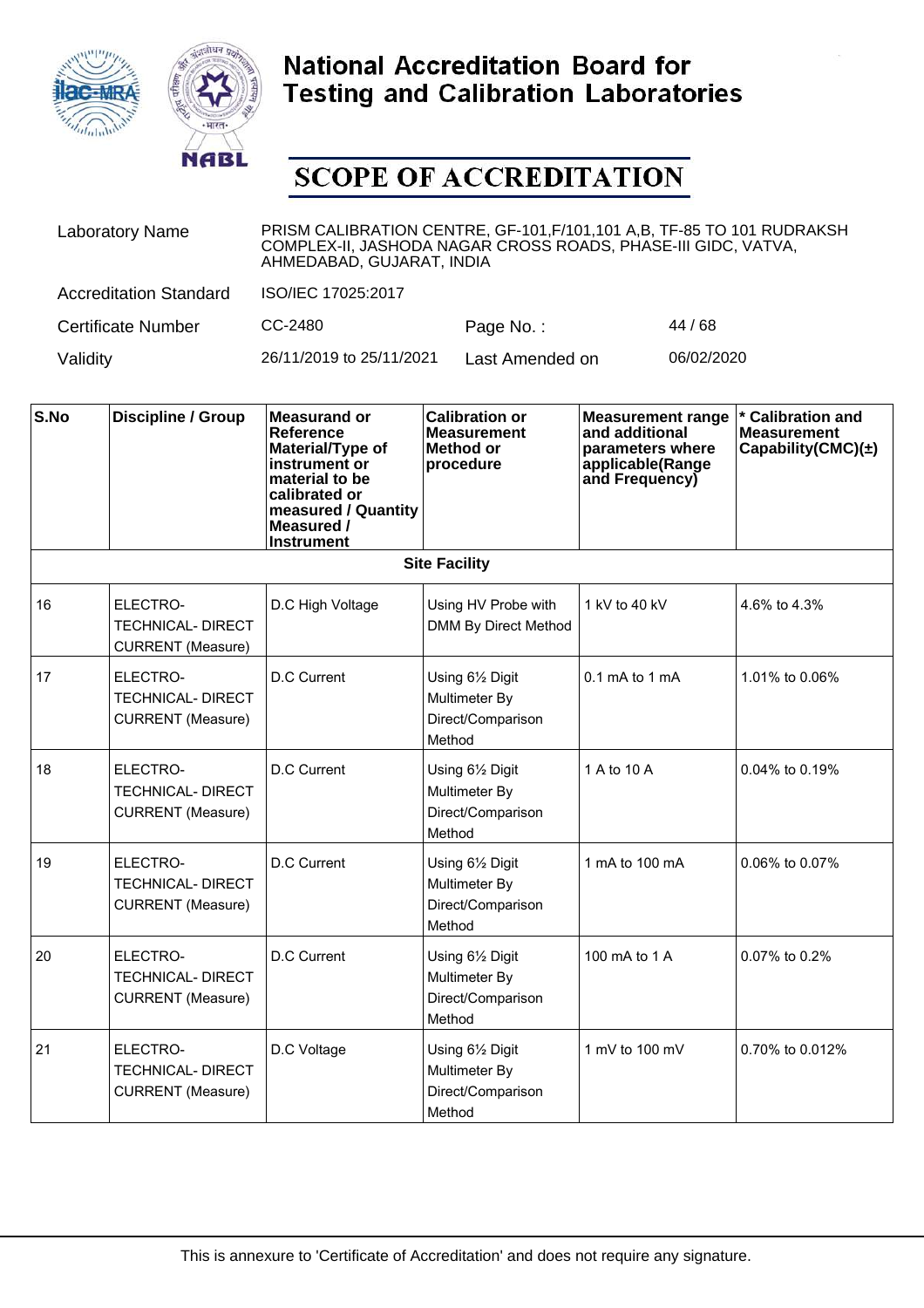# National Accreditation Board for Testing and Calibration Laboratories

## SCOPE OF ACCREDITATION

| | | | |
|---|---|---|---|
| Laboratory Name | PRISM CALIBRATION CENTRE, GF-101,F/101,101 A,B, TF-85 TO 101 RUDRAKSH COMPLEX-II, JASHODA NAGAR CROSS ROADS, PHASE-III GIDC, VATVA, AHMEDABAD, GUJARAT, INDIA | | |
| Accreditation Standard | ISO/IEC 17025:2017 | | |
| Certificate Number | CC-2480 | Page No. : | 44 / 68 |
| Validity | 26/11/2019 to 25/11/2021 | Last Amended on | 06/02/2020 |

| S.No | Discipline / Group | Measurand or Reference Material/Type of instrument or material to be calibrated or measured / Quantity Measured / Instrument | Calibration or Measurement Method or procedure | Measurement range and additional parameters where applicable(Range and Frequency) | * Calibration and Measurement Capability(CMC)(±) |
|---|---|---|---|---|---|
| | | | **Site Facility** | | |
| 16 | ELECTRO-TECHNICAL- DIRECT CURRENT (Measure) | D.C High Voltage | Using HV Probe with DMM By Direct Method | 1 kV to 40 kV | 4.6% to 4.3% |
| 17 | ELECTRO-TECHNICAL- DIRECT CURRENT (Measure) | D.C Current | Using 6½ Digit Multimeter By Direct/Comparison Method | 0.1 mA to 1 mA | 1.01% to 0.06% |
| 18 | ELECTRO-TECHNICAL- DIRECT CURRENT (Measure) | D.C Current | Using 6½ Digit Multimeter By Direct/Comparison Method | 1 A to 10 A | 0.04% to 0.19% |
| 19 | ELECTRO-TECHNICAL- DIRECT CURRENT (Measure) | D.C Current | Using 6½ Digit Multimeter By Direct/Comparison Method | 1 mA to 100 mA | 0.06% to 0.07% |
| 20 | ELECTRO-TECHNICAL- DIRECT CURRENT (Measure) | D.C Current | Using 6½ Digit Multimeter By Direct/Comparison Method | 100 mA to 1 A | 0.07% to 0.2% |
| 21 | ELECTRO-TECHNICAL- DIRECT CURRENT (Measure) | D.C Voltage | Using 6½ Digit Multimeter By Direct/Comparison Method | 1 mV to 100 mV | 0.70% to 0.012% |

This is annexure to 'Certificate of Accreditation' and does not require any signature.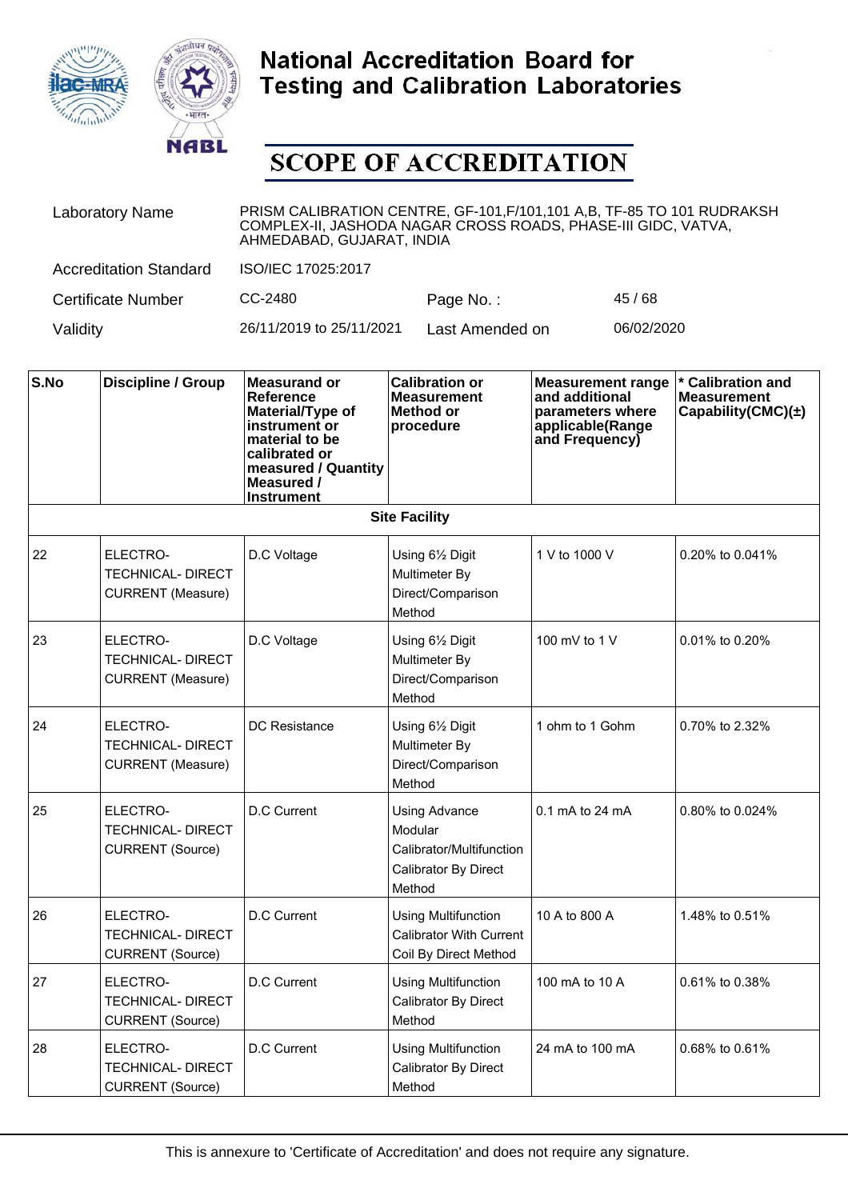# National Accreditation Board for Testing and Calibration Laboratories

## SCOPE OF ACCREDITATION

| | | | |
|---|---|---|---|
| Laboratory Name | PRISM CALIBRATION CENTRE, GF-101,F/101,101 A,B, TF-85 TO 101 RUDRAKSH COMPLEX-II, JASHODA NAGAR CROSS ROADS, PHASE-III GIDC, VATVA, AHMEDABAD, GUJARAT, INDIA | | |
| Accreditation Standard | ISO/IEC 17025:2017 | | |
| Certificate Number | CC-2480 | Page No. : | 45 / 68 |
| Validity | 26/11/2019 to 25/11/2021 | Last Amended on | 06/02/2020 |

| S.No | Discipline / Group | Measurand or Reference Material/Type of instrument or material to be calibrated or measured / Quantity Measured / Instrument | Calibration or Measurement Method or procedure | Measurement range and additional parameters where applicable(Range and Frequency) | * Calibration and Measurement Capability(CMC)(±) |
|---|---|---|---|---|---|
| | | | **Site Facility** | | |
| 22 | ELECTRO-TECHNICAL- DIRECT CURRENT (Measure) | D.C Voltage | Using 6½ Digit Multimeter By Direct/Comparison Method | 1 V to 1000 V | 0.20% to 0.041% |
| 23 | ELECTRO-TECHNICAL- DIRECT CURRENT (Measure) | D.C Voltage | Using 6½ Digit Multimeter By Direct/Comparison Method | 100 mV to 1 V | 0.01% to 0.20% |
| 24 | ELECTRO-TECHNICAL- DIRECT CURRENT (Measure) | DC Resistance | Using 6½ Digit Multimeter By Direct/Comparison Method | 1 ohm to 1 Gohm | 0.70% to 2.32% |
| 25 | ELECTRO-TECHNICAL- DIRECT CURRENT (Source) | D.C Current | Using Advance Modular Calibrator/Multifunction Calibrator By Direct Method | 0.1 mA to 24 mA | 0.80% to 0.024% |
| 26 | ELECTRO-TECHNICAL- DIRECT CURRENT (Source) | D.C Current | Using Multifunction Calibrator With Current Coil By Direct Method | 10 A to 800 A | 1.48% to 0.51% |
| 27 | ELECTRO-TECHNICAL- DIRECT CURRENT (Source) | D.C Current | Using Multifunction Calibrator By Direct Method | 100 mA to 10 A | 0.61% to 0.38% |
| 28 | ELECTRO-TECHNICAL- DIRECT CURRENT (Source) | D.C Current | Using Multifunction Calibrator By Direct Method | 24 mA to 100 mA | 0.68% to 0.61% |

This is annexure to 'Certificate of Accreditation' and does not require any signature.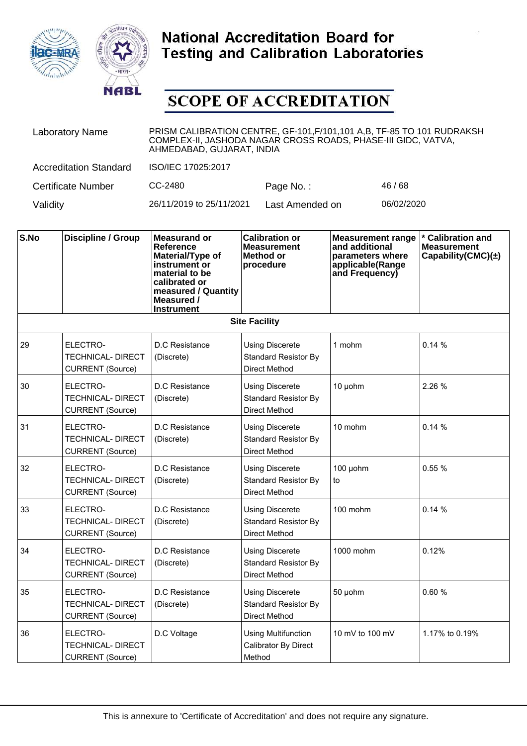# National Accreditation Board for Testing and Calibration Laboratories

## SCOPE OF ACCREDITATION

| | | | |
|---|---|---|---|
| Laboratory Name | PRISM CALIBRATION CENTRE, GF-101,F/101,101 A,B, TF-85 TO 101 RUDRAKSH COMPLEX-II, JASHODA NAGAR CROSS ROADS, PHASE-III GIDC, VATVA, AHMEDABAD, GUJARAT, INDIA | | |
| Accreditation Standard | ISO/IEC 17025:2017 | | |
| Certificate Number | CC-2480 | Page No. : | 46 / 68 |
| Validity | 26/11/2019 to 25/11/2021 | Last Amended on | 06/02/2020 |

| S.No | Discipline / Group | Measurand or Reference Material/Type of instrument or material to be calibrated or measured / Quantity Measured / Instrument | Calibration or Measurement Method or procedure | Measurement range and additional parameters where applicable(Range and Frequency) | * Calibration and Measurement Capability(CMC)(±) |
|---|---|---|---|---|---|
| | | | **Site Facility** | | |
| 29 | ELECTRO-TECHNICAL- DIRECT CURRENT (Source) | D.C Resistance (Discrete) | Using Discerete Standard Resistor By Direct Method | 1 mohm | 0.14 % |
| 30 | ELECTRO-TECHNICAL- DIRECT CURRENT (Source) | D.C Resistance (Discrete) | Using Discerete Standard Resistor By Direct Method | 10 µohm | 2.26 % |
| 31 | ELECTRO-TECHNICAL- DIRECT CURRENT (Source) | D.C Resistance (Discrete) | Using Discerete Standard Resistor By Direct Method | 10 mohm | 0.14 % |
| 32 | ELECTRO-TECHNICAL- DIRECT CURRENT (Source) | D.C Resistance (Discrete) | Using Discerete Standard Resistor By Direct Method | 100 µohm to | 0.55 % |
| 33 | ELECTRO-TECHNICAL- DIRECT CURRENT (Source) | D.C Resistance (Discrete) | Using Discerete Standard Resistor By Direct Method | 100 mohm | 0.14 % |
| 34 | ELECTRO-TECHNICAL- DIRECT CURRENT (Source) | D.C Resistance (Discrete) | Using Discerete Standard Resistor By Direct Method | 1000 mohm | 0.12% |
| 35 | ELECTRO-TECHNICAL- DIRECT CURRENT (Source) | D.C Resistance (Discrete) | Using Discerete Standard Resistor By Direct Method | 50 µohm | 0.60 % |
| 36 | ELECTRO-TECHNICAL- DIRECT CURRENT (Source) | D.C Voltage | Using Multifunction Calibrator By Direct Method | 10 mV to 100 mV | 1.17% to 0.19% |

This is annexure to 'Certificate of Accreditation' and does not require any signature.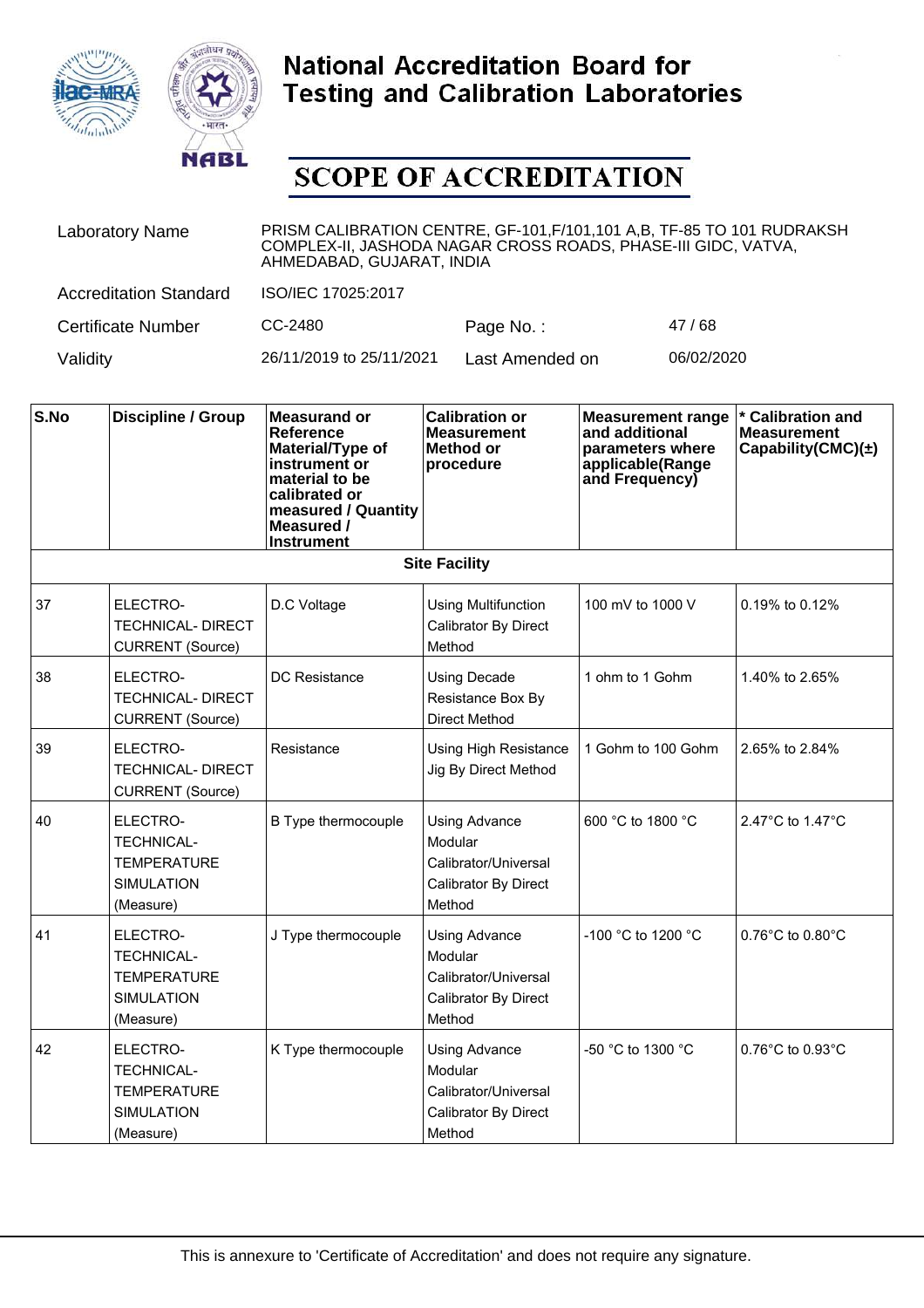# National Accreditation Board for Testing and Calibration Laboratories

# SCOPE OF ACCREDITATION

| | | | |
|---|---|---|---|
| Laboratory Name | PRISM CALIBRATION CENTRE, GF-101,F/101,101 A,B, TF-85 TO 101 RUDRAKSH COMPLEX-II, JASHODA NAGAR CROSS ROADS, PHASE-III GIDC, VATVA, AHMEDABAD, GUJARAT, INDIA | | |
| Accreditation Standard | ISO/IEC 17025:2017 | | |
| Certificate Number | CC-2480 | Page No. : | 47 / 68 |
| Validity | 26/11/2019 to 25/11/2021 | Last Amended on | 06/02/2020 |

| S.No | Discipline / Group | Measurand or Reference Material/Type of instrument or material to be calibrated or measured / Quantity Measured / Instrument | Calibration or Measurement Method or procedure | Measurement range and additional parameters where applicable(Range and Frequency) | * Calibration and Measurement Capability(CMC)(±) |
|---|---|---|---|---|---|
| **Site Facility** | | | | | |
| 37 | ELECTRO-TECHNICAL- DIRECT CURRENT (Source) | D.C Voltage | Using Multifunction Calibrator By Direct Method | 100 mV to 1000 V | 0.19% to 0.12% |
| 38 | ELECTRO-TECHNICAL- DIRECT CURRENT (Source) | DC Resistance | Using Decade Resistance Box By Direct Method | 1 ohm to 1 Gohm | 1.40% to 2.65% |
| 39 | ELECTRO-TECHNICAL- DIRECT CURRENT (Source) | Resistance | Using High Resistance Jig By Direct Method | 1 Gohm to 100 Gohm | 2.65% to 2.84% |
| 40 | ELECTRO-TECHNICAL-TEMPERATURE SIMULATION (Measure) | B Type thermocouple | Using Advance Modular Calibrator/Universal Calibrator By Direct Method | 600 °C to 1800 °C | 2.47°C to 1.47°C |
| 41 | ELECTRO-TECHNICAL-TEMPERATURE SIMULATION (Measure) | J Type thermocouple | Using Advance Modular Calibrator/Universal Calibrator By Direct Method | -100 °C to 1200 °C | 0.76°C to 0.80°C |
| 42 | ELECTRO-TECHNICAL-TEMPERATURE SIMULATION (Measure) | K Type thermocouple | Using Advance Modular Calibrator/Universal Calibrator By Direct Method | -50 °C to 1300 °C | 0.76°C to 0.93°C |

This is annexure to 'Certificate of Accreditation' and does not require any signature.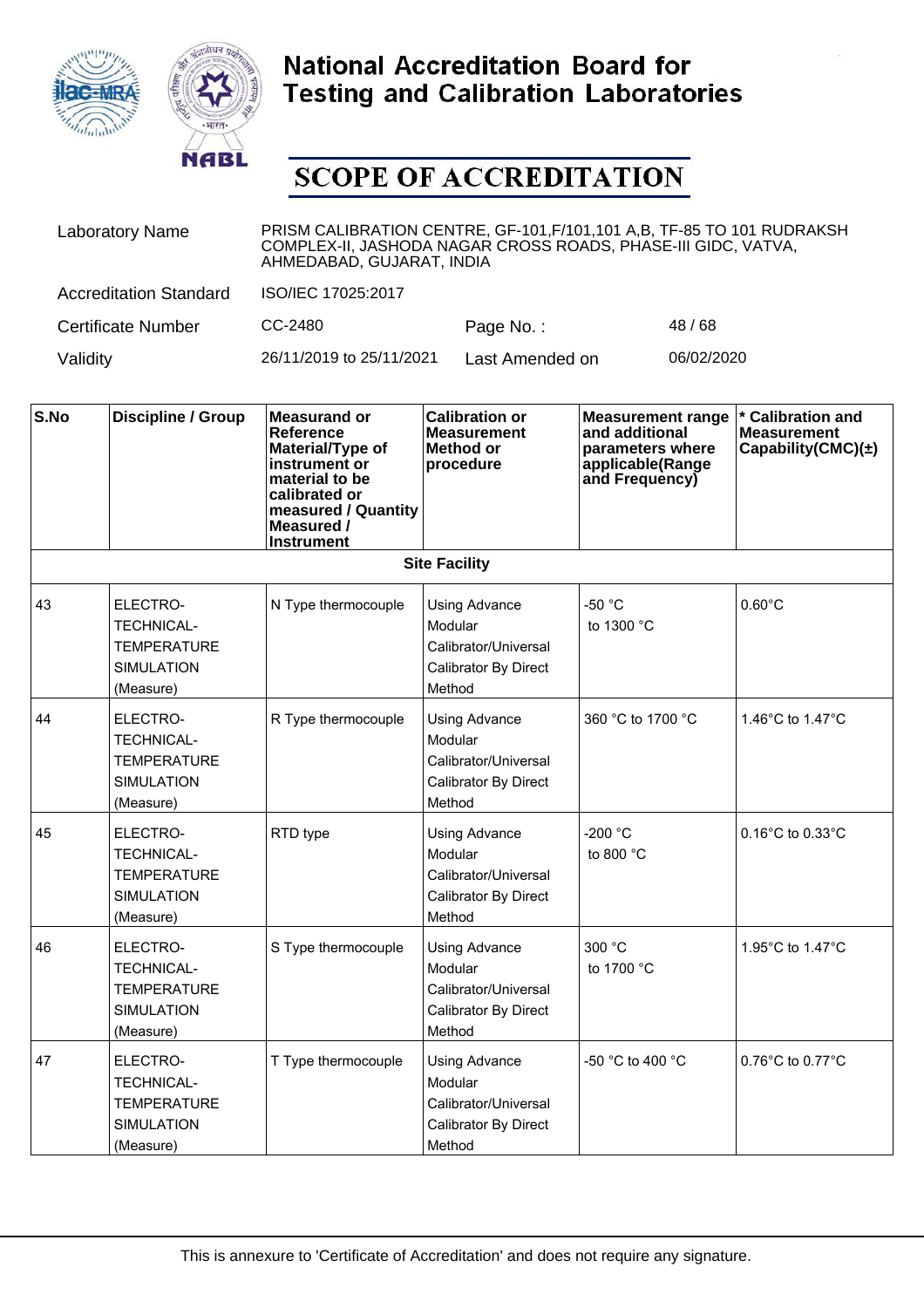# National Accreditation Board for Testing and Calibration Laboratories

## SCOPE OF ACCREDITATION

| | | | |
|---|---|---|---|
| Laboratory Name | PRISM CALIBRATION CENTRE, GF-101,F/101,101 A,B, TF-85 TO 101 RUDRAKSH COMPLEX-II, JASHODA NAGAR CROSS ROADS, PHASE-III GIDC, VATVA, AHMEDABAD, GUJARAT, INDIA | | |
| Accreditation Standard | ISO/IEC 17025:2017 | | |
| Certificate Number | CC-2480 | Page No. : | 48 / 68 |
| Validity | 26/11/2019 to 25/11/2021 | Last Amended on | 06/02/2020 |

| S.No | Discipline / Group | Measurand or Reference Material/Type of instrument or material to be calibrated or measured / Quantity Measured / Instrument | Calibration or Measurement Method or procedure | Measurement range and additional parameters where applicable(Range and Frequency) | * Calibration and Measurement Capability(CMC)(±) |
|---|---|---|---|---|---|
| **Site Facility** | | | | | |
| 43 | ELECTRO-TECHNICAL-TEMPERATURE SIMULATION (Measure) | N Type thermocouple | Using Advance Modular Calibrator/Universal Calibrator By Direct Method | -50 °C to 1300 °C | 0.60°C |
| 44 | ELECTRO-TECHNICAL-TEMPERATURE SIMULATION (Measure) | R Type thermocouple | Using Advance Modular Calibrator/Universal Calibrator By Direct Method | 360 °C to 1700 °C | 1.46°C to 1.47°C |
| 45 | ELECTRO-TECHNICAL-TEMPERATURE SIMULATION (Measure) | RTD type | Using Advance Modular Calibrator/Universal Calibrator By Direct Method | -200 °C to 800 °C | 0.16°C to 0.33°C |
| 46 | ELECTRO-TECHNICAL-TEMPERATURE SIMULATION (Measure) | S Type thermocouple | Using Advance Modular Calibrator/Universal Calibrator By Direct Method | 300 °C to 1700 °C | 1.95°C to 1.47°C |
| 47 | ELECTRO-TECHNICAL-TEMPERATURE SIMULATION (Measure) | T Type thermocouple | Using Advance Modular Calibrator/Universal Calibrator By Direct Method | -50 °C to 400 °C | 0.76°C to 0.77°C |

This is annexure to 'Certificate of Accreditation' and does not require any signature.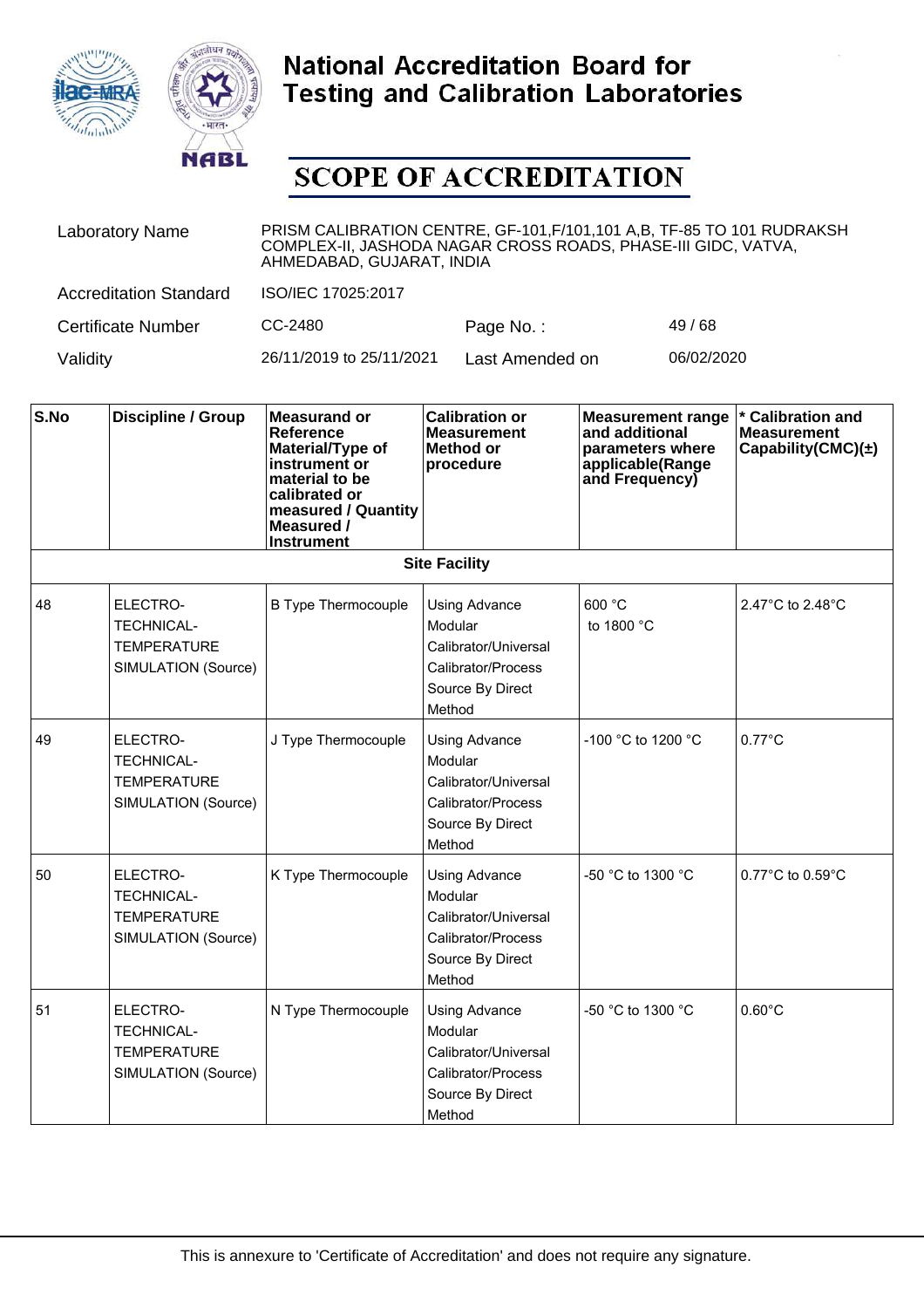# National Accreditation Board for Testing and Calibration Laboratories

## SCOPE OF ACCREDITATION

| | | | |
|---|---|---|---|
| Laboratory Name | PRISM CALIBRATION CENTRE, GF-101,F/101,101 A,B, TF-85 TO 101 RUDRAKSH COMPLEX-II, JASHODA NAGAR CROSS ROADS, PHASE-III GIDC, VATVA, AHMEDABAD, GUJARAT, INDIA | | |
| Accreditation Standard | ISO/IEC 17025:2017 | | |
| Certificate Number | CC-2480 | Page No. : | 49 / 68 |
| Validity | 26/11/2019 to 25/11/2021 | Last Amended on | 06/02/2020 |

| S.No | Discipline / Group | Measurand or Reference Material/Type of instrument or material to be calibrated or measured / Quantity Measured / Instrument | Calibration or Measurement Method or procedure | Measurement range and additional parameters where applicable(Range and Frequency) | * Calibration and Measurement Capability(CMC)(±) |
|---|---|---|---|---|---|
| | | | **Site Facility** | | |
| 48 | ELECTRO-TECHNICAL-TEMPERATURE SIMULATION (Source) | B Type Thermocouple | Using Advance Modular Calibrator/Universal Calibrator/Process Source By Direct Method | 600 °C to 1800 °C | 2.47°C to 2.48°C |
| 49 | ELECTRO-TECHNICAL-TEMPERATURE SIMULATION (Source) | J Type Thermocouple | Using Advance Modular Calibrator/Universal Calibrator/Process Source By Direct Method | -100 °C to 1200 °C | 0.77°C |
| 50 | ELECTRO-TECHNICAL-TEMPERATURE SIMULATION (Source) | K Type Thermocouple | Using Advance Modular Calibrator/Universal Calibrator/Process Source By Direct Method | -50 °C to 1300 °C | 0.77°C to 0.59°C |
| 51 | ELECTRO-TECHNICAL-TEMPERATURE SIMULATION (Source) | N Type Thermocouple | Using Advance Modular Calibrator/Universal Calibrator/Process Source By Direct Method | -50 °C to 1300 °C | 0.60°C |

This is annexure to 'Certificate of Accreditation' and does not require any signature.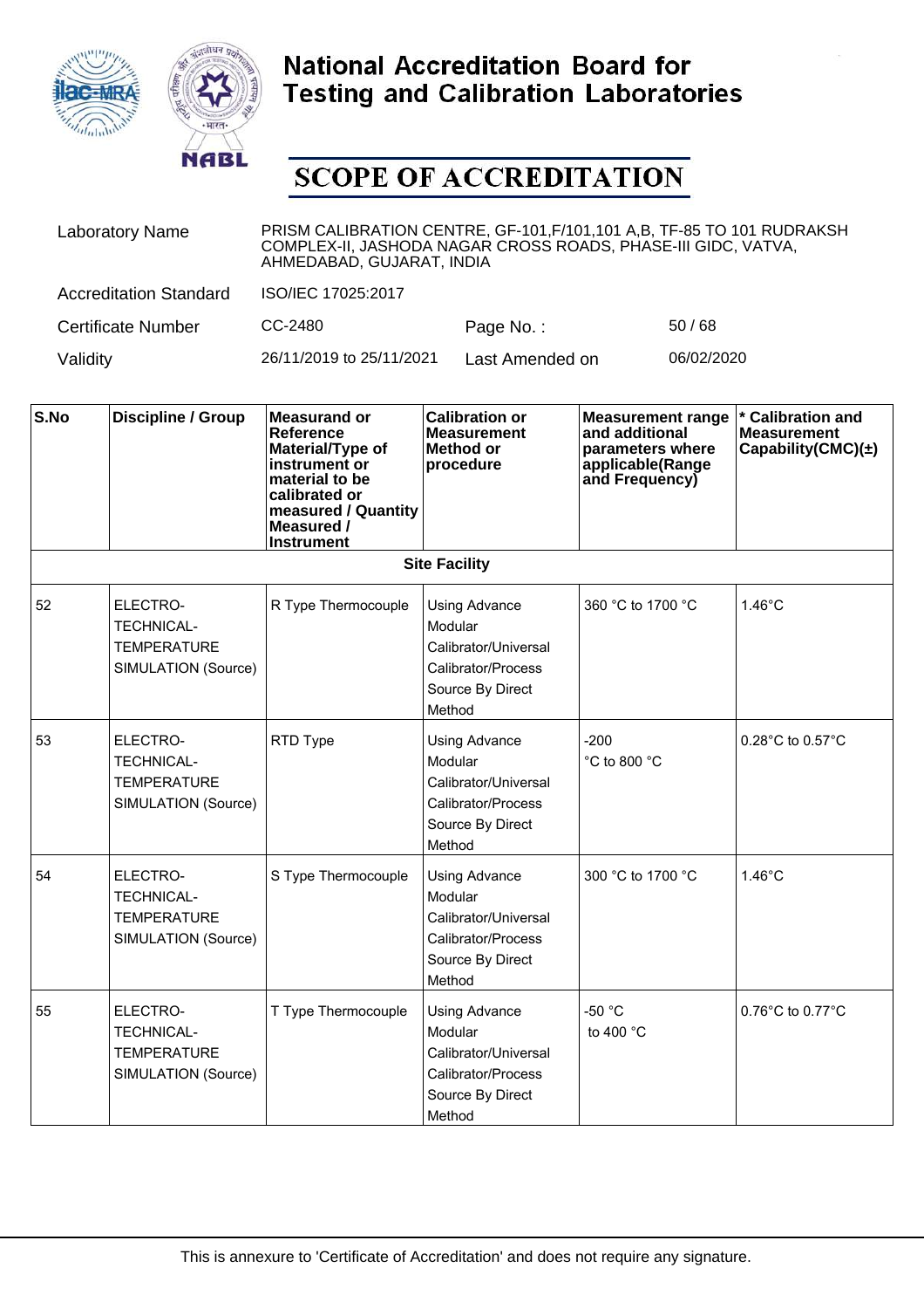# National Accreditation Board for Testing and Calibration Laboratories

## SCOPE OF ACCREDITATION

| | | | |
|---|---|---|---|
| Laboratory Name | PRISM CALIBRATION CENTRE, GF-101,F/101,101 A,B, TF-85 TO 101 RUDRAKSH COMPLEX-II, JASHODA NAGAR CROSS ROADS, PHASE-III GIDC, VATVA, AHMEDABAD, GUJARAT, INDIA | | |
| Accreditation Standard | ISO/IEC 17025:2017 | | |
| Certificate Number | CC-2480 | Page No. : | 50 / 68 |
| Validity | 26/11/2019 to 25/11/2021 | Last Amended on | 06/02/2020 |

| S.No | Discipline / Group | Measurand or Reference Material/Type of instrument or material to be calibrated or measured / Quantity Measured / Instrument | Calibration or Measurement Method or procedure | Measurement range and additional parameters where applicable(Range and Frequency) | * Calibration and Measurement Capability(CMC)(±) |
|---|---|---|---|---|---|
| **Site Facility** | | | | | |
| 52 | ELECTRO-TECHNICAL-TEMPERATURE SIMULATION (Source) | R Type Thermocouple | Using Advance Modular Calibrator/Universal Calibrator/Process Source By Direct Method | 360 °C to 1700 °C | 1.46°C |
| 53 | ELECTRO-TECHNICAL-TEMPERATURE SIMULATION (Source) | RTD Type | Using Advance Modular Calibrator/Universal Calibrator/Process Source By Direct Method | -200 °C to 800 °C | 0.28°C to 0.57°C |
| 54 | ELECTRO-TECHNICAL-TEMPERATURE SIMULATION (Source) | S Type Thermocouple | Using Advance Modular Calibrator/Universal Calibrator/Process Source By Direct Method | 300 °C to 1700 °C | 1.46°C |
| 55 | ELECTRO-TECHNICAL-TEMPERATURE SIMULATION (Source) | T Type Thermocouple | Using Advance Modular Calibrator/Universal Calibrator/Process Source By Direct Method | -50 °C to 400 °C | 0.76°C to 0.77°C |

This is annexure to 'Certificate of Accreditation' and does not require any signature.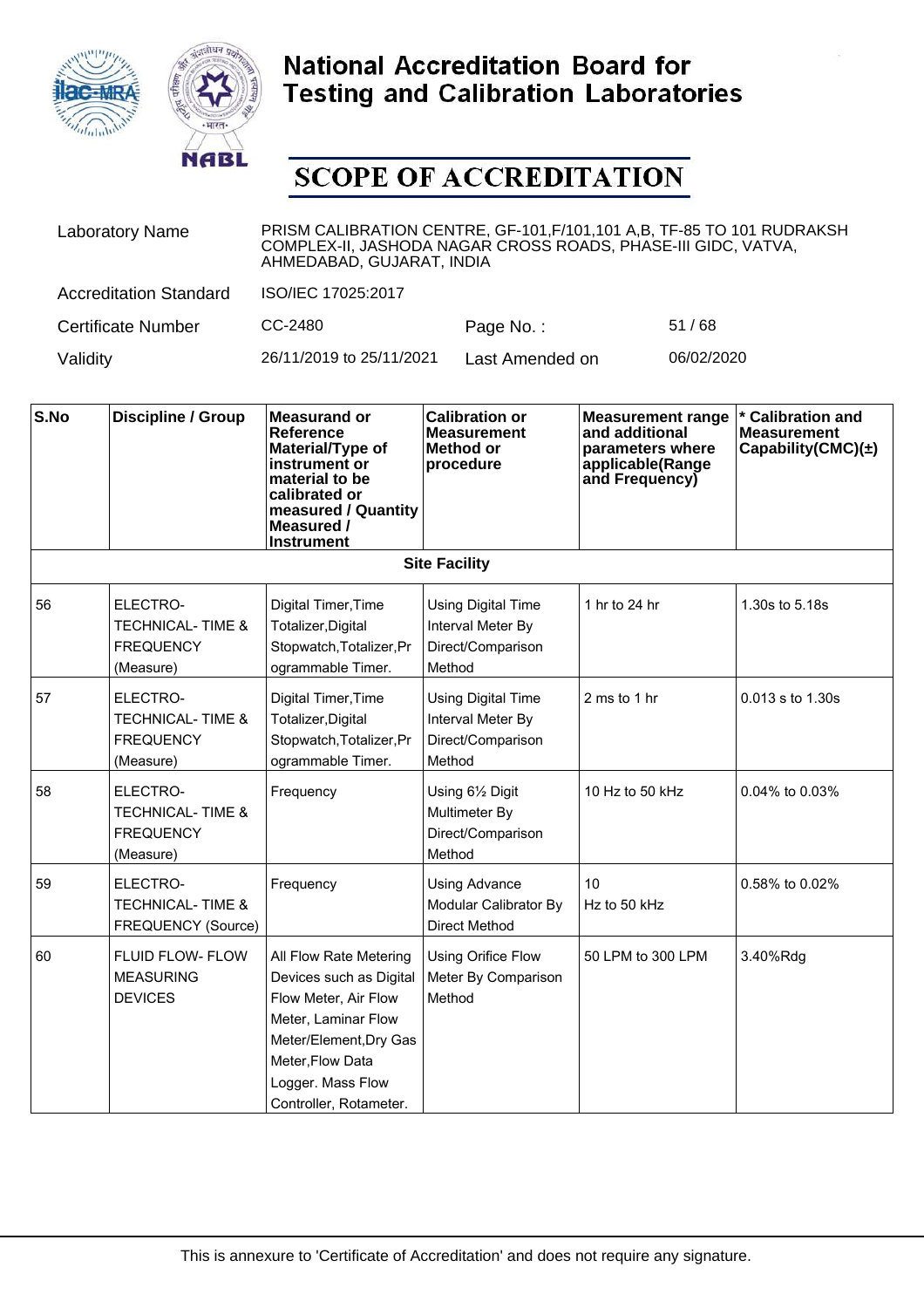# National Accreditation Board for Testing and Calibration Laboratories

## SCOPE OF ACCREDITATION

| | | | |
|---|---|---|---|
| Laboratory Name | PRISM CALIBRATION CENTRE, GF-101,F/101,101 A,B, TF-85 TO 101 RUDRAKSH COMPLEX-II, JASHODA NAGAR CROSS ROADS, PHASE-III GIDC, VATVA, AHMEDABAD, GUJARAT, INDIA | | |
| Accreditation Standard | ISO/IEC 17025:2017 | | |
| Certificate Number | CC-2480 | Page No. : | 51 / 68 |
| Validity | 26/11/2019 to 25/11/2021 | Last Amended on | 06/02/2020 |

| S.No | Discipline / Group | Measurand or Reference Material/Type of instrument or material to be calibrated or measured / Quantity Measured / Instrument | Calibration or Measurement Method or procedure | Measurement range and additional parameters where applicable(Range and Frequency) | * Calibration and Measurement Capability(CMC)(±) |
|---|---|---|---|---|---|
| **Site Facility** | | | | | |
| 56 | ELECTRO-TECHNICAL- TIME & FREQUENCY (Measure) | Digital Timer,Time Totalizer,Digital Stopwatch,Totalizer,Programmable Timer. | Using Digital Time Interval Meter By Direct/Comparison Method | 1 hr to 24 hr | 1.30s to 5.18s |
| 57 | ELECTRO-TECHNICAL- TIME & FREQUENCY (Measure) | Digital Timer,Time Totalizer,Digital Stopwatch,Totalizer,Programmable Timer. | Using Digital Time Interval Meter By Direct/Comparison Method | 2 ms to 1 hr | 0.013 s to 1.30s |
| 58 | ELECTRO-TECHNICAL- TIME & FREQUENCY (Measure) | Frequency | Using 6½ Digit Multimeter By Direct/Comparison Method | 10 Hz to 50 kHz | 0.04% to 0.03% |
| 59 | ELECTRO-TECHNICAL- TIME & FREQUENCY (Source) | Frequency | Using Advance Modular Calibrator By Direct Method | 10 Hz to 50 kHz | 0.58% to 0.02% |
| 60 | FLUID FLOW- FLOW MEASURING DEVICES | All Flow Rate Metering Devices such as Digital Flow Meter, Air Flow Meter, Laminar Flow Meter/Element,Dry Gas Meter,Flow Data Logger. Mass Flow Controller, Rotameter. | Using Orifice Flow Meter By Comparison Method | 50 LPM to 300 LPM | 3.40%Rdg |

This is annexure to 'Certificate of Accreditation' and does not require any signature.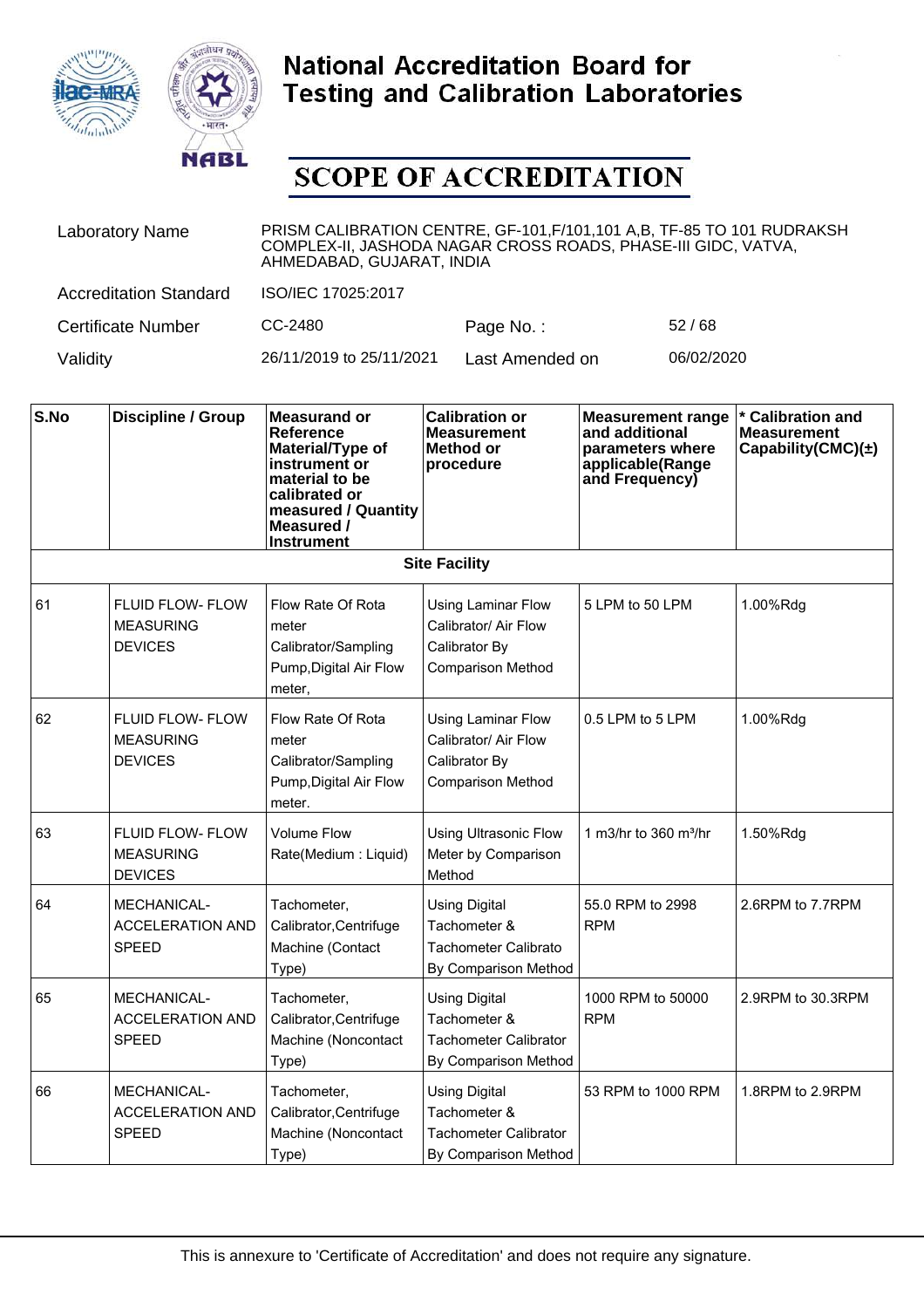# National Accreditation Board for Testing and Calibration Laboratories

## SCOPE OF ACCREDITATION

| | | | |
|---|---|---|---|
| Laboratory Name | PRISM CALIBRATION CENTRE, GF-101,F/101,101 A,B, TF-85 TO 101 RUDRAKSH COMPLEX-II, JASHODA NAGAR CROSS ROADS, PHASE-III GIDC, VATVA, AHMEDABAD, GUJARAT, INDIA | | |
| Accreditation Standard | ISO/IEC 17025:2017 | | |
| Certificate Number | CC-2480 | Page No. : | 52 / 68 |
| Validity | 26/11/2019 to 25/11/2021 | Last Amended on | 06/02/2020 |

| S.No | Discipline / Group | Measurand or Reference Material/Type of instrument or material to be calibrated or measured / Quantity Measured / Instrument | Calibration or Measurement Method or procedure | Measurement range and additional parameters where applicable(Range and Frequency) | * Calibration and Measurement Capability(CMC)(±) |
|---|---|---|---|---|---|
| **Site Facility** | | | | | |
| 61 | FLUID FLOW- FLOW MEASURING DEVICES | Flow Rate Of Rota meter Calibrator/Sampling Pump,Digital Air Flow meter, | Using Laminar Flow Calibrator/ Air Flow Calibrator By Comparison Method | 5 LPM to 50 LPM | 1.00%Rdg |
| 62 | FLUID FLOW- FLOW MEASURING DEVICES | Flow Rate Of Rota meter Calibrator/Sampling Pump,Digital Air Flow meter. | Using Laminar Flow Calibrator/ Air Flow Calibrator By Comparison Method | 0.5 LPM to 5 LPM | 1.00%Rdg |
| 63 | FLUID FLOW- FLOW MEASURING DEVICES | Volume Flow Rate(Medium : Liquid) | Using Ultrasonic Flow Meter by Comparison Method | 1 m3/hr to 360 $m^3$/hr | 1.50%Rdg |
| 64 | MECHANICAL- ACCELERATION AND SPEED | Tachometer, Calibrator,Centrifuge Machine (Contact Type) | Using Digital Tachometer & Tachometer Calibrato By Comparison Method | 55.0 RPM to 2998 RPM | 2.6RPM to 7.7RPM |
| 65 | MECHANICAL- ACCELERATION AND SPEED | Tachometer, Calibrator,Centrifuge Machine (Noncontact Type) | Using Digital Tachometer & Tachometer Calibrator By Comparison Method | 1000 RPM to 50000 RPM | 2.9RPM to 30.3RPM |
| 66 | MECHANICAL- ACCELERATION AND SPEED | Tachometer, Calibrator,Centrifuge Machine (Noncontact Type) | Using Digital Tachometer & Tachometer Calibrator By Comparison Method | 53 RPM to 1000 RPM | 1.8RPM to 2.9RPM |

This is annexure to 'Certificate of Accreditation' and does not require any signature.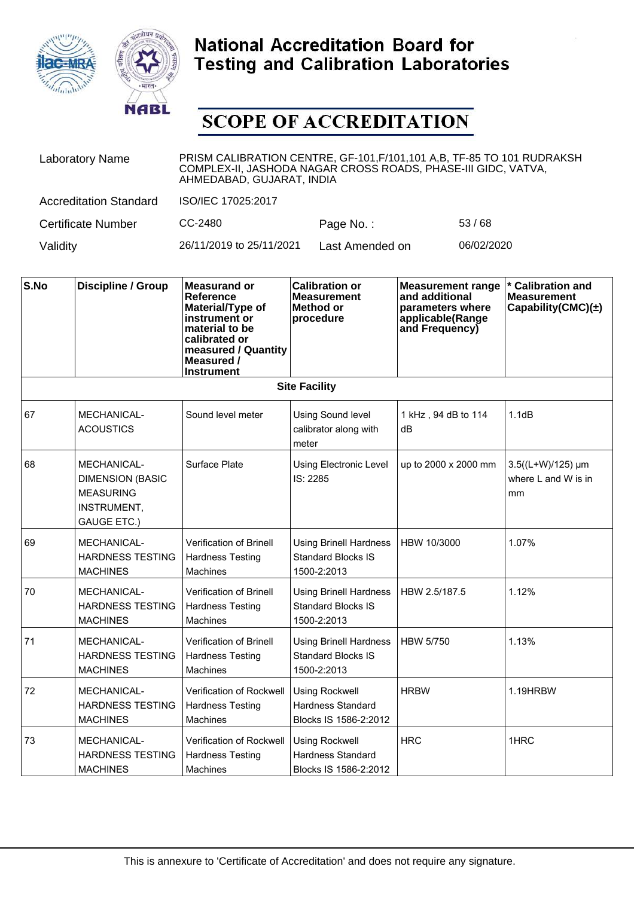# National Accreditation Board for Testing and Calibration Laboratories

# SCOPE OF ACCREDITATION

| | | | |
|---|---|---|---|
| Laboratory Name | PRISM CALIBRATION CENTRE, GF-101,F/101,101 A,B, TF-85 TO 101 RUDRAKSH COMPLEX-II, JASHODA NAGAR CROSS ROADS, PHASE-III GIDC, VATVA, AHMEDABAD, GUJARAT, INDIA | | |
| Accreditation Standard | ISO/IEC 17025:2017 | | |
| Certificate Number | CC-2480 | Page No. : | 53 / 68 |
| Validity | 26/11/2019 to 25/11/2021 | Last Amended on | 06/02/2020 |

| S.No | Discipline / Group | Measurand or Reference Material/Type of instrument or material to be calibrated or measured / Quantity Measured / Instrument | Calibration or Measurement Method or procedure | Measurement range and additional parameters where applicable(Range and Frequency) | * Calibration and Measurement Capability(CMC)(±) |
|---|---|---|---|---|---|
| | | | **Site Facility** | | |
| 67 | MECHANICAL- ACOUSTICS | Sound level meter | Using Sound level calibrator along with meter | 1 kHz , 94 dB to 114 dB | 1.1dB |
| 68 | MECHANICAL- DIMENSION (BASIC MEASURING INSTRUMENT, GAUGE ETC.) | Surface Plate | Using Electronic Level IS: 2285 | up to 2000 x 2000 mm | 3.5((L+W)/125) µm where L and W is in mm |
| 69 | MECHANICAL- HARDNESS TESTING MACHINES | Verification of Brinell Hardness Testing Machines | Using Brinell Hardness Standard Blocks IS 1500-2:2013 | HBW 10/3000 | 1.07% |
| 70 | MECHANICAL- HARDNESS TESTING MACHINES | Verification of Brinell Hardness Testing Machines | Using Brinell Hardness Standard Blocks IS 1500-2:2013 | HBW 2.5/187.5 | 1.12% |
| 71 | MECHANICAL- HARDNESS TESTING MACHINES | Verification of Brinell Hardness Testing Machines | Using Brinell Hardness Standard Blocks IS 1500-2:2013 | HBW 5/750 | 1.13% |
| 72 | MECHANICAL- HARDNESS TESTING MACHINES | Verification of Rockwell Hardness Testing Machines | Using Rockwell Hardness Standard Blocks IS 1586-2:2012 | HRBW | 1.19HRBW |
| 73 | MECHANICAL- HARDNESS TESTING MACHINES | Verification of Rockwell Hardness Testing Machines | Using Rockwell Hardness Standard Blocks IS 1586-2:2012 | HRC | 1HRC |

This is annexure to 'Certificate of Accreditation' and does not require any signature.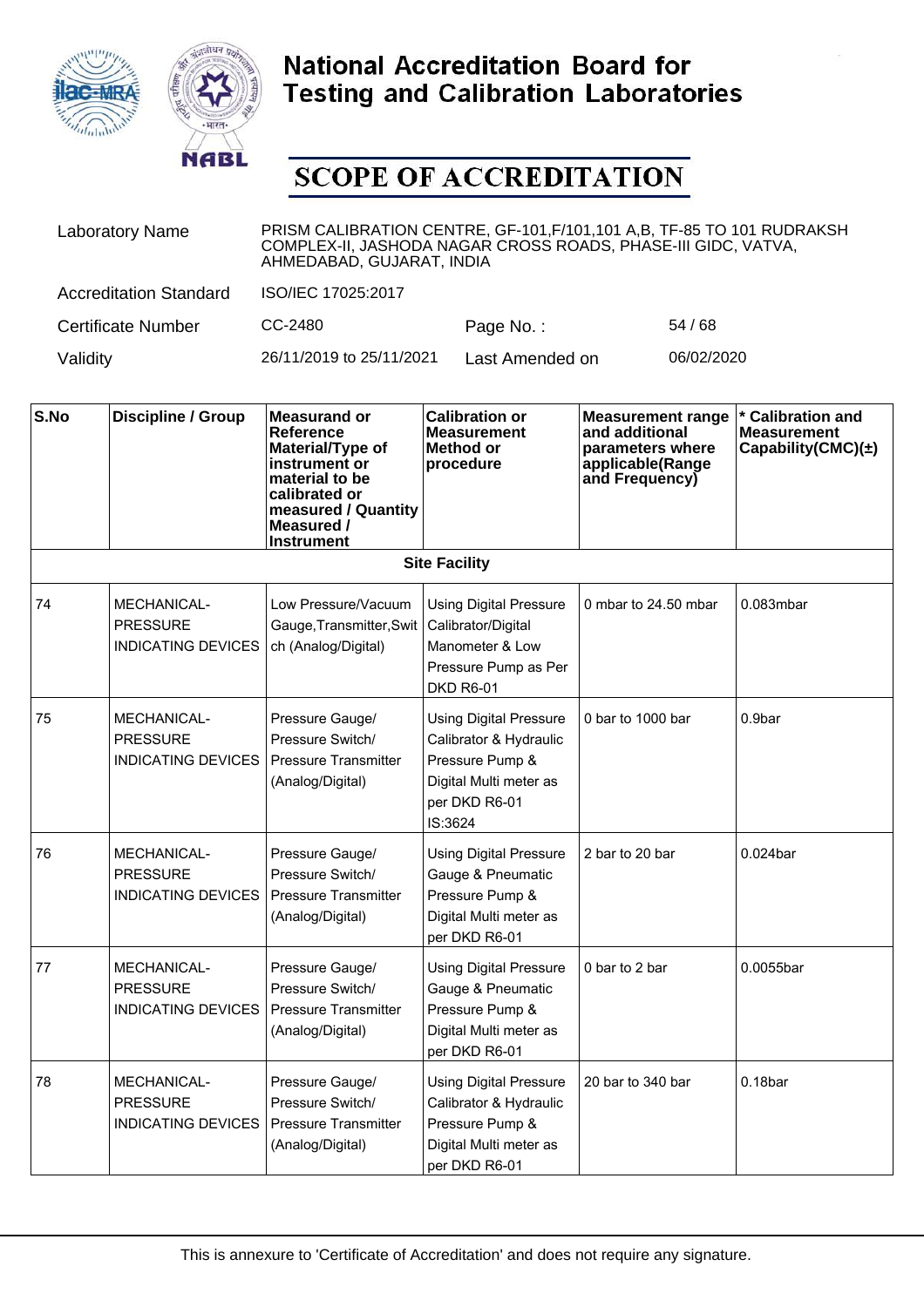# National Accreditation Board for Testing and Calibration Laboratories

# SCOPE OF ACCREDITATION

| | | | |
|---|---|---|---|
| Laboratory Name | PRISM CALIBRATION CENTRE, GF-101,F/101,101 A,B, TF-85 TO 101 RUDRAKSH COMPLEX-II, JASHODA NAGAR CROSS ROADS, PHASE-III GIDC, VATVA, AHMEDABAD, GUJARAT, INDIA | | |
| Accreditation Standard | ISO/IEC 17025:2017 | | |
| Certificate Number | CC-2480 | Page No. : | 54 / 68 |
| Validity | 26/11/2019 to 25/11/2021 | Last Amended on | 06/02/2020 |

| S.No | Discipline / Group | Measurand or Reference Material/Type of instrument or material to be calibrated or measured / Quantity Measured / Instrument | Calibration or Measurement Method or procedure | Measurement range and additional parameters where applicable(Range and Frequency) | * Calibration and Measurement Capability(CMC)(±) |
|---|---|---|---|---|---|
| **Site Facility** | | | | | |
| 74 | MECHANICAL- PRESSURE INDICATING DEVICES | Low Pressure/Vacuum Gauge,Transmitter,Switch (Analog/Digital) | Using Digital Pressure Calibrator/Digital Manometer & Low Pressure Pump as Per DKD R6-01 | 0 mbar to 24.50 mbar | 0.083mbar |
| 75 | MECHANICAL- PRESSURE INDICATING DEVICES | Pressure Gauge/ Pressure Switch/ Pressure Transmitter (Analog/Digital) | Using Digital Pressure Calibrator & Hydraulic Pressure Pump & Digital Multi meter as per DKD R6-01 IS:3624 | 0 bar to 1000 bar | 0.9bar |
| 76 | MECHANICAL- PRESSURE INDICATING DEVICES | Pressure Gauge/ Pressure Switch/ Pressure Transmitter (Analog/Digital) | Using Digital Pressure Gauge & Pneumatic Pressure Pump & Digital Multi meter as per DKD R6-01 | 2 bar to 20 bar | 0.024bar |
| 77 | MECHANICAL- PRESSURE INDICATING DEVICES | Pressure Gauge/ Pressure Switch/ Pressure Transmitter (Analog/Digital) | Using Digital Pressure Gauge & Pneumatic Pressure Pump & Digital Multi meter as per DKD R6-01 | 0 bar to 2 bar | 0.0055bar |
| 78 | MECHANICAL- PRESSURE INDICATING DEVICES | Pressure Gauge/ Pressure Switch/ Pressure Transmitter (Analog/Digital) | Using Digital Pressure Calibrator & Hydraulic Pressure Pump & Digital Multi meter as per DKD R6-01 | 20 bar to 340 bar | 0.18bar |

This is annexure to 'Certificate of Accreditation' and does not require any signature.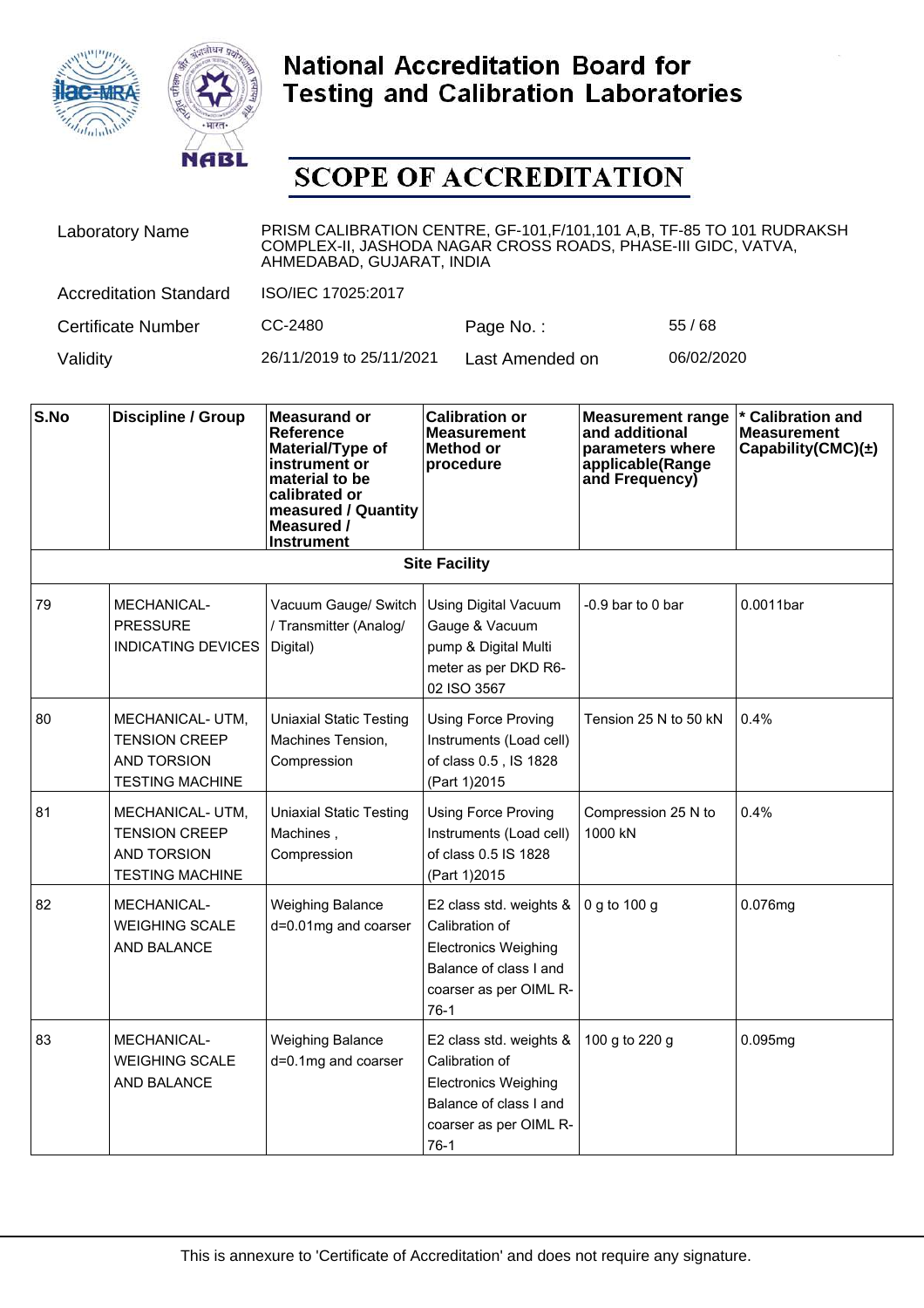# National Accreditation Board for Testing and Calibration Laboratories

# SCOPE OF ACCREDITATION

| | | | |
|---|---|---|---|
| Laboratory Name | PRISM CALIBRATION CENTRE, GF-101,F/101,101 A,B, TF-85 TO 101 RUDRAKSH COMPLEX-II, JASHODA NAGAR CROSS ROADS, PHASE-III GIDC, VATVA, AHMEDABAD, GUJARAT, INDIA | | |
| Accreditation Standard | ISO/IEC 17025:2017 | | |
| Certificate Number | CC-2480 | Page No. : | 55 / 68 |
| Validity | 26/11/2019 to 25/11/2021 | Last Amended on | 06/02/2020 |

| S.No | Discipline / Group | Measurand or Reference Material/Type of instrument or material to be calibrated or measured / Quantity Measured / Instrument | Calibration or Measurement Method or procedure | Measurement range and additional parameters where applicable(Range and Frequency) | * Calibration and Measurement Capability(CMC)(±) |
|---|---|---|---|---|---|
| **Site Facility** | | | | | |
| 79 | MECHANICAL- PRESSURE INDICATING DEVICES | Vacuum Gauge/ Switch / Transmitter (Analog/ Digital) | Using Digital Vacuum Gauge & Vacuum pump & Digital Multi meter as per DKD R6-02 ISO 3567 | -0.9 bar to 0 bar | 0.0011bar |
| 80 | MECHANICAL- UTM, TENSION CREEP AND TORSION TESTING MACHINE | Uniaxial Static Testing Machines Tension, Compression | Using Force Proving Instruments (Load cell) of class 0.5 , IS 1828 (Part 1)2015 | Tension 25 N to 50 kN | 0.4% |
| 81 | MECHANICAL- UTM, TENSION CREEP AND TORSION TESTING MACHINE | Uniaxial Static Testing Machines , Compression | Using Force Proving Instruments (Load cell) of class 0.5 IS 1828 (Part 1)2015 | Compression 25 N to 1000 kN | 0.4% |
| 82 | MECHANICAL- WEIGHING SCALE AND BALANCE | Weighing Balance d=0.01mg and coarser | E2 class std. weights & Calibration of Electronics Weighing Balance of class I and coarser as per OIML R-76-1 | 0 g to 100 g | 0.076mg |
| 83 | MECHANICAL- WEIGHING SCALE AND BALANCE | Weighing Balance d=0.1mg and coarser | E2 class std. weights & Calibration of Electronics Weighing Balance of class I and coarser as per OIML R-76-1 | 100 g to 220 g | 0.095mg |

This is annexure to 'Certificate of Accreditation' and does not require any signature.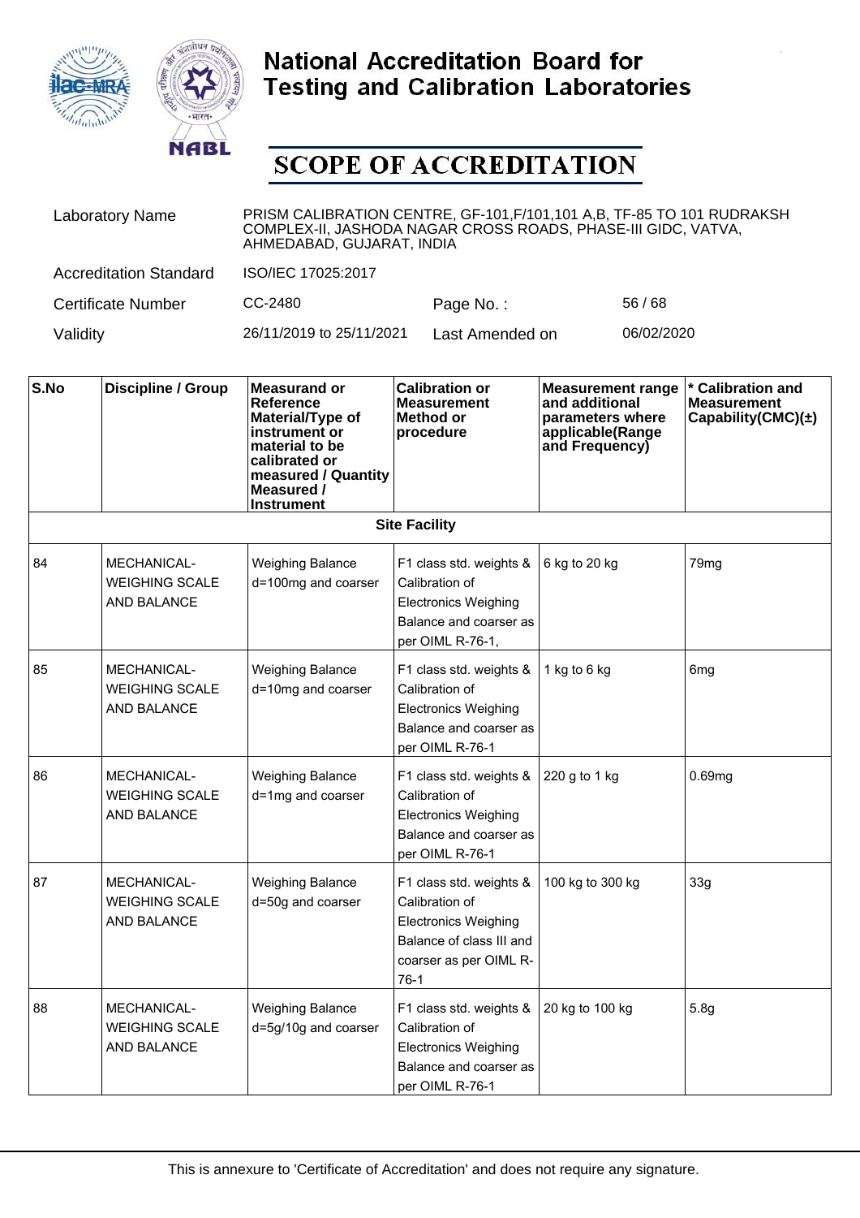# National Accreditation Board for Testing and Calibration Laboratories

## SCOPE OF ACCREDITATION

| | | | |
|---|---|---|---|
| Laboratory Name | PRISM CALIBRATION CENTRE, GF-101,F/101,101 A,B, TF-85 TO 101 RUDRAKSH COMPLEX-II, JASHODA NAGAR CROSS ROADS, PHASE-III GIDC, VATVA, AHMEDABAD, GUJARAT, INDIA | | |
| Accreditation Standard | ISO/IEC 17025:2017 | | |
| Certificate Number | CC-2480 | Page No. : | 56 / 68 |
| Validity | 26/11/2019 to 25/11/2021 | Last Amended on | 06/02/2020 |

| S.No | Discipline / Group | Measurand or Reference Material/Type of instrument or material to be calibrated or measured / Quantity Measured / Instrument | Calibration or Measurement Method or procedure | Measurement range and additional parameters where applicable(Range and Frequency) | * Calibration and Measurement Capability(CMC)(±) |
|---|---|---|---|---|---|
| **Site Facility** | | | | | |
| 84 | MECHANICAL- WEIGHING SCALE AND BALANCE | Weighing Balance d=100mg and coarser | F1 class std. weights & Calibration of Electronics Weighing Balance and coarser as per OIML R-76-1, | 6 kg to 20 kg | 79mg |
| 85 | MECHANICAL- WEIGHING SCALE AND BALANCE | Weighing Balance d=10mg and coarser | F1 class std. weights & Calibration of Electronics Weighing Balance and coarser as per OIML R-76-1 | 1 kg to 6 kg | 6mg |
| 86 | MECHANICAL- WEIGHING SCALE AND BALANCE | Weighing Balance d=1mg and coarser | F1 class std. weights & Calibration of Electronics Weighing Balance and coarser as per OIML R-76-1 | 220 g to 1 kg | 0.69mg |
| 87 | MECHANICAL- WEIGHING SCALE AND BALANCE | Weighing Balance d=50g and coarser | F1 class std. weights & Calibration of Electronics Weighing Balance of class III and coarser as per OIML R-76-1 | 100 kg to 300 kg | 33g |
| 88 | MECHANICAL- WEIGHING SCALE AND BALANCE | Weighing Balance d=5g/10g and coarser | F1 class std. weights & Calibration of Electronics Weighing Balance and coarser as per OIML R-76-1 | 20 kg to 100 kg | 5.8g |

This is annexure to 'Certificate of Accreditation' and does not require any signature.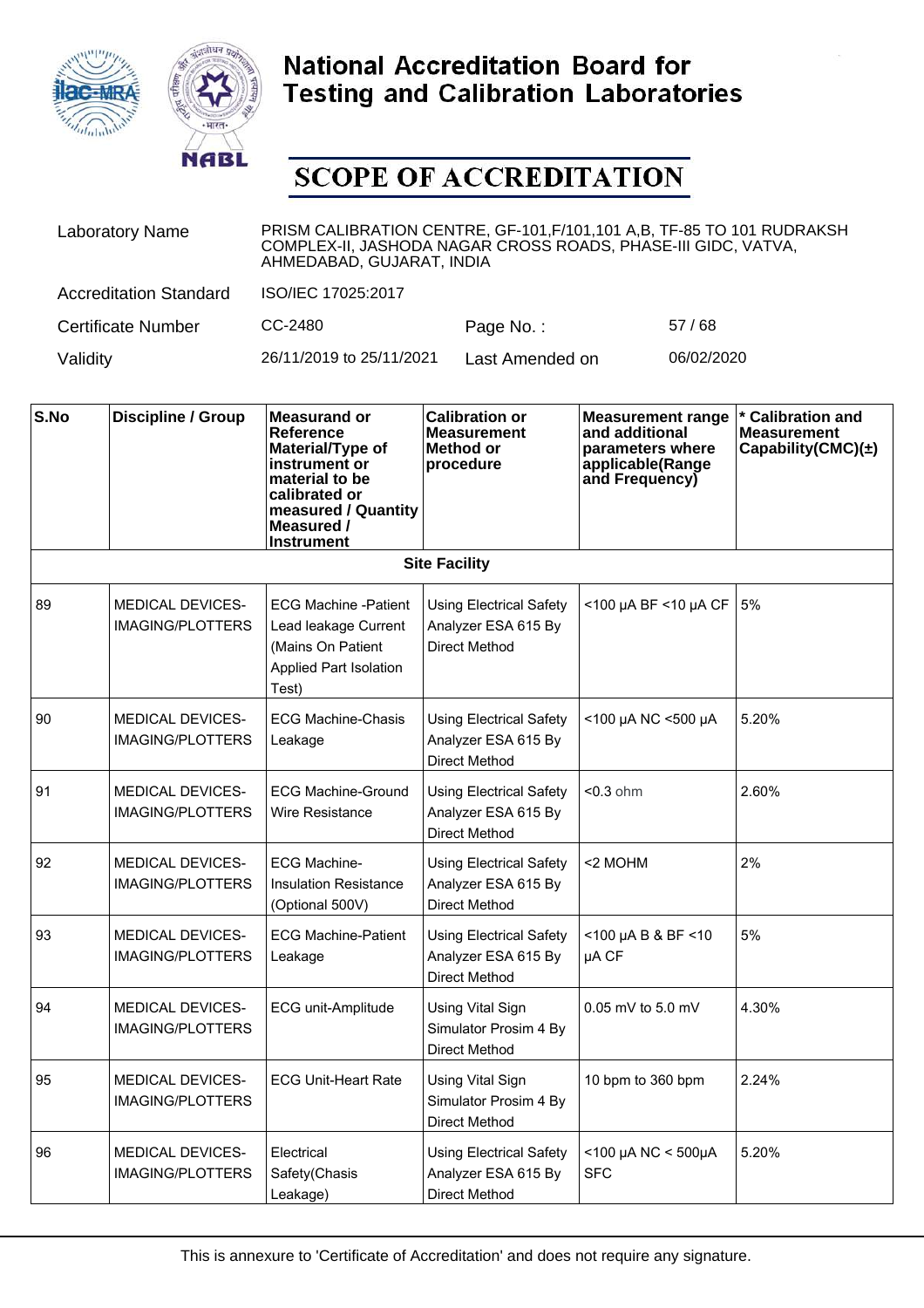# National Accreditation Board for Testing and Calibration Laboratories

## SCOPE OF ACCREDITATION

| | | | |
|---|---|---|---|
| Laboratory Name | PRISM CALIBRATION CENTRE, GF-101,F/101,101 A,B, TF-85 TO 101 RUDRAKSH COMPLEX-II, JASHODA NAGAR CROSS ROADS, PHASE-III GIDC, VATVA, AHMEDABAD, GUJARAT, INDIA | | |
| Accreditation Standard | ISO/IEC 17025:2017 | | |
| Certificate Number | CC-2480 | Page No. : | 57 / 68 |
| Validity | 26/11/2019 to 25/11/2021 | Last Amended on | 06/02/2020 |

| S.No | Discipline / Group | Measurand or Reference Material/Type of instrument or material to be calibrated or measured / Quantity Measured / Instrument | Calibration or Measurement Method or procedure | Measurement range and additional parameters where applicable(Range and Frequency) | * Calibration and Measurement Capability(CMC)(±) |
|---|---|---|---|---|---|
| **Site Facility** | | | | | |
| 89 | MEDICAL DEVICES-IMAGING/PLOTTERS | ECG Machine -Patient Lead leakage Current (Mains On Patient Applied Part Isolation Test) | Using Electrical Safety Analyzer ESA 615 By Direct Method | <100 µA BF <10 µA CF | 5% |
| 90 | MEDICAL DEVICES-IMAGING/PLOTTERS | ECG Machine-Chasis Leakage | Using Electrical Safety Analyzer ESA 615 By Direct Method | <100 µA NC <500 µA | 5.20% |
| 91 | MEDICAL DEVICES-IMAGING/PLOTTERS | ECG Machine-Ground Wire Resistance | Using Electrical Safety Analyzer ESA 615 By Direct Method | <0.3 ohm | 2.60% |
| 92 | MEDICAL DEVICES-IMAGING/PLOTTERS | ECG Machine-Insulation Resistance (Optional 500V) | Using Electrical Safety Analyzer ESA 615 By Direct Method | <2 MOHM | 2% |
| 93 | MEDICAL DEVICES-IMAGING/PLOTTERS | ECG Machine-Patient Leakage | Using Electrical Safety Analyzer ESA 615 By Direct Method | <100 µA B & BF <10 µA CF | 5% |
| 94 | MEDICAL DEVICES-IMAGING/PLOTTERS | ECG unit-Amplitude | Using Vital Sign Simulator Prosim 4 By Direct Method | 0.05 mV to 5.0 mV | 4.30% |
| 95 | MEDICAL DEVICES-IMAGING/PLOTTERS | ECG Unit-Heart Rate | Using Vital Sign Simulator Prosim 4 By Direct Method | 10 bpm to 360 bpm | 2.24% |
| 96 | MEDICAL DEVICES-IMAGING/PLOTTERS | Electrical Safety(Chasis Leakage) | Using Electrical Safety Analyzer ESA 615 By Direct Method | <100 µA NC < 500µA SFC | 5.20% |

This is annexure to 'Certificate of Accreditation' and does not require any signature.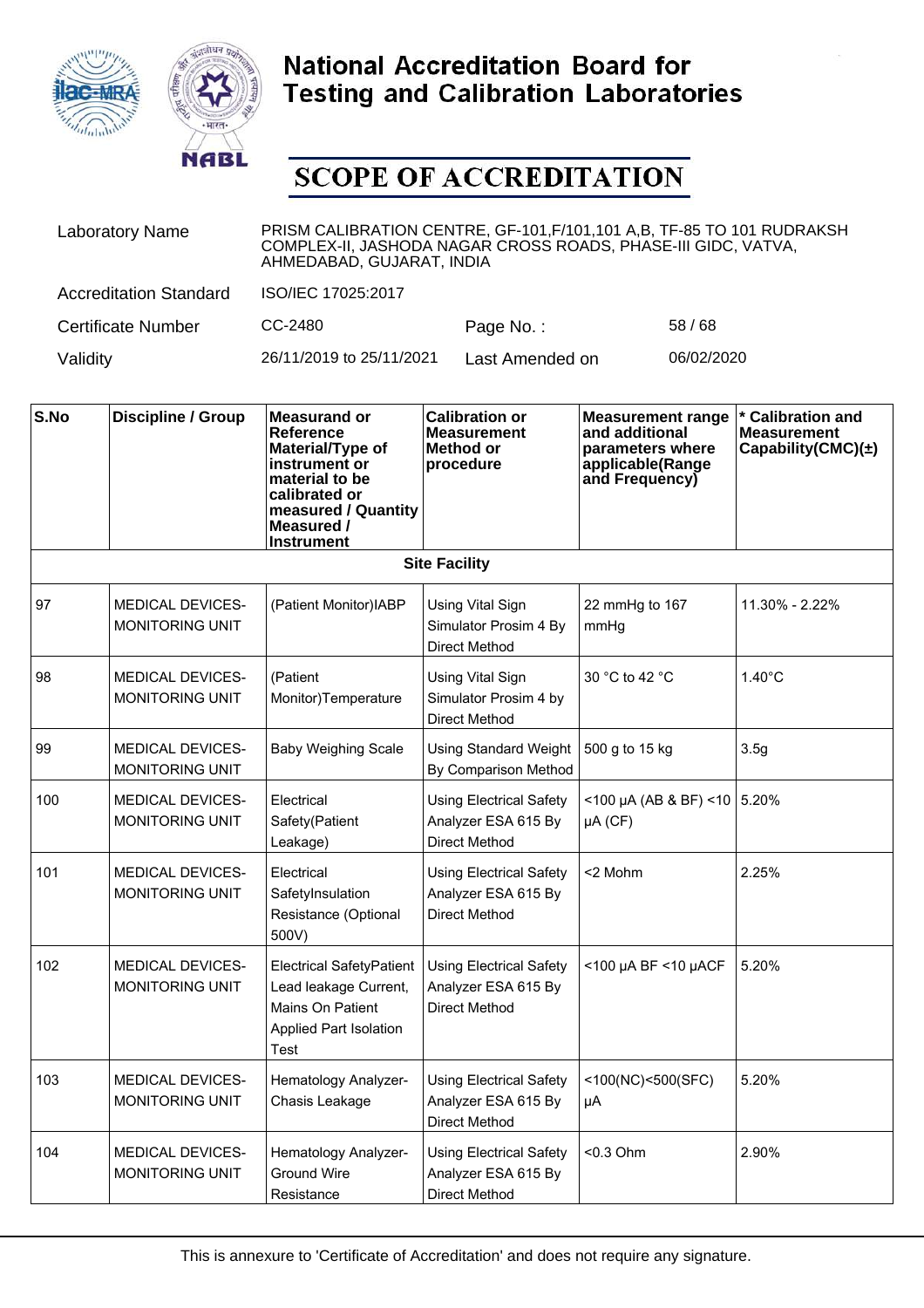# National Accreditation Board for Testing and Calibration Laboratories

## SCOPE OF ACCREDITATION

| | | | |
|---|---|---|---|
| Laboratory Name | PRISM CALIBRATION CENTRE, GF-101,F/101,101 A,B, TF-85 TO 101 RUDRAKSH COMPLEX-II, JASHODA NAGAR CROSS ROADS, PHASE-III GIDC, VATVA, AHMEDABAD, GUJARAT, INDIA | | |
| Accreditation Standard | ISO/IEC 17025:2017 | | |
| Certificate Number | CC-2480 | Page No. : | 58 / 68 |
| Validity | 26/11/2019 to 25/11/2021 | Last Amended on | 06/02/2020 |

| S.No | Discipline / Group | Measurand or Reference Material/Type of instrument or material to be calibrated or measured / Quantity Measured / Instrument | Calibration or Measurement Method or procedure | Measurement range and additional parameters where applicable(Range and Frequency) | * Calibration and Measurement Capability(CMC)(±) |
|---|---|---|---|---|---|
| | | | **Site Facility** | | |
| 97 | MEDICAL DEVICES-MONITORING UNIT | (Patient Monitor)IABP | Using Vital Sign Simulator Prosim 4 By Direct Method | 22 mmHg to 167 mmHg | 11.30% - 2.22% |
| 98 | MEDICAL DEVICES-MONITORING UNIT | (Patient Monitor)Temperature | Using Vital Sign Simulator Prosim 4 by Direct Method | 30 °C to 42 °C | 1.40°C |
| 99 | MEDICAL DEVICES-MONITORING UNIT | Baby Weighing Scale | Using Standard Weight By Comparison Method | 500 g to 15 kg | 3.5g |
| 100 | MEDICAL DEVICES-MONITORING UNIT | Electrical Safety(Patient Leakage) | Using Electrical Safety Analyzer ESA 615 By Direct Method | <100 µA (AB & BF) <10 µA (CF) | 5.20% |
| 101 | MEDICAL DEVICES-MONITORING UNIT | Electrical SafetyInsulation Resistance (Optional 500V) | Using Electrical Safety Analyzer ESA 615 By Direct Method | <2 Mohm | 2.25% |
| 102 | MEDICAL DEVICES-MONITORING UNIT | Electrical SafetyPatient Lead leakage Current, Mains On Patient Applied Part Isolation Test | Using Electrical Safety Analyzer ESA 615 By Direct Method | <100 µA BF <10 µACF | 5.20% |
| 103 | MEDICAL DEVICES-MONITORING UNIT | Hematology Analyzer-Chasis Leakage | Using Electrical Safety Analyzer ESA 615 By Direct Method | <100(NC)<500(SFC) µA | 5.20% |
| 104 | MEDICAL DEVICES-MONITORING UNIT | Hematology Analyzer-Ground Wire Resistance | Using Electrical Safety Analyzer ESA 615 By Direct Method | <0.3 Ohm | 2.90% |

This is annexure to 'Certificate of Accreditation' and does not require any signature.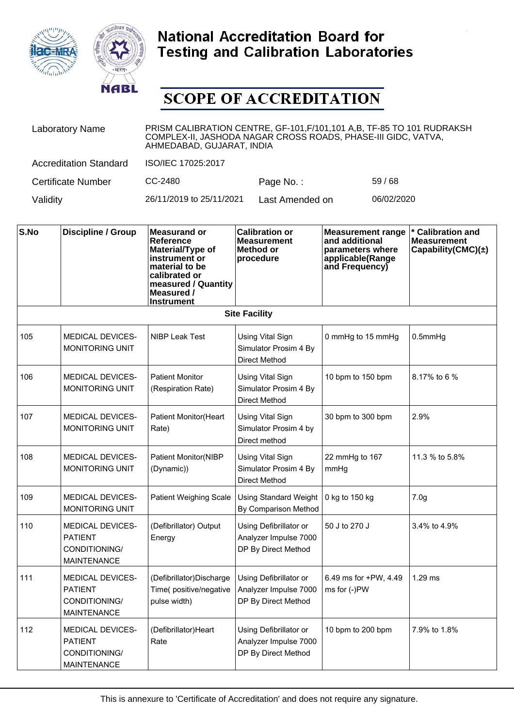# National Accreditation Board for Testing and Calibration Laboratories

## SCOPE OF ACCREDITATION

| | | | |
|---|---|---|---|
| Laboratory Name | PRISM CALIBRATION CENTRE, GF-101,F/101,101 A,B, TF-85 TO 101 RUDRAKSH COMPLEX-II, JASHODA NAGAR CROSS ROADS, PHASE-III GIDC, VATVA, AHMEDABAD, GUJARAT, INDIA | | |
| Accreditation Standard | ISO/IEC 17025:2017 | | |
| Certificate Number | CC-2480 | Page No. : | 59 / 68 |
| Validity | 26/11/2019 to 25/11/2021 | Last Amended on | 06/02/2020 |

| S.No | Discipline / Group | Measurand or Reference Material/Type of instrument or material to be calibrated or measured / Quantity Measured / Instrument | Calibration or Measurement Method or procedure | Measurement range and additional parameters where applicable(Range and Frequency) | * Calibration and Measurement Capability(CMC)(±) |
|---|---|---|---|---|---|
| **Site Facility** | | | | | |
| 105 | MEDICAL DEVICES-MONITORING UNIT | NIBP Leak Test | Using Vital Sign Simulator Prosim 4 By Direct Method | 0 mmHg to 15 mmHg | 0.5mmHg |
| 106 | MEDICAL DEVICES-MONITORING UNIT | Patient Monitor (Respiration Rate) | Using Vital Sign Simulator Prosim 4 By Direct Method | 10 bpm to 150 bpm | 8.17% to 6 % |
| 107 | MEDICAL DEVICES-MONITORING UNIT | Patient Monitor(Heart Rate) | Using Vital Sign Simulator Prosim 4 by Direct method | 30 bpm to 300 bpm | 2.9% |
| 108 | MEDICAL DEVICES-MONITORING UNIT | Patient Monitor(NIBP (Dynamic)) | Using Vital Sign Simulator Prosim 4 By Direct Method | 22 mmHg to 167 mmHg | 11.3 % to 5.8% |
| 109 | MEDICAL DEVICES-MONITORING UNIT | Patient Weighing Scale | Using Standard Weight By Comparison Method | 0 kg to 150 kg | 7.0g |
| 110 | MEDICAL DEVICES-PATIENT CONDITIONING/ MAINTENANCE | (Defibrillator) Output Energy | Using Defibrillator or Analyzer Impulse 7000 DP By Direct Method | 50 J to 270 J | 3.4% to 4.9% |
| 111 | MEDICAL DEVICES-PATIENT CONDITIONING/ MAINTENANCE | (Defibrillator)Discharge Time( positive/negative pulse width) | Using Defibrillator or Analyzer Impulse 7000 DP By Direct Method | 6.49 ms for +PW, 4.49 ms for (-)PW | 1.29 ms |
| 112 | MEDICAL DEVICES-PATIENT CONDITIONING/ MAINTENANCE | (Defibrillator)Heart Rate | Using Defibrillator or Analyzer Impulse 7000 DP By Direct Method | 10 bpm to 200 bpm | 7.9% to 1.8% |

This is annexure to 'Certificate of Accreditation' and does not require any signature.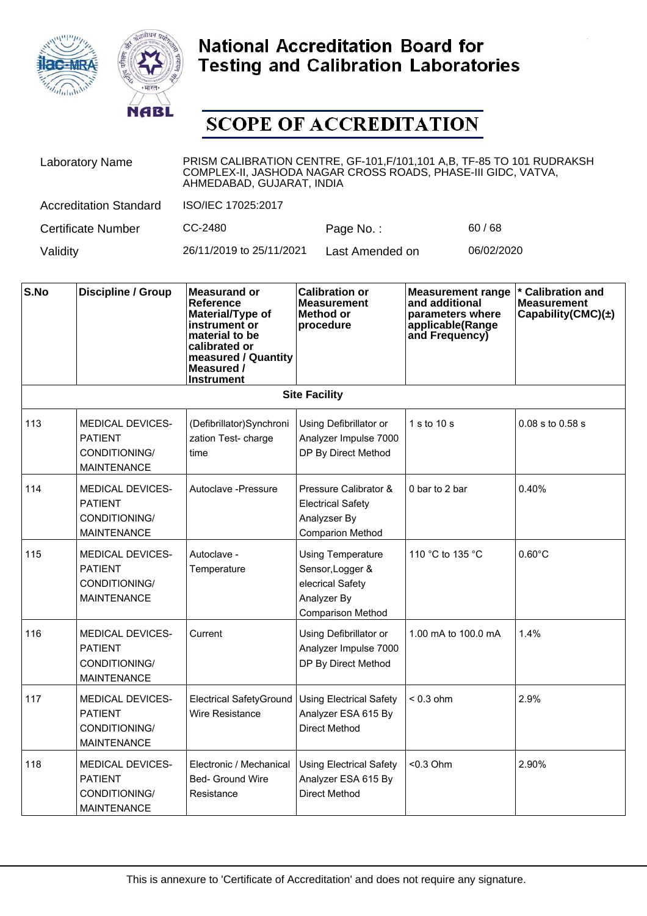# National Accreditation Board for Testing and Calibration Laboratories

# SCOPE OF ACCREDITATION

| | | | |
|---|---|---|---|
| Laboratory Name | PRISM CALIBRATION CENTRE, GF-101,F/101,101 A,B, TF-85 TO 101 RUDRAKSH COMPLEX-II, JASHODA NAGAR CROSS ROADS, PHASE-III GIDC, VATVA, AHMEDABAD, GUJARAT, INDIA | | |
| Accreditation Standard | ISO/IEC 17025:2017 | | |
| Certificate Number | CC-2480 | Page No. : | 60 / 68 |
| Validity | 26/11/2019 to 25/11/2021 | Last Amended on | 06/02/2020 |

| S.No | Discipline / Group | Measurand or Reference Material/Type of instrument or material to be calibrated or measured / Quantity Measured / Instrument | Calibration or Measurement Method or procedure | Measurement range and additional parameters where applicable(Range and Frequency) | * Calibration and Measurement Capability(CMC)(±) |
|---|---|---|---|---|---|
| **Site Facility** | | | | | |
| 113 | MEDICAL DEVICES-PATIENT CONDITIONING/ MAINTENANCE | (Defibrillator)Synchronization Test- charge time | Using Defibrillator or Analyzer Impulse 7000 DP By Direct Method | 1 s to 10 s | 0.08 s to 0.58 s |
| 114 | MEDICAL DEVICES-PATIENT CONDITIONING/ MAINTENANCE | Autoclave -Pressure | Pressure Calibrator & Electrical Safety Analyzser By Comparion Method | 0 bar to 2 bar | 0.40% |
| 115 | MEDICAL DEVICES-PATIENT CONDITIONING/ MAINTENANCE | Autoclave - Temperature | Using Temperature Sensor,Logger & elecrical Safety Analyzer By Comparison Method | 110 °C to 135 °C | 0.60°C |
| 116 | MEDICAL DEVICES-PATIENT CONDITIONING/ MAINTENANCE | Current | Using Defibrillator or Analyzer Impulse 7000 DP By Direct Method | 1.00 mA to 100.0 mA | 1.4% |
| 117 | MEDICAL DEVICES-PATIENT CONDITIONING/ MAINTENANCE | Electrical SafetyGround Wire Resistance | Using Electrical Safety Analyzer ESA 615 By Direct Method | < 0.3 ohm | 2.9% |
| 118 | MEDICAL DEVICES-PATIENT CONDITIONING/ MAINTENANCE | Electronic / Mechanical Bed- Ground Wire Resistance | Using Electrical Safety Analyzer ESA 615 By Direct Method | <0.3 Ohm | 2.90% |

This is annexure to 'Certificate of Accreditation' and does not require any signature.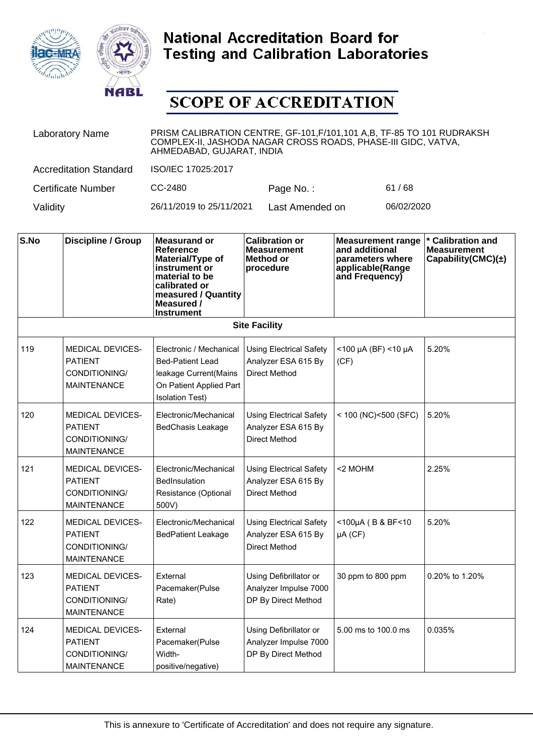# National Accreditation Board for Testing and Calibration Laboratories

## SCOPE OF ACCREDITATION

| | | | |
|---|---|---|---|
| Laboratory Name | PRISM CALIBRATION CENTRE, GF-101,F/101,101 A,B, TF-85 TO 101 RUDRAKSH COMPLEX-II, JASHODA NAGAR CROSS ROADS, PHASE-III GIDC, VATVA, AHMEDABAD, GUJARAT, INDIA | | |
| Accreditation Standard | ISO/IEC 17025:2017 | | |
| Certificate Number | CC-2480 | Page No. : | 61 / 68 |
| Validity | 26/11/2019 to 25/11/2021 | Last Amended on | 06/02/2020 |

| S.No | Discipline / Group | Measurand or Reference Material/Type of instrument or material to be calibrated or measured / Quantity Measured / Instrument | Calibration or Measurement Method or procedure | Measurement range and additional parameters where applicable(Range and Frequency) | * Calibration and Measurement Capability(CMC)(±) |
|---|---|---|---|---|---|
| | | | **Site Facility** | | |
| 119 | MEDICAL DEVICES-PATIENT CONDITIONING/ MAINTENANCE | Electronic / Mechanical Bed-Patient Lead leakage Current(Mains On Patient Applied Part Isolation Test) | Using Electrical Safety Analyzer ESA 615 By Direct Method | <100 µA (BF) <10 µA (CF) | 5.20% |
| 120 | MEDICAL DEVICES-PATIENT CONDITIONING/ MAINTENANCE | Electronic/Mechanical BedChasis Leakage | Using Electrical Safety Analyzer ESA 615 By Direct Method | < 100 (NC)<500 (SFC) | 5.20% |
| 121 | MEDICAL DEVICES-PATIENT CONDITIONING/ MAINTENANCE | Electronic/Mechanical BedInsulation Resistance (Optional 500V) | Using Electrical Safety Analyzer ESA 615 By Direct Method | <2 MOHM | 2.25% |
| 122 | MEDICAL DEVICES-PATIENT CONDITIONING/ MAINTENANCE | Electronic/Mechanical BedPatient Leakage | Using Electrical Safety Analyzer ESA 615 By Direct Method | <100µA ( B & BF<10 µA (CF) | 5.20% |
| 123 | MEDICAL DEVICES-PATIENT CONDITIONING/ MAINTENANCE | External Pacemaker(Pulse Rate) | Using Defibrillator or Analyzer Impulse 7000 DP By Direct Method | 30 ppm to 800 ppm | 0.20% to 1.20% |
| 124 | MEDICAL DEVICES-PATIENT CONDITIONING/ MAINTENANCE | External Pacemaker(Pulse Width-positive/negative) | Using Defibrillator or Analyzer Impulse 7000 DP By Direct Method | 5.00 ms to 100.0 ms | 0.035% |

This is annexure to 'Certificate of Accreditation' and does not require any signature.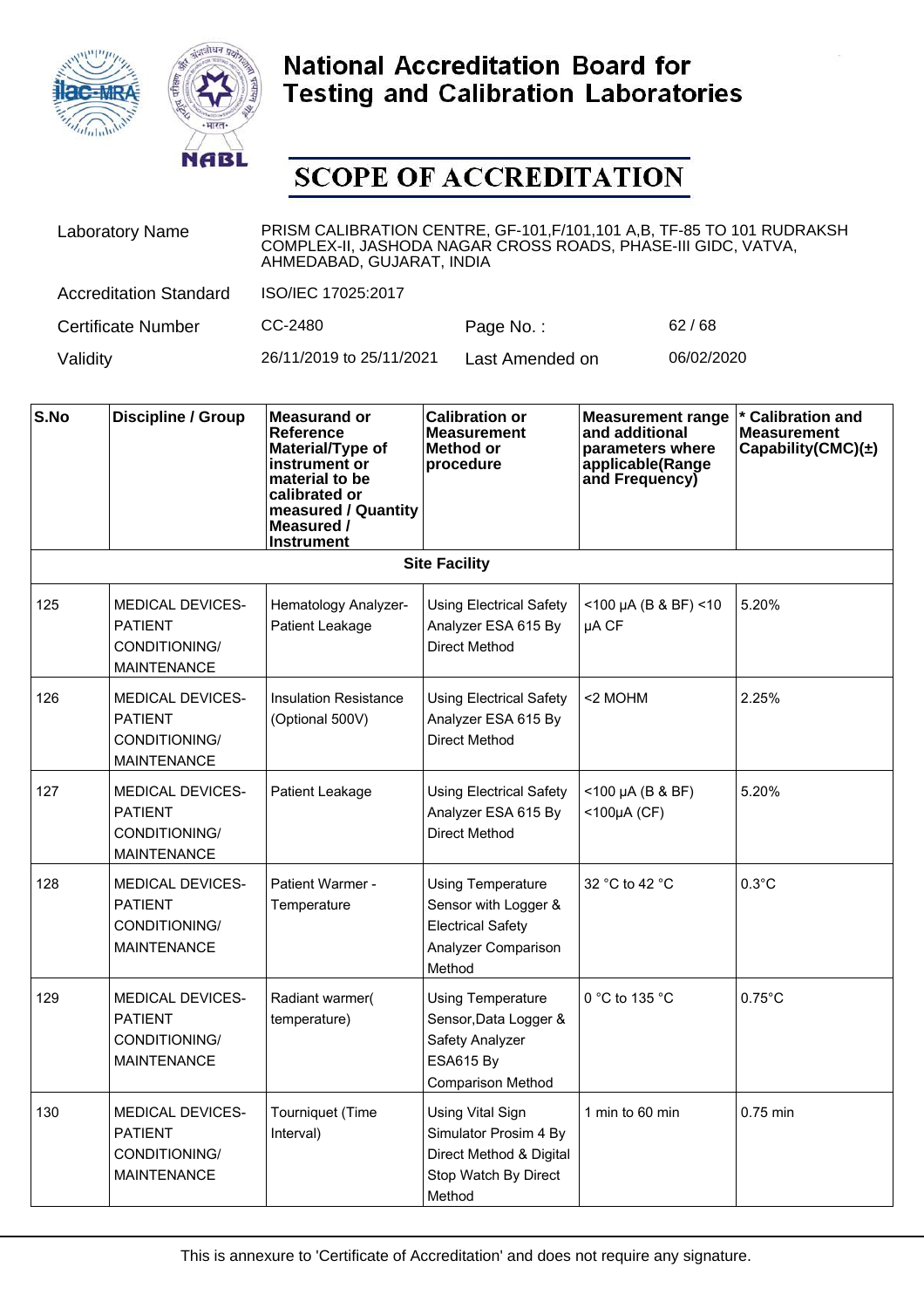# National Accreditation Board for Testing and Calibration Laboratories

## SCOPE OF ACCREDITATION

| | | | |
|---|---|---|---|
| Laboratory Name | PRISM CALIBRATION CENTRE, GF-101,F/101,101 A,B, TF-85 TO 101 RUDRAKSH COMPLEX-II, JASHODA NAGAR CROSS ROADS, PHASE-III GIDC, VATVA, AHMEDABAD, GUJARAT, INDIA | | |
| Accreditation Standard | ISO/IEC 17025:2017 | | |
| Certificate Number | CC-2480 | Page No. : | 62 / 68 |
| Validity | 26/11/2019 to 25/11/2021 | Last Amended on | 06/02/2020 |

| S.No | Discipline / Group | Measurand or Reference Material/Type of instrument or material to be calibrated or measured / Quantity Measured / Instrument | Calibration or Measurement Method or procedure | Measurement range and additional parameters where applicable(Range and Frequency) | * Calibration and Measurement Capability(CMC)(±) |
|---|---|---|---|---|---|
| | | | **Site Facility** | | |
| 125 | MEDICAL DEVICES- PATIENT CONDITIONING/ MAINTENANCE | Hematology Analyzer- Patient Leakage | Using Electrical Safety Analyzer ESA 615 By Direct Method | <100 µA (B & BF) <10 µA CF | 5.20% |
| 126 | MEDICAL DEVICES- PATIENT CONDITIONING/ MAINTENANCE | Insulation Resistance (Optional 500V) | Using Electrical Safety Analyzer ESA 615 By Direct Method | <2 MOHM | 2.25% |
| 127 | MEDICAL DEVICES- PATIENT CONDITIONING/ MAINTENANCE | Patient Leakage | Using Electrical Safety Analyzer ESA 615 By Direct Method | <100 µA (B & BF) <100µA (CF) | 5.20% |
| 128 | MEDICAL DEVICES- PATIENT CONDITIONING/ MAINTENANCE | Patient Warmer - Temperature | Using Temperature Sensor with Logger & Electrical Safety Analyzer Comparison Method | 32 °C to 42 °C | 0.3°C |
| 129 | MEDICAL DEVICES- PATIENT CONDITIONING/ MAINTENANCE | Radiant warmer( temperature) | Using Temperature Sensor,Data Logger & Safety Analyzer ESA615 By Comparison Method | 0 °C to 135 °C | 0.75°C |
| 130 | MEDICAL DEVICES- PATIENT CONDITIONING/ MAINTENANCE | Tourniquet (Time Interval) | Using Vital Sign Simulator Prosim 4 By Direct Method & Digital Stop Watch By Direct Method | 1 min to 60 min | 0.75 min |

This is annexure to 'Certificate of Accreditation' and does not require any signature.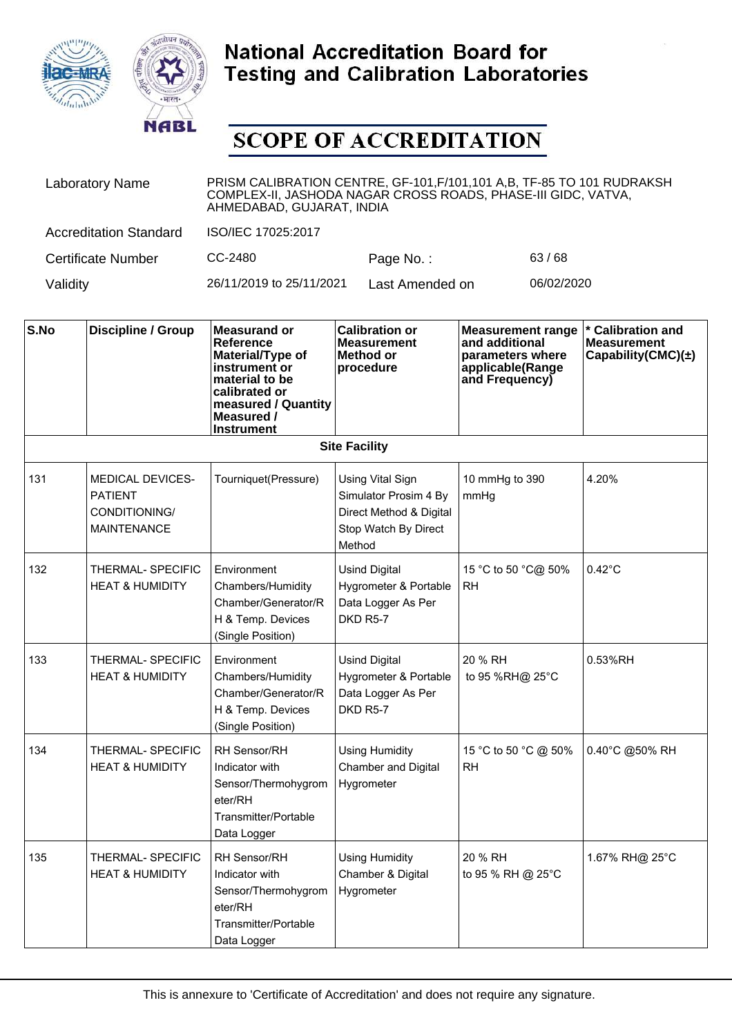# National Accreditation Board for Testing and Calibration Laboratories

## SCOPE OF ACCREDITATION

| | | | |
|---|---|---|---|
| Laboratory Name | PRISM CALIBRATION CENTRE, GF-101,F/101,101 A,B, TF-85 TO 101 RUDRAKSH COMPLEX-II, JASHODA NAGAR CROSS ROADS, PHASE-III GIDC, VATVA, AHMEDABAD, GUJARAT, INDIA | | |
| Accreditation Standard | ISO/IEC 17025:2017 | | |
| Certificate Number | CC-2480 | Page No. : | 63 / 68 |
| Validity | 26/11/2019 to 25/11/2021 | Last Amended on | 06/02/2020 |

| S.No | Discipline / Group | Measurand or Reference Material/Type of instrument or material to be calibrated or measured / Quantity Measured / Instrument | Calibration or Measurement Method or procedure | Measurement range and additional parameters where applicable(Range and Frequency) | * Calibration and Measurement Capability(CMC)(±) |
|---|---|---|---|---|---|
| **Site Facility** | | | | | |
| 131 | MEDICAL DEVICES- PATIENT CONDITIONING/ MAINTENANCE | Tourniquet(Pressure) | Using Vital Sign Simulator Prosim 4 By Direct Method & Digital Stop Watch By Direct Method | 10 mmHg to 390 mmHg | 4.20% |
| 132 | THERMAL- SPECIFIC HEAT & HUMIDITY | Environment Chambers/Humidity Chamber/Generator/RH & Temp. Devices (Single Position) | Usind Digital Hygrometer & Portable Data Logger As Per DKD R5-7 | 15 °C to 50 °C@ 50% RH | 0.42°C |
| 133 | THERMAL- SPECIFIC HEAT & HUMIDITY | Environment Chambers/Humidity Chamber/Generator/RH & Temp. Devices (Single Position) | Usind Digital Hygrometer & Portable Data Logger As Per DKD R5-7 | 20 % RH to 95 %RH@ 25°C | 0.53%RH |
| 134 | THERMAL- SPECIFIC HEAT & HUMIDITY | RH Sensor/RH Indicator with Sensor/Thermohygrometer/RH Transmitter/Portable Data Logger | Using Humidity Chamber and Digital Hygrometer | 15 °C to 50 °C @ 50% RH | 0.40°C @50% RH |
| 135 | THERMAL- SPECIFIC HEAT & HUMIDITY | RH Sensor/RH Indicator with Sensor/Thermohygrometer/RH Transmitter/Portable Data Logger | Using Humidity Chamber & Digital Hygrometer | 20 % RH to 95 % RH @ 25°C | 1.67% RH@ 25°C |

This is annexure to 'Certificate of Accreditation' and does not require any signature.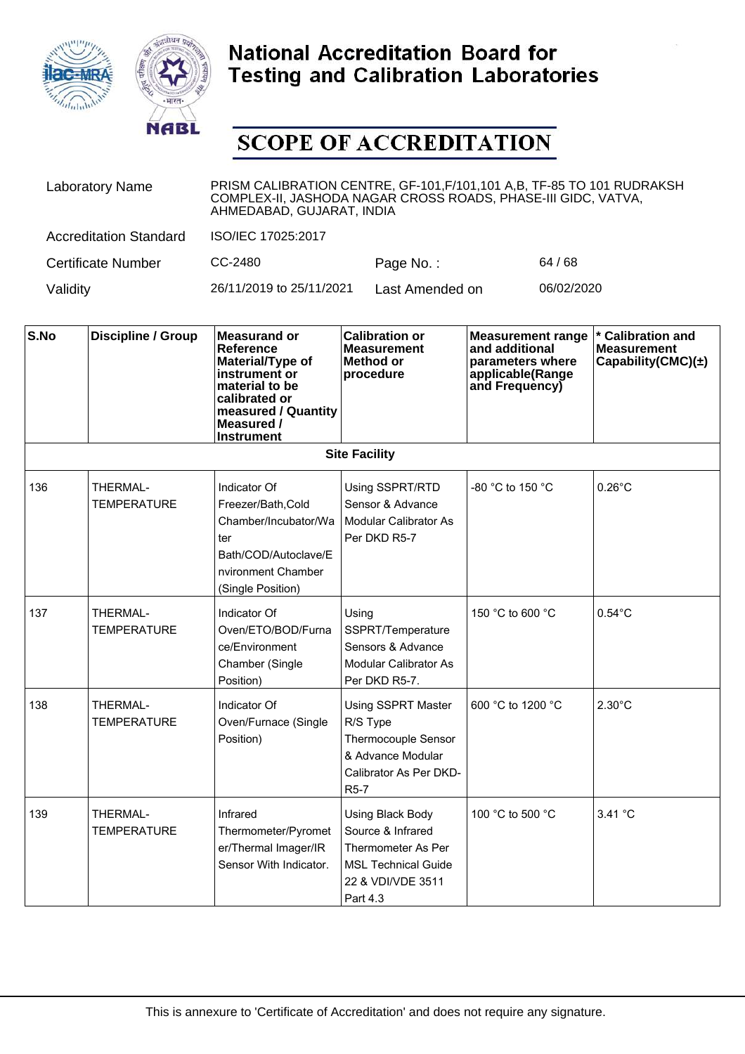# National Accreditation Board for Testing and Calibration Laboratories

## SCOPE OF ACCREDITATION

| | | | |
|---|---|---|---|
| Laboratory Name | PRISM CALIBRATION CENTRE, GF-101,F/101,101 A,B, TF-85 TO 101 RUDRAKSH COMPLEX-II, JASHODA NAGAR CROSS ROADS, PHASE-III GIDC, VATVA, AHMEDABAD, GUJARAT, INDIA | | |
| Accreditation Standard | ISO/IEC 17025:2017 | | |
| Certificate Number | CC-2480 | Page No. : | 64 / 68 |
| Validity | 26/11/2019 to 25/11/2021 | Last Amended on | 06/02/2020 |

| S.No | Discipline / Group | Measurand or Reference Material/Type of instrument or material to be calibrated or measured / Quantity Measured / Instrument | Calibration or Measurement Method or procedure | Measurement range and additional parameters where applicable(Range and Frequency) | * Calibration and Measurement Capability(CMC)(±) |
|---|---|---|---|---|---|
| | | | **Site Facility** | | |
| 136 | THERMAL- TEMPERATURE | Indicator Of Freezer/Bath,Cold Chamber/Incubator/Water Bath/COD/Autoclave/Environment Chamber (Single Position) | Using SSPRT/RTD Sensor & Advance Modular Calibrator As Per DKD R5-7 | -80 °C to 150 °C | 0.26°C |
| 137 | THERMAL- TEMPERATURE | Indicator Of Oven/ETO/BOD/Furnace/Environment Chamber (Single Position) | Using SSPRT/Temperature Sensors & Advance Modular Calibrator As Per DKD R5-7. | 150 °C to 600 °C | 0.54°C |
| 138 | THERMAL- TEMPERATURE | Indicator Of Oven/Furnace (Single Position) | Using SSPRT Master R/S Type Thermocouple Sensor & Advance Modular Calibrator As Per DKD-R5-7 | 600 °C to 1200 °C | 2.30°C |
| 139 | THERMAL- TEMPERATURE | Infrared Thermometer/Pyrometer/Thermal Imager/IR Sensor With Indicator. | Using Black Body Source & Infrared Thermometer As Per MSL Technical Guide 22 & VDI/VDE 3511 Part 4.3 | 100 °C to 500 °C | 3.41 °C |

This is annexure to 'Certificate of Accreditation' and does not require any signature.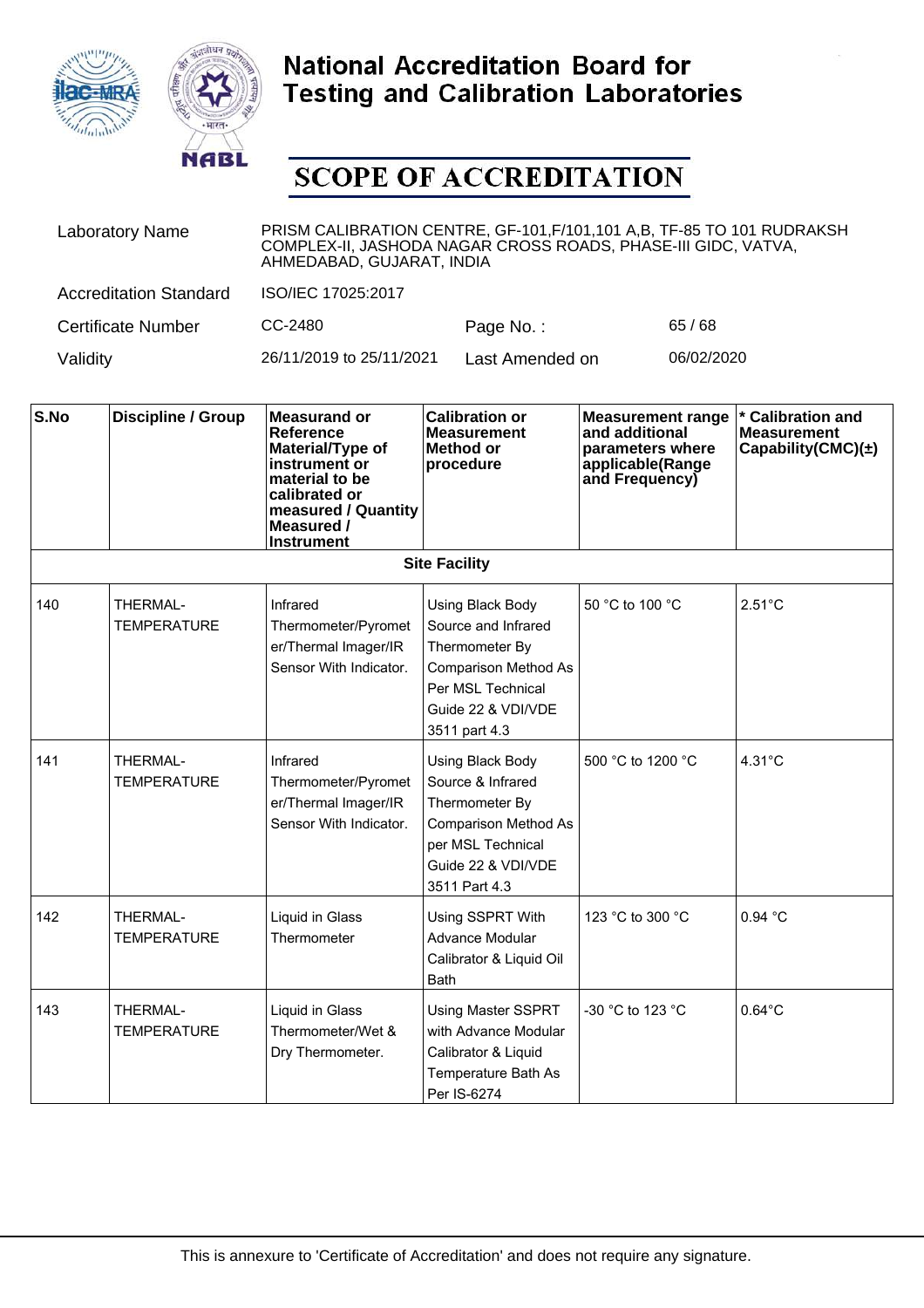# National Accreditation Board for Testing and Calibration Laboratories

## SCOPE OF ACCREDITATION

| | | | |
|---|---|---|---|
| Laboratory Name | PRISM CALIBRATION CENTRE, GF-101,F/101,101 A,B, TF-85 TO 101 RUDRAKSH COMPLEX-II, JASHODA NAGAR CROSS ROADS, PHASE-III GIDC, VATVA, AHMEDABAD, GUJARAT, INDIA | | |
| Accreditation Standard | ISO/IEC 17025:2017 | | |
| Certificate Number | CC-2480 | Page No. : | 65 / 68 |
| Validity | 26/11/2019 to 25/11/2021 | Last Amended on | 06/02/2020 |

| S.No | Discipline / Group | Measurand or Reference Material/Type of instrument or material to be calibrated or measured / Quantity Measured / Instrument | Calibration or Measurement Method or procedure | Measurement range and additional parameters where applicable(Range and Frequency) | * Calibration and Measurement Capability(CMC)(±) |
|---|---|---|---|---|---|
| **Site Facility** | | | | | |
| 140 | THERMAL-TEMPERATURE | Infrared Thermometer/Pyrometer/Thermal Imager/IR Sensor With Indicator. | Using Black Body Source and Infrared Thermometer By Comparison Method As Per MSL Technical Guide 22 & VDI/VDE 3511 part 4.3 | 50 °C to 100 °C | 2.51°C |
| 141 | THERMAL-TEMPERATURE | Infrared Thermometer/Pyrometer/Thermal Imager/IR Sensor With Indicator. | Using Black Body Source & Infrared Thermometer By Comparison Method As per MSL Technical Guide 22 & VDI/VDE 3511 Part 4.3 | 500 °C to 1200 °C | 4.31°C |
| 142 | THERMAL-TEMPERATURE | Liquid in Glass Thermometer | Using SSPRT With Advance Modular Calibrator & Liquid Oil Bath | 123 °C to 300 °C | 0.94 °C |
| 143 | THERMAL-TEMPERATURE | Liquid in Glass Thermometer/Wet & Dry Thermometer. | Using Master SSPRT with Advance Modular Calibrator & Liquid Temperature Bath As Per IS-6274 | -30 °C to 123 °C | 0.64°C |

This is annexure to 'Certificate of Accreditation' and does not require any signature.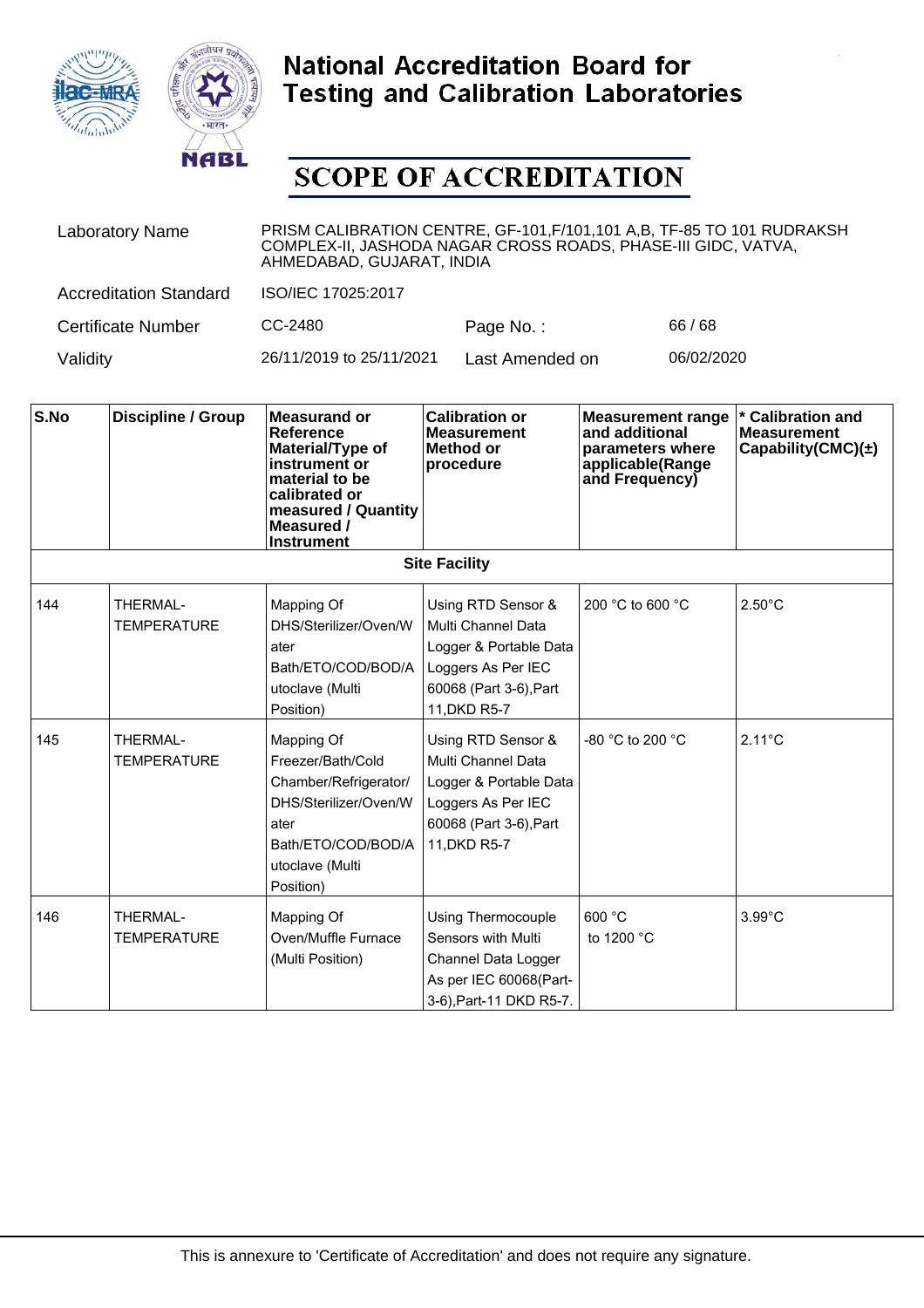# National Accreditation Board for Testing and Calibration Laboratories

## SCOPE OF ACCREDITATION

| | | | |
|---|---|---|---|
| Laboratory Name | PRISM CALIBRATION CENTRE, GF-101,F/101,101 A,B, TF-85 TO 101 RUDRAKSH COMPLEX-II, JASHODA NAGAR CROSS ROADS, PHASE-III GIDC, VATVA, AHMEDABAD, GUJARAT, INDIA | | |
| Accreditation Standard | ISO/IEC 17025:2017 | | |
| Certificate Number | CC-2480 | Page No. : | 66 / 68 |
| Validity | 26/11/2019 to 25/11/2021 | Last Amended on | 06/02/2020 |

| S.No | Discipline / Group | Measurand or Reference Material/Type of instrument or material to be calibrated or measured / Quantity Measured / Instrument | Calibration or Measurement Method or procedure | Measurement range and additional parameters where applicable(Range and Frequency) | * Calibration and Measurement Capability(CMC)(±) |
|---|---|---|---|---|---|
| **Site Facility** | | | | | |
| 144 | THERMAL- TEMPERATURE | Mapping Of DHS/Sterilizer/Oven/Water Bath/ETO/COD/BOD/Autoclave (Multi Position) | Using RTD Sensor & Multi Channel Data Logger & Portable Data Loggers As Per IEC 60068 (Part 3-6),Part 11,DKD R5-7 | 200 °C to 600 °C | 2.50°C |
| 145 | THERMAL- TEMPERATURE | Mapping Of Freezer/Bath/Cold Chamber/Refrigerator/DHS/Sterilizer/Oven/Water Bath/ETO/COD/BOD/Autoclave (Multi Position) | Using RTD Sensor & Multi Channel Data Logger & Portable Data Loggers As Per IEC 60068 (Part 3-6),Part 11,DKD R5-7 | -80 °C to 200 °C | 2.11°C |
| 146 | THERMAL- TEMPERATURE | Mapping Of Oven/Muffle Furnace (Multi Position) | Using Thermocouple Sensors with Multi Channel Data Logger As per IEC 60068(Part-3-6),Part-11 DKD R5-7. | 600 °C to 1200 °C | 3.99°C |

This is annexure to 'Certificate of Accreditation' and does not require any signature.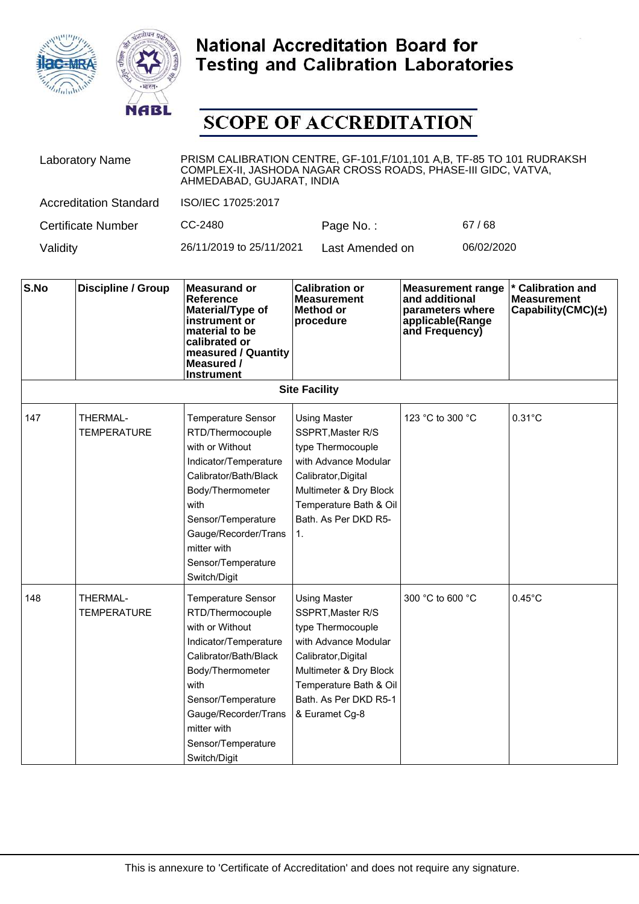# National Accreditation Board for Testing and Calibration Laboratories

# SCOPE OF ACCREDITATION

| | | | |
|---|---|---|---|
| Laboratory Name | PRISM CALIBRATION CENTRE, GF-101,F/101,101 A,B, TF-85 TO 101 RUDRAKSH COMPLEX-II, JASHODA NAGAR CROSS ROADS, PHASE-III GIDC, VATVA, AHMEDABAD, GUJARAT, INDIA | | |
| Accreditation Standard | ISO/IEC 17025:2017 | | |
| Certificate Number | CC-2480 | Page No. : | 67 / 68 |
| Validity | 26/11/2019 to 25/11/2021 | Last Amended on | 06/02/2020 |

| S.No | Discipline / Group | Measurand or Reference Material/Type of instrument or material to be calibrated or measured / Quantity Measured / Instrument | Calibration or Measurement Method or procedure | Measurement range and additional parameters where applicable(Range and Frequency) | * Calibration and Measurement Capability(CMC)(±) |
|---|---|---|---|---|---|
| **Site Facility** | | | | | |
| 147 | THERMAL- TEMPERATURE | Temperature Sensor RTD/Thermocouple with or Without Indicator/Temperature Calibrator/Bath/Black Body/Thermometer with Sensor/Temperature Gauge/Recorder/Transmitter with Sensor/Temperature Switch/Digit | Using Master SSPRT,Master R/S type Thermocouple with Advance Modular Calibrator,Digital Multimeter & Dry Block Temperature Bath & Oil Bath. As Per DKD R5-1. | 123 °C to 300 °C | 0.31°C |
| 148 | THERMAL- TEMPERATURE | Temperature Sensor RTD/Thermocouple with or Without Indicator/Temperature Calibrator/Bath/Black Body/Thermometer with Sensor/Temperature Gauge/Recorder/Transmitter with Sensor/Temperature Switch/Digit | Using Master SSPRT,Master R/S type Thermocouple with Advance Modular Calibrator,Digital Multimeter & Dry Block Temperature Bath & Oil Bath. As Per DKD R5-1 & Euramet Cg-8 | 300 °C to 600 °C | 0.45°C |

This is annexure to 'Certificate of Accreditation' and does not require any signature.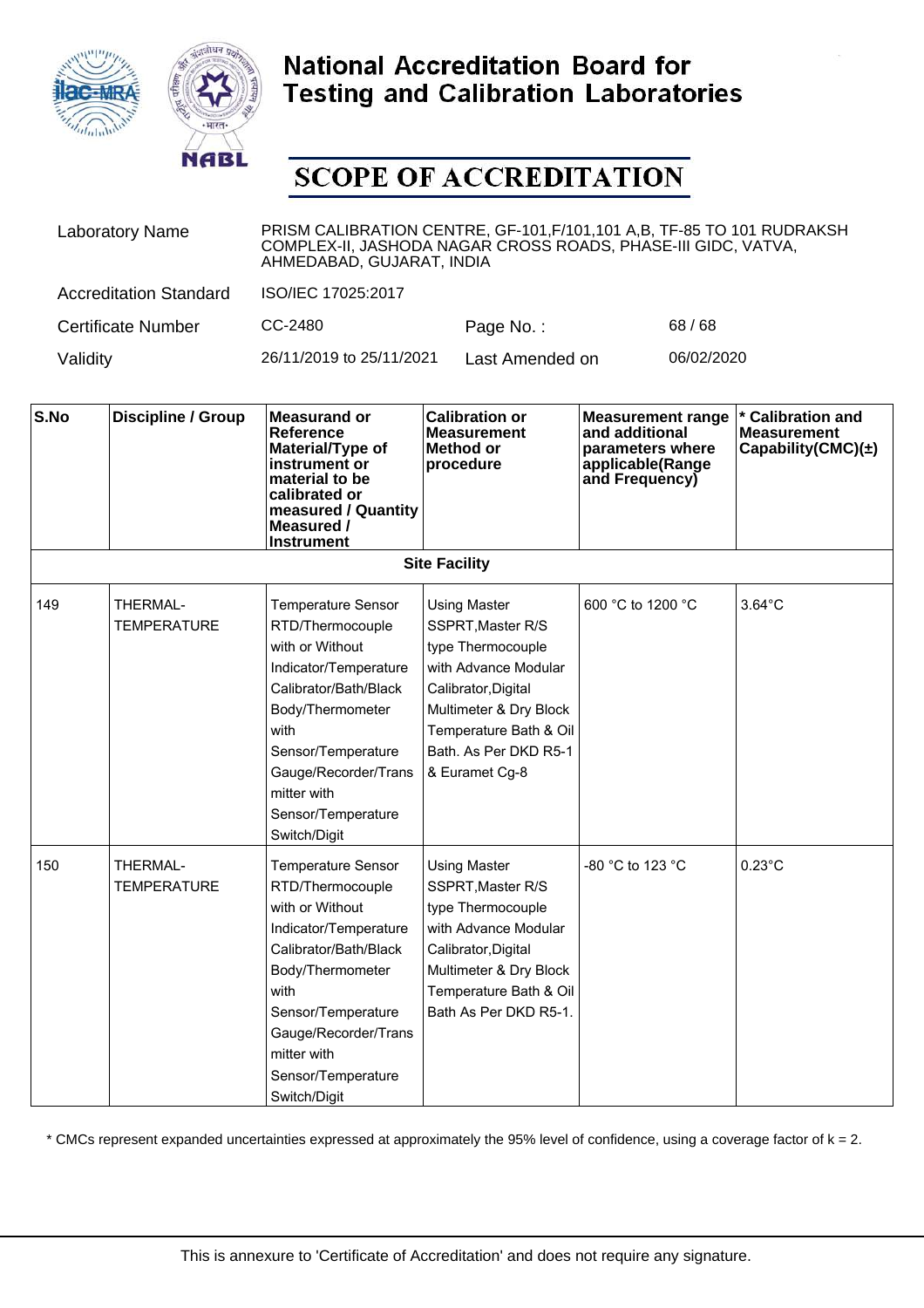# National Accreditation Board for Testing and Calibration Laboratories

## SCOPE OF ACCREDITATION

| | | | |
|---|---|---|---|
| Laboratory Name | PRISM CALIBRATION CENTRE, GF-101,F/101,101 A,B, TF-85 TO 101 RUDRAKSH COMPLEX-II, JASHODA NAGAR CROSS ROADS, PHASE-III GIDC, VATVA, AHMEDABAD, GUJARAT, INDIA | | |
| Accreditation Standard | ISO/IEC 17025:2017 | | |
| Certificate Number | CC-2480 | Page No. : | 68 / 68 |
| Validity | 26/11/2019 to 25/11/2021 | Last Amended on | 06/02/2020 |

| S.No | Discipline / Group | Measurand or Reference Material/Type of instrument or material to be calibrated or measured / Quantity Measured / Instrument | Calibration or Measurement Method or procedure | Measurement range and additional parameters where applicable(Range and Frequency) | * Calibration and Measurement Capability(CMC)(±) |
|---|---|---|---|---|---|
| **Site Facility** | | | | | |
| 149 | THERMAL- TEMPERATURE | Temperature Sensor RTD/Thermocouple with or Without Indicator/Temperature Calibrator/Bath/Black Body/Thermometer with Sensor/Temperature Gauge/Recorder/Transmitter with Sensor/Temperature Switch/Digit | Using Master SSPRT,Master R/S type Thermocouple with Advance Modular Calibrator,Digital Multimeter & Dry Block Temperature Bath & Oil Bath. As Per DKD R5-1 & Euramet Cg-8 | 600 °C to 1200 °C | 3.64°C |
| 150 | THERMAL- TEMPERATURE | Temperature Sensor RTD/Thermocouple with or Without Indicator/Temperature Calibrator/Bath/Black Body/Thermometer with Sensor/Temperature Gauge/Recorder/Transmitter with Sensor/Temperature Switch/Digit | Using Master SSPRT,Master R/S type Thermocouple with Advance Modular Calibrator,Digital Multimeter & Dry Block Temperature Bath & Oil Bath As Per DKD R5-1. | -80 °C to 123 °C | 0.23°C |

* CMCs represent expanded uncertainties expressed at approximately the 95% level of confidence, using a coverage factor of k = 2.

This is annexure to 'Certificate of Accreditation' and does not require any signature.